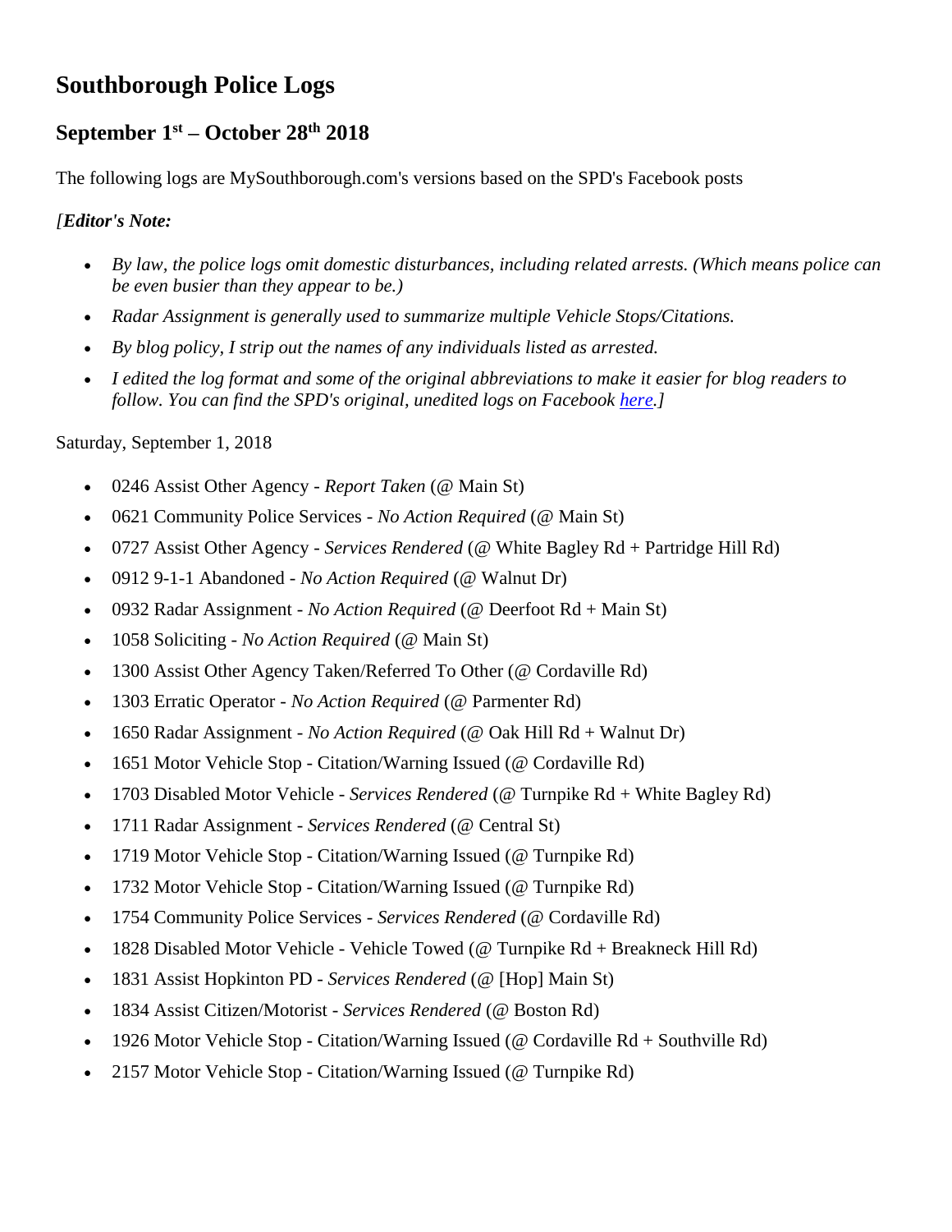# Southborough Police Logs

## September 1st – October 28th 2018

The following logs are MySouthborough.com's versions based on the SPD's Facebook posts

*[**Editor's Note:***

- *By law, the police logs omit domestic disturbances, including related arrests. (Which means police can be even busier than they appear to be.)*
- *Radar Assignment is generally used to summarize multiple Vehicle Stops/Citations.*
- *By blog policy, I strip out the names of any individuals listed as arrested.*
- *I edited the log format and some of the original abbreviations to make it easier for blog readers to follow. You can find the SPD's original, unedited logs on Facebook [here](#).]*

Saturday, September 1, 2018

- 0246 Assist Other Agency - *Report Taken* (@ Main St)
- 0621 Community Police Services - *No Action Required* (@ Main St)
- 0727 Assist Other Agency - *Services Rendered* (@ White Bagley Rd + Partridge Hill Rd)
- 0912 9-1-1 Abandoned - *No Action Required* (@ Walnut Dr)
- 0932 Radar Assignment - *No Action Required* (@ Deerfoot Rd + Main St)
- 1058 Soliciting - *No Action Required* (@ Main St)
- 1300 Assist Other Agency Taken/Referred To Other (@ Cordaville Rd)
- 1303 Erratic Operator - *No Action Required* (@ Parmenter Rd)
- 1650 Radar Assignment - *No Action Required* (@ Oak Hill Rd + Walnut Dr)
- 1651 Motor Vehicle Stop - Citation/Warning Issued (@ Cordaville Rd)
- 1703 Disabled Motor Vehicle - *Services Rendered* (@ Turnpike Rd + White Bagley Rd)
- 1711 Radar Assignment - *Services Rendered* (@ Central St)
- 1719 Motor Vehicle Stop - Citation/Warning Issued (@ Turnpike Rd)
- 1732 Motor Vehicle Stop - Citation/Warning Issued (@ Turnpike Rd)
- 1754 Community Police Services - *Services Rendered* (@ Cordaville Rd)
- 1828 Disabled Motor Vehicle - Vehicle Towed (@ Turnpike Rd + Breakneck Hill Rd)
- 1831 Assist Hopkinton PD - *Services Rendered* (@ [Hop] Main St)
- 1834 Assist Citizen/Motorist - *Services Rendered* (@ Boston Rd)
- 1926 Motor Vehicle Stop - Citation/Warning Issued (@ Cordaville Rd + Southville Rd)
- 2157 Motor Vehicle Stop - Citation/Warning Issued (@ Turnpike Rd)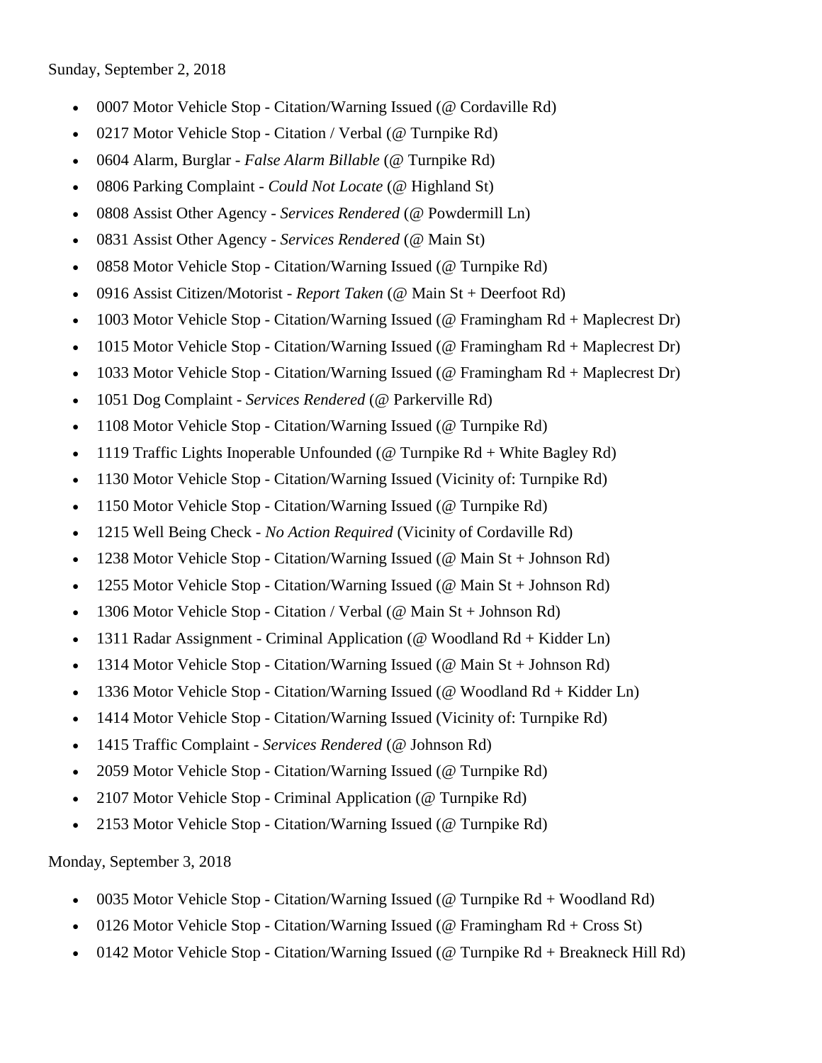Sunday, September 2, 2018

- 0007 Motor Vehicle Stop - Citation/Warning Issued (@ Cordaville Rd)
- 0217 Motor Vehicle Stop - Citation / Verbal (@ Turnpike Rd)
- 0604 Alarm, Burglar - *False Alarm Billable* (@ Turnpike Rd)
- 0806 Parking Complaint - *Could Not Locate* (@ Highland St)
- 0808 Assist Other Agency - *Services Rendered* (@ Powdermill Ln)
- 0831 Assist Other Agency - *Services Rendered* (@ Main St)
- 0858 Motor Vehicle Stop - Citation/Warning Issued (@ Turnpike Rd)
- 0916 Assist Citizen/Motorist - *Report Taken* (@ Main St + Deerfoot Rd)
- 1003 Motor Vehicle Stop - Citation/Warning Issued (@ Framingham Rd + Maplecrest Dr)
- 1015 Motor Vehicle Stop - Citation/Warning Issued (@ Framingham Rd + Maplecrest Dr)
- 1033 Motor Vehicle Stop - Citation/Warning Issued (@ Framingham Rd + Maplecrest Dr)
- 1051 Dog Complaint - *Services Rendered* (@ Parkerville Rd)
- 1108 Motor Vehicle Stop - Citation/Warning Issued (@ Turnpike Rd)
- 1119 Traffic Lights Inoperable Unfounded (@ Turnpike Rd + White Bagley Rd)
- 1130 Motor Vehicle Stop - Citation/Warning Issued (Vicinity of: Turnpike Rd)
- 1150 Motor Vehicle Stop - Citation/Warning Issued (@ Turnpike Rd)
- 1215 Well Being Check - *No Action Required* (Vicinity of Cordaville Rd)
- 1238 Motor Vehicle Stop - Citation/Warning Issued (@ Main St + Johnson Rd)
- 1255 Motor Vehicle Stop - Citation/Warning Issued (@ Main St + Johnson Rd)
- 1306 Motor Vehicle Stop - Citation / Verbal (@ Main St + Johnson Rd)
- 1311 Radar Assignment - Criminal Application (@ Woodland Rd + Kidder Ln)
- 1314 Motor Vehicle Stop - Citation/Warning Issued (@ Main St + Johnson Rd)
- 1336 Motor Vehicle Stop - Citation/Warning Issued (@ Woodland Rd + Kidder Ln)
- 1414 Motor Vehicle Stop - Citation/Warning Issued (Vicinity of: Turnpike Rd)
- 1415 Traffic Complaint - *Services Rendered* (@ Johnson Rd)
- 2059 Motor Vehicle Stop - Citation/Warning Issued (@ Turnpike Rd)
- 2107 Motor Vehicle Stop - Criminal Application (@ Turnpike Rd)
- 2153 Motor Vehicle Stop - Citation/Warning Issued (@ Turnpike Rd)

Monday, September 3, 2018

- 0035 Motor Vehicle Stop - Citation/Warning Issued (@ Turnpike Rd + Woodland Rd)
- 0126 Motor Vehicle Stop - Citation/Warning Issued (@ Framingham Rd + Cross St)
- 0142 Motor Vehicle Stop - Citation/Warning Issued (@ Turnpike Rd + Breakneck Hill Rd)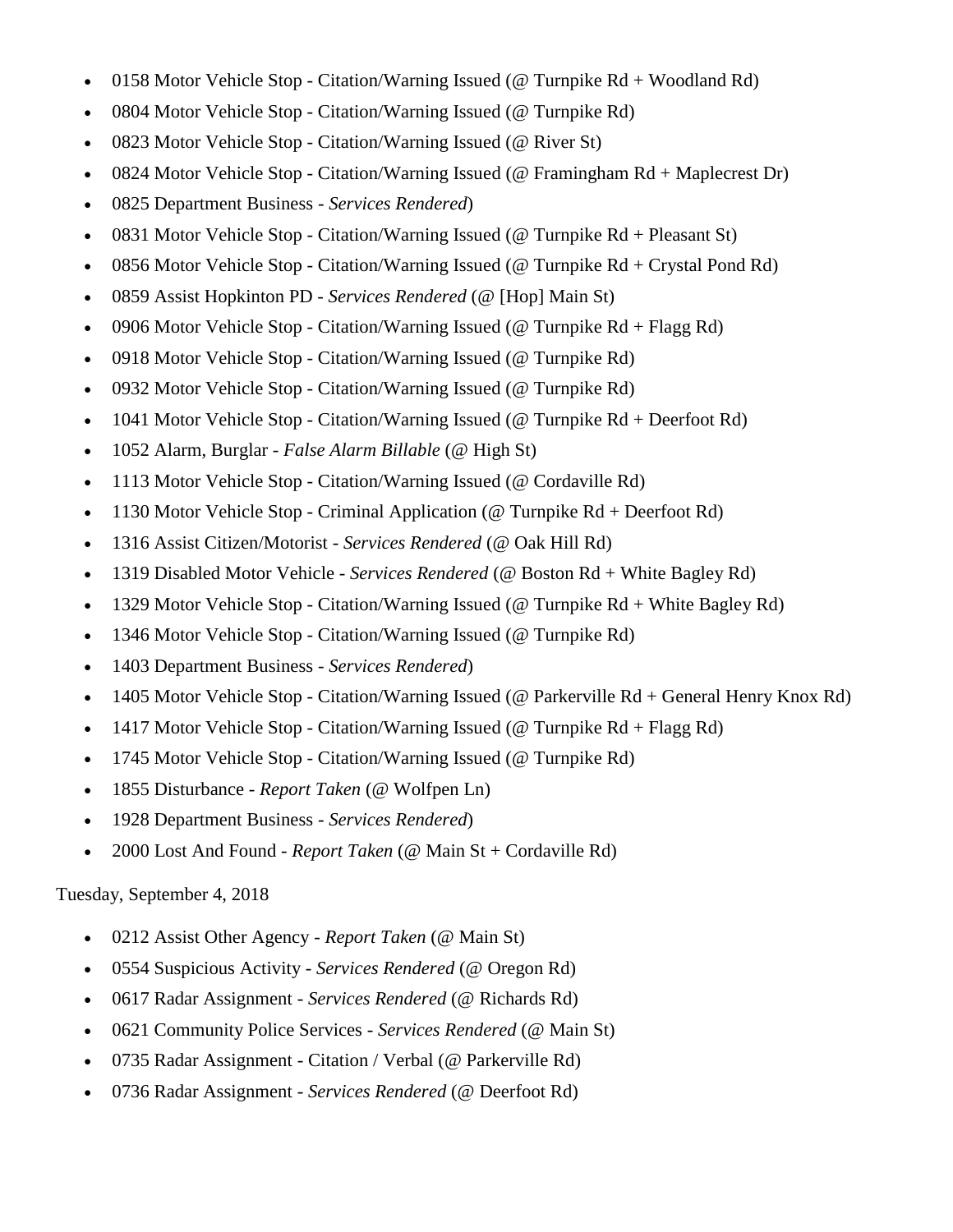- 0158 Motor Vehicle Stop - Citation/Warning Issued (@ Turnpike Rd + Woodland Rd)
- 0804 Motor Vehicle Stop - Citation/Warning Issued (@ Turnpike Rd)
- 0823 Motor Vehicle Stop - Citation/Warning Issued (@ River St)
- 0824 Motor Vehicle Stop - Citation/Warning Issued (@ Framingham Rd + Maplecrest Dr)
- 0825 Department Business - *Services Rendered*)
- 0831 Motor Vehicle Stop - Citation/Warning Issued (@ Turnpike Rd + Pleasant St)
- 0856 Motor Vehicle Stop - Citation/Warning Issued (@ Turnpike Rd + Crystal Pond Rd)
- 0859 Assist Hopkinton PD - *Services Rendered* (@ [Hop] Main St)
- 0906 Motor Vehicle Stop - Citation/Warning Issued (@ Turnpike Rd + Flagg Rd)
- 0918 Motor Vehicle Stop - Citation/Warning Issued (@ Turnpike Rd)
- 0932 Motor Vehicle Stop - Citation/Warning Issued (@ Turnpike Rd)
- 1041 Motor Vehicle Stop - Citation/Warning Issued (@ Turnpike Rd + Deerfoot Rd)
- 1052 Alarm, Burglar - *False Alarm Billable* (@ High St)
- 1113 Motor Vehicle Stop - Citation/Warning Issued (@ Cordaville Rd)
- 1130 Motor Vehicle Stop - Criminal Application (@ Turnpike Rd + Deerfoot Rd)
- 1316 Assist Citizen/Motorist - *Services Rendered* (@ Oak Hill Rd)
- 1319 Disabled Motor Vehicle - *Services Rendered* (@ Boston Rd + White Bagley Rd)
- 1329 Motor Vehicle Stop - Citation/Warning Issued (@ Turnpike Rd + White Bagley Rd)
- 1346 Motor Vehicle Stop - Citation/Warning Issued (@ Turnpike Rd)
- 1403 Department Business - *Services Rendered*)
- 1405 Motor Vehicle Stop - Citation/Warning Issued (@ Parkerville Rd + General Henry Knox Rd)
- 1417 Motor Vehicle Stop - Citation/Warning Issued (@ Turnpike Rd + Flagg Rd)
- 1745 Motor Vehicle Stop - Citation/Warning Issued (@ Turnpike Rd)
- 1855 Disturbance - *Report Taken* (@ Wolfpen Ln)
- 1928 Department Business - *Services Rendered*)
- 2000 Lost And Found - *Report Taken* (@ Main St + Cordaville Rd)

Tuesday, September 4, 2018

- 0212 Assist Other Agency - *Report Taken* (@ Main St)
- 0554 Suspicious Activity - *Services Rendered* (@ Oregon Rd)
- 0617 Radar Assignment - *Services Rendered* (@ Richards Rd)
- 0621 Community Police Services - *Services Rendered* (@ Main St)
- 0735 Radar Assignment - Citation / Verbal (@ Parkerville Rd)
- 0736 Radar Assignment - *Services Rendered* (@ Deerfoot Rd)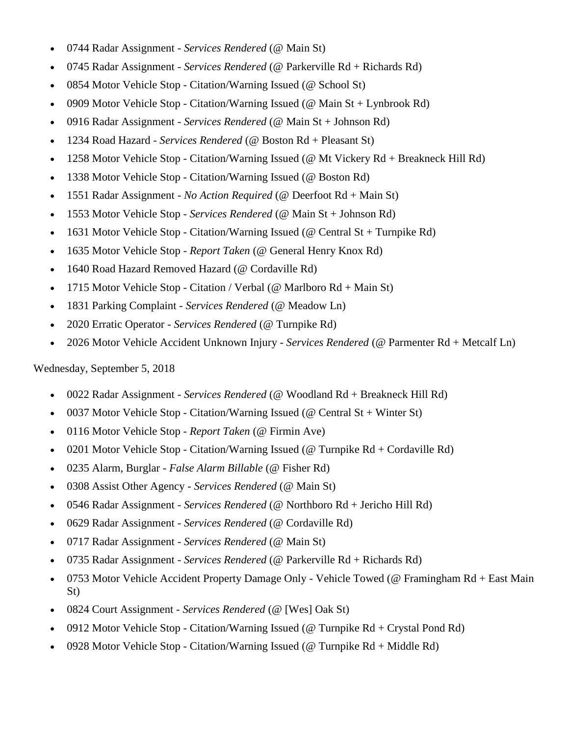- 0744 Radar Assignment - *Services Rendered* (@ Main St)
- 0745 Radar Assignment - *Services Rendered* (@ Parkerville Rd + Richards Rd)
- 0854 Motor Vehicle Stop - Citation/Warning Issued (@ School St)
- 0909 Motor Vehicle Stop - Citation/Warning Issued (@ Main St + Lynbrook Rd)
- 0916 Radar Assignment - *Services Rendered* (@ Main St + Johnson Rd)
- 1234 Road Hazard - *Services Rendered* (@ Boston Rd + Pleasant St)
- 1258 Motor Vehicle Stop - Citation/Warning Issued (@ Mt Vickery Rd + Breakneck Hill Rd)
- 1338 Motor Vehicle Stop - Citation/Warning Issued (@ Boston Rd)
- 1551 Radar Assignment - *No Action Required* (@ Deerfoot Rd + Main St)
- 1553 Motor Vehicle Stop - *Services Rendered* (@ Main St + Johnson Rd)
- 1631 Motor Vehicle Stop - Citation/Warning Issued (@ Central St + Turnpike Rd)
- 1635 Motor Vehicle Stop - *Report Taken* (@ General Henry Knox Rd)
- 1640 Road Hazard Removed Hazard (@ Cordaville Rd)
- 1715 Motor Vehicle Stop - Citation / Verbal (@ Marlboro Rd + Main St)
- 1831 Parking Complaint - *Services Rendered* (@ Meadow Ln)
- 2020 Erratic Operator - *Services Rendered* (@ Turnpike Rd)
- 2026 Motor Vehicle Accident Unknown Injury - *Services Rendered* (@ Parmenter Rd + Metcalf Ln)

Wednesday, September 5, 2018

- 0022 Radar Assignment - *Services Rendered* (@ Woodland Rd + Breakneck Hill Rd)
- 0037 Motor Vehicle Stop - Citation/Warning Issued (@ Central St + Winter St)
- 0116 Motor Vehicle Stop - *Report Taken* (@ Firmin Ave)
- 0201 Motor Vehicle Stop - Citation/Warning Issued (@ Turnpike Rd + Cordaville Rd)
- 0235 Alarm, Burglar - *False Alarm Billable* (@ Fisher Rd)
- 0308 Assist Other Agency - *Services Rendered* (@ Main St)
- 0546 Radar Assignment - *Services Rendered* (@ Northboro Rd + Jericho Hill Rd)
- 0629 Radar Assignment - *Services Rendered* (@ Cordaville Rd)
- 0717 Radar Assignment - *Services Rendered* (@ Main St)
- 0735 Radar Assignment - *Services Rendered* (@ Parkerville Rd + Richards Rd)
- 0753 Motor Vehicle Accident Property Damage Only - Vehicle Towed (@ Framingham Rd + East Main St)
- 0824 Court Assignment - *Services Rendered* (@ [Wes] Oak St)
- 0912 Motor Vehicle Stop - Citation/Warning Issued (@ Turnpike Rd + Crystal Pond Rd)
- 0928 Motor Vehicle Stop - Citation/Warning Issued (@ Turnpike Rd + Middle Rd)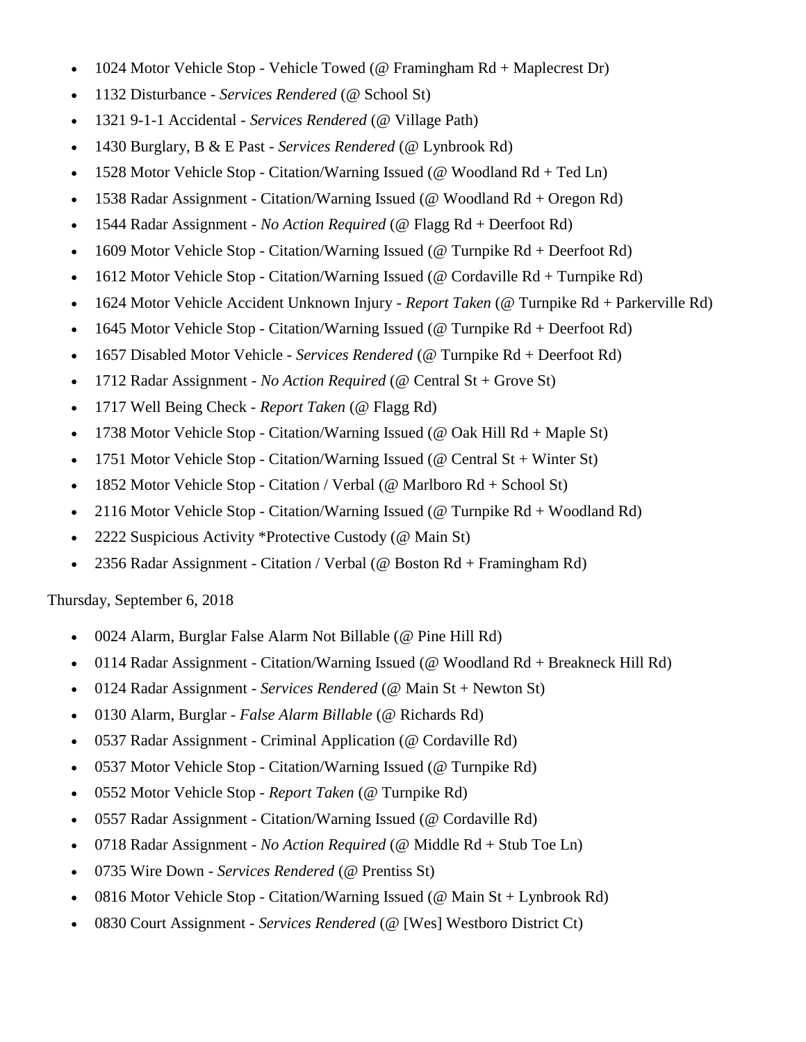- 1024 Motor Vehicle Stop - Vehicle Towed (@ Framingham Rd + Maplecrest Dr)
- 1132 Disturbance - *Services Rendered* (@ School St)
- 1321 9-1-1 Accidental - *Services Rendered* (@ Village Path)
- 1430 Burglary, B & E Past - *Services Rendered* (@ Lynbrook Rd)
- 1528 Motor Vehicle Stop - Citation/Warning Issued (@ Woodland Rd + Ted Ln)
- 1538 Radar Assignment - Citation/Warning Issued (@ Woodland Rd + Oregon Rd)
- 1544 Radar Assignment - *No Action Required* (@ Flagg Rd + Deerfoot Rd)
- 1609 Motor Vehicle Stop - Citation/Warning Issued (@ Turnpike Rd + Deerfoot Rd)
- 1612 Motor Vehicle Stop - Citation/Warning Issued (@ Cordaville Rd + Turnpike Rd)
- 1624 Motor Vehicle Accident Unknown Injury - *Report Taken* (@ Turnpike Rd + Parkerville Rd)
- 1645 Motor Vehicle Stop - Citation/Warning Issued (@ Turnpike Rd + Deerfoot Rd)
- 1657 Disabled Motor Vehicle - *Services Rendered* (@ Turnpike Rd + Deerfoot Rd)
- 1712 Radar Assignment - *No Action Required* (@ Central St + Grove St)
- 1717 Well Being Check - *Report Taken* (@ Flagg Rd)
- 1738 Motor Vehicle Stop - Citation/Warning Issued (@ Oak Hill Rd + Maple St)
- 1751 Motor Vehicle Stop - Citation/Warning Issued (@ Central St + Winter St)
- 1852 Motor Vehicle Stop - Citation / Verbal (@ Marlboro Rd + School St)
- 2116 Motor Vehicle Stop - Citation/Warning Issued (@ Turnpike Rd + Woodland Rd)
- 2222 Suspicious Activity *Protective Custody (@ Main St)
- 2356 Radar Assignment - Citation / Verbal (@ Boston Rd + Framingham Rd)

Thursday, September 6, 2018

- 0024 Alarm, Burglar False Alarm Not Billable (@ Pine Hill Rd)
- 0114 Radar Assignment - Citation/Warning Issued (@ Woodland Rd + Breakneck Hill Rd)
- 0124 Radar Assignment - *Services Rendered* (@ Main St + Newton St)
- 0130 Alarm, Burglar - *False Alarm Billable* (@ Richards Rd)
- 0537 Radar Assignment - Criminal Application (@ Cordaville Rd)
- 0537 Motor Vehicle Stop - Citation/Warning Issued (@ Turnpike Rd)
- 0552 Motor Vehicle Stop - *Report Taken* (@ Turnpike Rd)
- 0557 Radar Assignment - Citation/Warning Issued (@ Cordaville Rd)
- 0718 Radar Assignment - *No Action Required* (@ Middle Rd + Stub Toe Ln)
- 0735 Wire Down - *Services Rendered* (@ Prentiss St)
- 0816 Motor Vehicle Stop - Citation/Warning Issued (@ Main St + Lynbrook Rd)
- 0830 Court Assignment - *Services Rendered* (@ [Wes] Westboro District Ct)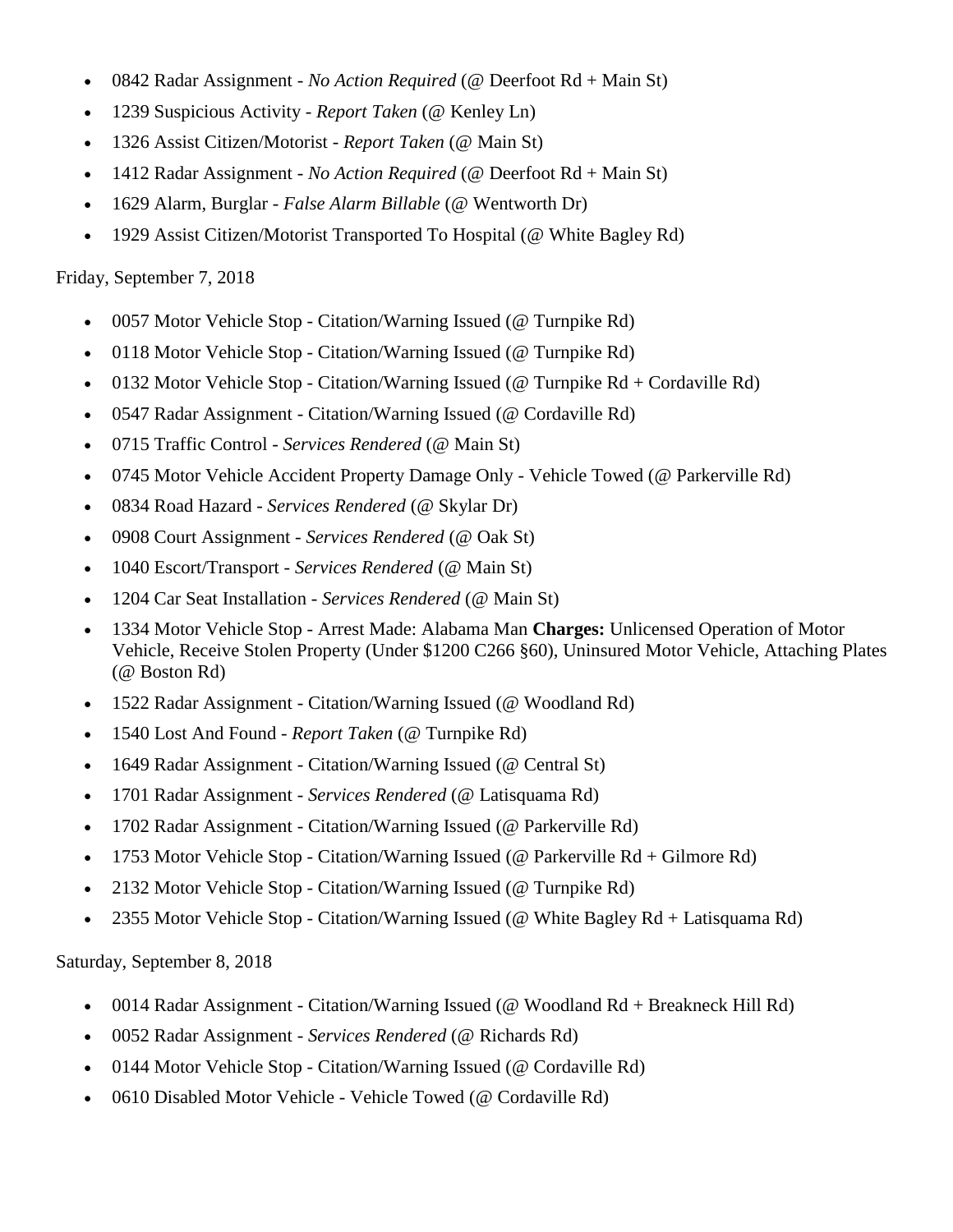- 0842 Radar Assignment - *No Action Required* (@ Deerfoot Rd + Main St)
- 1239 Suspicious Activity - *Report Taken* (@ Kenley Ln)
- 1326 Assist Citizen/Motorist - *Report Taken* (@ Main St)
- 1412 Radar Assignment - *No Action Required* (@ Deerfoot Rd + Main St)
- 1629 Alarm, Burglar - *False Alarm Billable* (@ Wentworth Dr)
- 1929 Assist Citizen/Motorist Transported To Hospital (@ White Bagley Rd)

Friday, September 7, 2018

- 0057 Motor Vehicle Stop - Citation/Warning Issued (@ Turnpike Rd)
- 0118 Motor Vehicle Stop - Citation/Warning Issued (@ Turnpike Rd)
- 0132 Motor Vehicle Stop - Citation/Warning Issued (@ Turnpike Rd + Cordaville Rd)
- 0547 Radar Assignment - Citation/Warning Issued (@ Cordaville Rd)
- 0715 Traffic Control - *Services Rendered* (@ Main St)
- 0745 Motor Vehicle Accident Property Damage Only - Vehicle Towed (@ Parkerville Rd)
- 0834 Road Hazard - *Services Rendered* (@ Skylar Dr)
- 0908 Court Assignment - *Services Rendered* (@ Oak St)
- 1040 Escort/Transport - *Services Rendered* (@ Main St)
- 1204 Car Seat Installation - *Services Rendered* (@ Main St)
- 1334 Motor Vehicle Stop - Arrest Made: Alabama Man **Charges:** Unlicensed Operation of Motor Vehicle, Receive Stolen Property (Under $1200 C266 §60), Uninsured Motor Vehicle, Attaching Plates (@ Boston Rd)
- 1522 Radar Assignment - Citation/Warning Issued (@ Woodland Rd)
- 1540 Lost And Found - *Report Taken* (@ Turnpike Rd)
- 1649 Radar Assignment - Citation/Warning Issued (@ Central St)
- 1701 Radar Assignment - *Services Rendered* (@ Latisquama Rd)
- 1702 Radar Assignment - Citation/Warning Issued (@ Parkerville Rd)
- 1753 Motor Vehicle Stop - Citation/Warning Issued (@ Parkerville Rd + Gilmore Rd)
- 2132 Motor Vehicle Stop - Citation/Warning Issued (@ Turnpike Rd)
- 2355 Motor Vehicle Stop - Citation/Warning Issued (@ White Bagley Rd + Latisquama Rd)

Saturday, September 8, 2018

- 0014 Radar Assignment - Citation/Warning Issued (@ Woodland Rd + Breakneck Hill Rd)
- 0052 Radar Assignment - *Services Rendered* (@ Richards Rd)
- 0144 Motor Vehicle Stop - Citation/Warning Issued (@ Cordaville Rd)
- 0610 Disabled Motor Vehicle - Vehicle Towed (@ Cordaville Rd)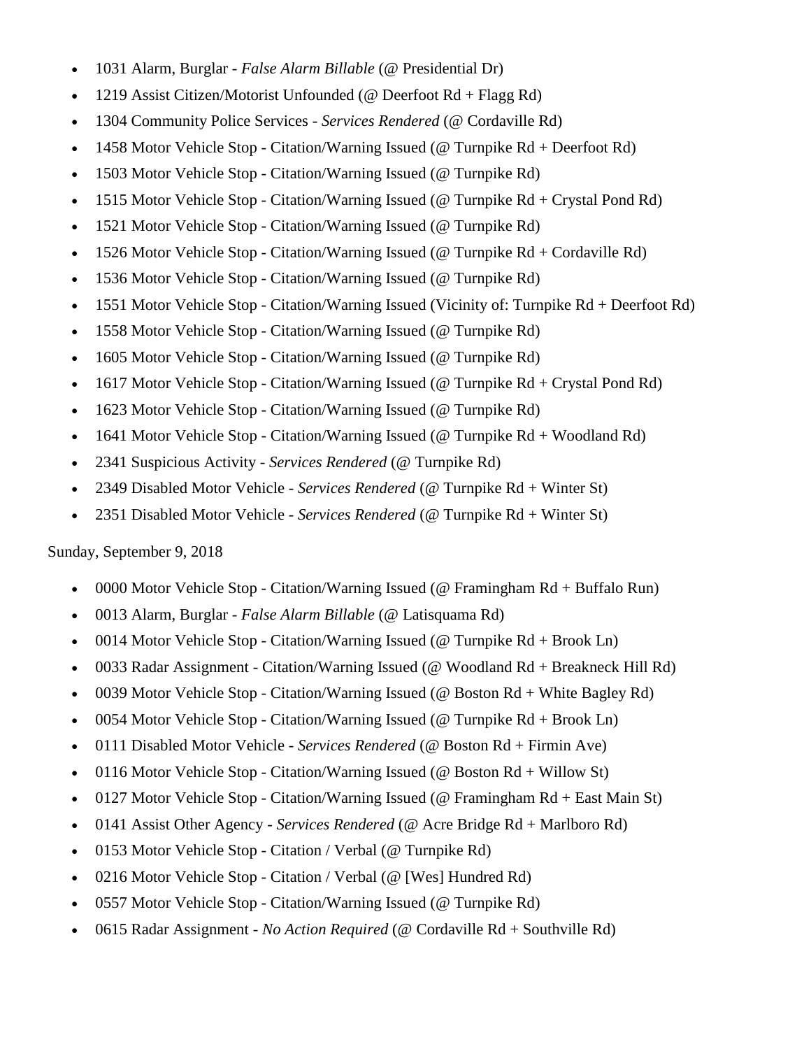- 1031 Alarm, Burglar - *False Alarm Billable* (@ Presidential Dr)
- 1219 Assist Citizen/Motorist Unfounded (@ Deerfoot Rd + Flagg Rd)
- 1304 Community Police Services - *Services Rendered* (@ Cordaville Rd)
- 1458 Motor Vehicle Stop - Citation/Warning Issued (@ Turnpike Rd + Deerfoot Rd)
- 1503 Motor Vehicle Stop - Citation/Warning Issued (@ Turnpike Rd)
- 1515 Motor Vehicle Stop - Citation/Warning Issued (@ Turnpike Rd + Crystal Pond Rd)
- 1521 Motor Vehicle Stop - Citation/Warning Issued (@ Turnpike Rd)
- 1526 Motor Vehicle Stop - Citation/Warning Issued (@ Turnpike Rd + Cordaville Rd)
- 1536 Motor Vehicle Stop - Citation/Warning Issued (@ Turnpike Rd)
- 1551 Motor Vehicle Stop - Citation/Warning Issued (Vicinity of: Turnpike Rd + Deerfoot Rd)
- 1558 Motor Vehicle Stop - Citation/Warning Issued (@ Turnpike Rd)
- 1605 Motor Vehicle Stop - Citation/Warning Issued (@ Turnpike Rd)
- 1617 Motor Vehicle Stop - Citation/Warning Issued (@ Turnpike Rd + Crystal Pond Rd)
- 1623 Motor Vehicle Stop - Citation/Warning Issued (@ Turnpike Rd)
- 1641 Motor Vehicle Stop - Citation/Warning Issued (@ Turnpike Rd + Woodland Rd)
- 2341 Suspicious Activity - *Services Rendered* (@ Turnpike Rd)
- 2349 Disabled Motor Vehicle - *Services Rendered* (@ Turnpike Rd + Winter St)
- 2351 Disabled Motor Vehicle - *Services Rendered* (@ Turnpike Rd + Winter St)

Sunday, September 9, 2018

- 0000 Motor Vehicle Stop - Citation/Warning Issued (@ Framingham Rd + Buffalo Run)
- 0013 Alarm, Burglar - *False Alarm Billable* (@ Latisquama Rd)
- 0014 Motor Vehicle Stop - Citation/Warning Issued (@ Turnpike Rd + Brook Ln)
- 0033 Radar Assignment - Citation/Warning Issued (@ Woodland Rd + Breakneck Hill Rd)
- 0039 Motor Vehicle Stop - Citation/Warning Issued (@ Boston Rd + White Bagley Rd)
- 0054 Motor Vehicle Stop - Citation/Warning Issued (@ Turnpike Rd + Brook Ln)
- 0111 Disabled Motor Vehicle - *Services Rendered* (@ Boston Rd + Firmin Ave)
- 0116 Motor Vehicle Stop - Citation/Warning Issued (@ Boston Rd + Willow St)
- 0127 Motor Vehicle Stop - Citation/Warning Issued (@ Framingham Rd + East Main St)
- 0141 Assist Other Agency - *Services Rendered* (@ Acre Bridge Rd + Marlboro Rd)
- 0153 Motor Vehicle Stop - Citation / Verbal (@ Turnpike Rd)
- 0216 Motor Vehicle Stop - Citation / Verbal (@ [Wes] Hundred Rd)
- 0557 Motor Vehicle Stop - Citation/Warning Issued (@ Turnpike Rd)
- 0615 Radar Assignment - *No Action Required* (@ Cordaville Rd + Southville Rd)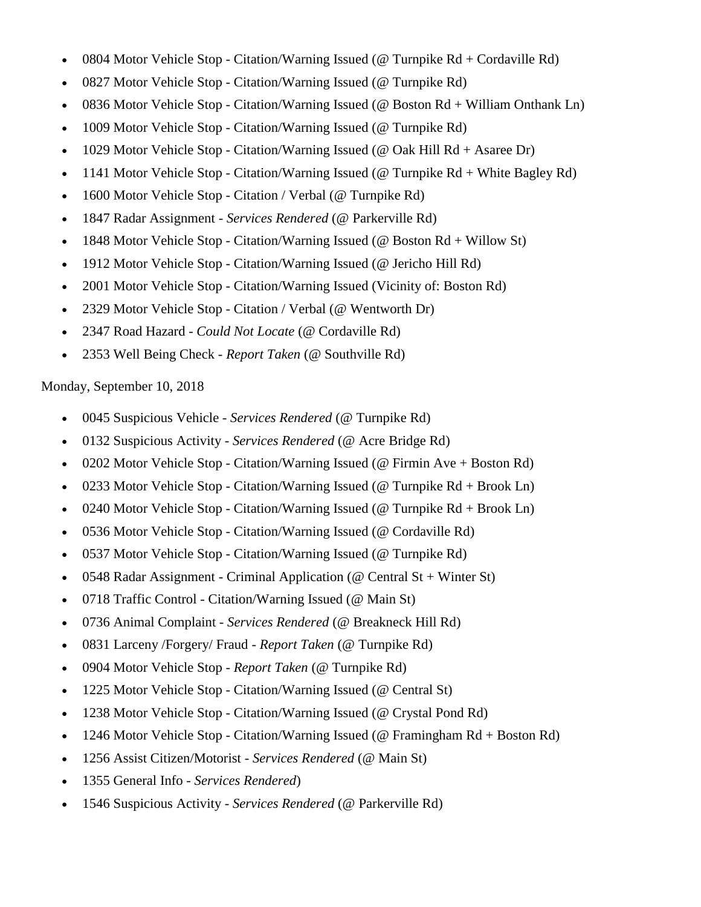- 0804 Motor Vehicle Stop - Citation/Warning Issued (@ Turnpike Rd + Cordaville Rd)
- 0827 Motor Vehicle Stop - Citation/Warning Issued (@ Turnpike Rd)
- 0836 Motor Vehicle Stop - Citation/Warning Issued (@ Boston Rd + William Onthank Ln)
- 1009 Motor Vehicle Stop - Citation/Warning Issued (@ Turnpike Rd)
- 1029 Motor Vehicle Stop - Citation/Warning Issued (@ Oak Hill Rd + Asaree Dr)
- 1141 Motor Vehicle Stop - Citation/Warning Issued (@ Turnpike Rd + White Bagley Rd)
- 1600 Motor Vehicle Stop - Citation / Verbal (@ Turnpike Rd)
- 1847 Radar Assignment - *Services Rendered* (@ Parkerville Rd)
- 1848 Motor Vehicle Stop - Citation/Warning Issued (@ Boston Rd + Willow St)
- 1912 Motor Vehicle Stop - Citation/Warning Issued (@ Jericho Hill Rd)
- 2001 Motor Vehicle Stop - Citation/Warning Issued (Vicinity of: Boston Rd)
- 2329 Motor Vehicle Stop - Citation / Verbal (@ Wentworth Dr)
- 2347 Road Hazard - *Could Not Locate* (@ Cordaville Rd)
- 2353 Well Being Check - *Report Taken* (@ Southville Rd)

Monday, September 10, 2018

- 0045 Suspicious Vehicle - *Services Rendered* (@ Turnpike Rd)
- 0132 Suspicious Activity - *Services Rendered* (@ Acre Bridge Rd)
- 0202 Motor Vehicle Stop - Citation/Warning Issued (@ Firmin Ave + Boston Rd)
- 0233 Motor Vehicle Stop - Citation/Warning Issued (@ Turnpike Rd + Brook Ln)
- 0240 Motor Vehicle Stop - Citation/Warning Issued (@ Turnpike Rd + Brook Ln)
- 0536 Motor Vehicle Stop - Citation/Warning Issued (@ Cordaville Rd)
- 0537 Motor Vehicle Stop - Citation/Warning Issued (@ Turnpike Rd)
- 0548 Radar Assignment - Criminal Application (@ Central St + Winter St)
- 0718 Traffic Control - Citation/Warning Issued (@ Main St)
- 0736 Animal Complaint - *Services Rendered* (@ Breakneck Hill Rd)
- 0831 Larceny /Forgery/ Fraud - *Report Taken* (@ Turnpike Rd)
- 0904 Motor Vehicle Stop - *Report Taken* (@ Turnpike Rd)
- 1225 Motor Vehicle Stop - Citation/Warning Issued (@ Central St)
- 1238 Motor Vehicle Stop - Citation/Warning Issued (@ Crystal Pond Rd)
- 1246 Motor Vehicle Stop - Citation/Warning Issued (@ Framingham Rd + Boston Rd)
- 1256 Assist Citizen/Motorist - *Services Rendered* (@ Main St)
- 1355 General Info - *Services Rendered*)
- 1546 Suspicious Activity - *Services Rendered* (@ Parkerville Rd)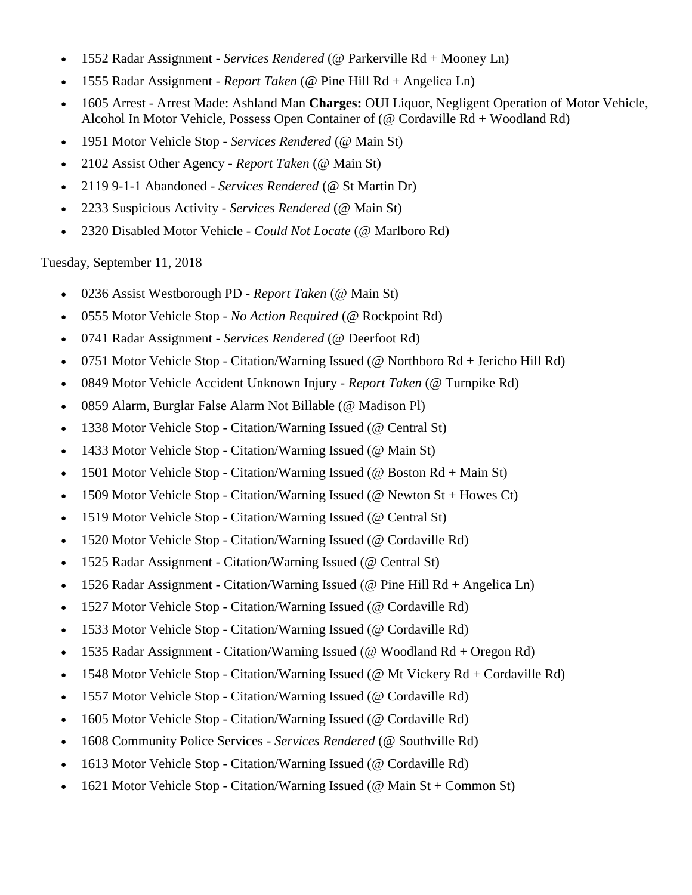- 1552 Radar Assignment - *Services Rendered* (@ Parkerville Rd + Mooney Ln)
- 1555 Radar Assignment - *Report Taken* (@ Pine Hill Rd + Angelica Ln)
- 1605 Arrest - Arrest Made: Ashland Man **Charges:** OUI Liquor, Negligent Operation of Motor Vehicle, Alcohol In Motor Vehicle, Possess Open Container of (@ Cordaville Rd + Woodland Rd)
- 1951 Motor Vehicle Stop - *Services Rendered* (@ Main St)
- 2102 Assist Other Agency - *Report Taken* (@ Main St)
- 2119 9-1-1 Abandoned - *Services Rendered* (@ St Martin Dr)
- 2233 Suspicious Activity - *Services Rendered* (@ Main St)
- 2320 Disabled Motor Vehicle - *Could Not Locate* (@ Marlboro Rd)

Tuesday, September 11, 2018

- 0236 Assist Westborough PD - *Report Taken* (@ Main St)
- 0555 Motor Vehicle Stop - *No Action Required* (@ Rockpoint Rd)
- 0741 Radar Assignment - *Services Rendered* (@ Deerfoot Rd)
- 0751 Motor Vehicle Stop - Citation/Warning Issued (@ Northboro Rd + Jericho Hill Rd)
- 0849 Motor Vehicle Accident Unknown Injury - *Report Taken* (@ Turnpike Rd)
- 0859 Alarm, Burglar False Alarm Not Billable (@ Madison Pl)
- 1338 Motor Vehicle Stop - Citation/Warning Issued (@ Central St)
- 1433 Motor Vehicle Stop - Citation/Warning Issued (@ Main St)
- 1501 Motor Vehicle Stop - Citation/Warning Issued (@ Boston Rd + Main St)
- 1509 Motor Vehicle Stop - Citation/Warning Issued (@ Newton St + Howes Ct)
- 1519 Motor Vehicle Stop - Citation/Warning Issued (@ Central St)
- 1520 Motor Vehicle Stop - Citation/Warning Issued (@ Cordaville Rd)
- 1525 Radar Assignment - Citation/Warning Issued (@ Central St)
- 1526 Radar Assignment - Citation/Warning Issued (@ Pine Hill Rd + Angelica Ln)
- 1527 Motor Vehicle Stop - Citation/Warning Issued (@ Cordaville Rd)
- 1533 Motor Vehicle Stop - Citation/Warning Issued (@ Cordaville Rd)
- 1535 Radar Assignment - Citation/Warning Issued (@ Woodland Rd + Oregon Rd)
- 1548 Motor Vehicle Stop - Citation/Warning Issued (@ Mt Vickery Rd + Cordaville Rd)
- 1557 Motor Vehicle Stop - Citation/Warning Issued (@ Cordaville Rd)
- 1605 Motor Vehicle Stop - Citation/Warning Issued (@ Cordaville Rd)
- 1608 Community Police Services - *Services Rendered* (@ Southville Rd)
- 1613 Motor Vehicle Stop - Citation/Warning Issued (@ Cordaville Rd)
- 1621 Motor Vehicle Stop - Citation/Warning Issued (@ Main St + Common St)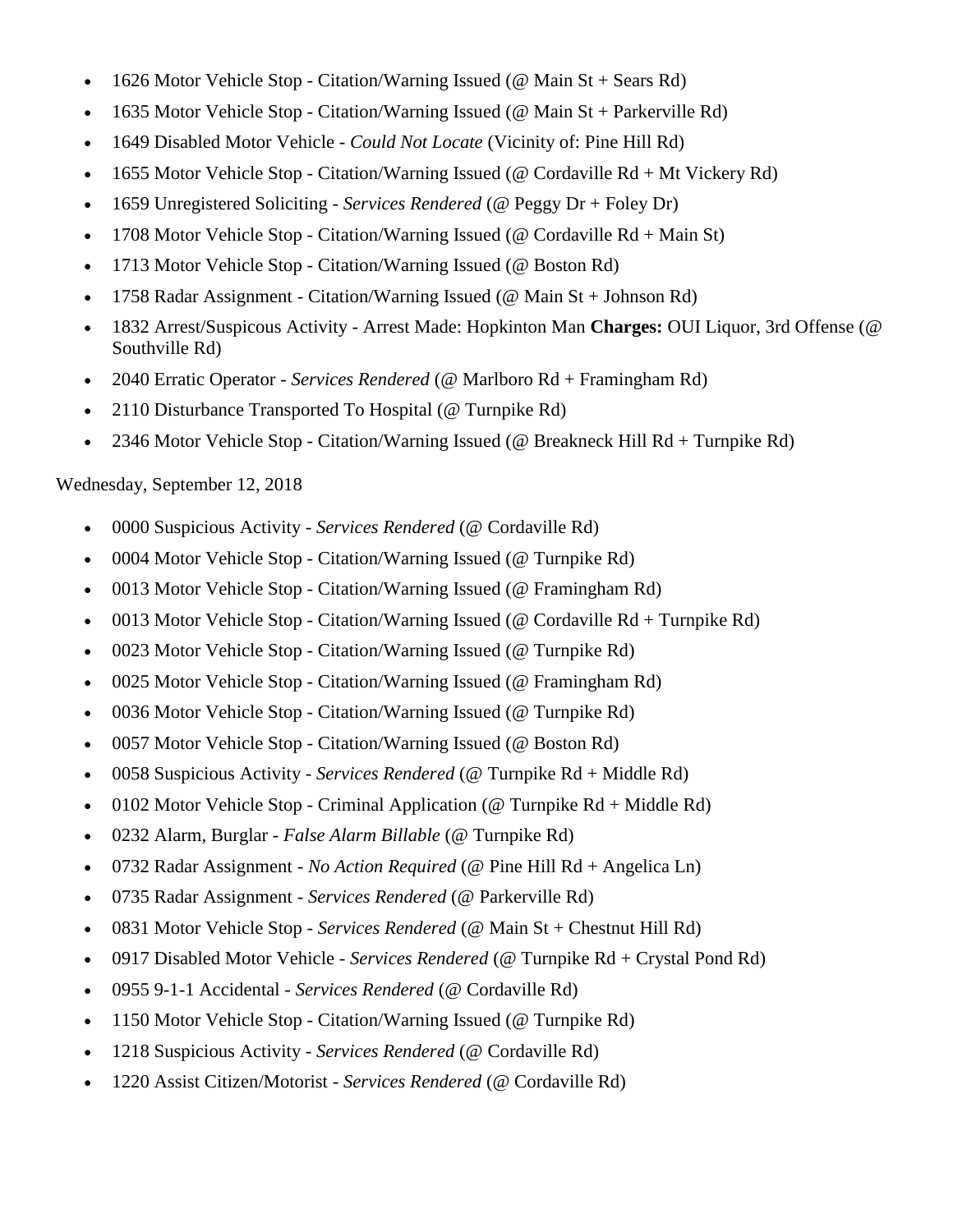- 1626 Motor Vehicle Stop - Citation/Warning Issued (@ Main St + Sears Rd)
- 1635 Motor Vehicle Stop - Citation/Warning Issued (@ Main St + Parkerville Rd)
- 1649 Disabled Motor Vehicle - *Could Not Locate* (Vicinity of: Pine Hill Rd)
- 1655 Motor Vehicle Stop - Citation/Warning Issued (@ Cordaville Rd + Mt Vickery Rd)
- 1659 Unregistered Soliciting - *Services Rendered* (@ Peggy Dr + Foley Dr)
- 1708 Motor Vehicle Stop - Citation/Warning Issued (@ Cordaville Rd + Main St)
- 1713 Motor Vehicle Stop - Citation/Warning Issued (@ Boston Rd)
- 1758 Radar Assignment - Citation/Warning Issued (@ Main St + Johnson Rd)
- 1832 Arrest/Suspicous Activity - Arrest Made: Hopkinton Man **Charges:** OUI Liquor, 3rd Offense (@ Southville Rd)
- 2040 Erratic Operator - *Services Rendered* (@ Marlboro Rd + Framingham Rd)
- 2110 Disturbance Transported To Hospital (@ Turnpike Rd)
- 2346 Motor Vehicle Stop - Citation/Warning Issued (@ Breakneck Hill Rd + Turnpike Rd)

Wednesday, September 12, 2018

- 0000 Suspicious Activity - *Services Rendered* (@ Cordaville Rd)
- 0004 Motor Vehicle Stop - Citation/Warning Issued (@ Turnpike Rd)
- 0013 Motor Vehicle Stop - Citation/Warning Issued (@ Framingham Rd)
- 0013 Motor Vehicle Stop - Citation/Warning Issued (@ Cordaville Rd + Turnpike Rd)
- 0023 Motor Vehicle Stop - Citation/Warning Issued (@ Turnpike Rd)
- 0025 Motor Vehicle Stop - Citation/Warning Issued (@ Framingham Rd)
- 0036 Motor Vehicle Stop - Citation/Warning Issued (@ Turnpike Rd)
- 0057 Motor Vehicle Stop - Citation/Warning Issued (@ Boston Rd)
- 0058 Suspicious Activity - *Services Rendered* (@ Turnpike Rd + Middle Rd)
- 0102 Motor Vehicle Stop - Criminal Application (@ Turnpike Rd + Middle Rd)
- 0232 Alarm, Burglar - *False Alarm Billable* (@ Turnpike Rd)
- 0732 Radar Assignment - *No Action Required* (@ Pine Hill Rd + Angelica Ln)
- 0735 Radar Assignment - *Services Rendered* (@ Parkerville Rd)
- 0831 Motor Vehicle Stop - *Services Rendered* (@ Main St + Chestnut Hill Rd)
- 0917 Disabled Motor Vehicle - *Services Rendered* (@ Turnpike Rd + Crystal Pond Rd)
- 0955 9-1-1 Accidental - *Services Rendered* (@ Cordaville Rd)
- 1150 Motor Vehicle Stop - Citation/Warning Issued (@ Turnpike Rd)
- 1218 Suspicious Activity - *Services Rendered* (@ Cordaville Rd)
- 1220 Assist Citizen/Motorist - *Services Rendered* (@ Cordaville Rd)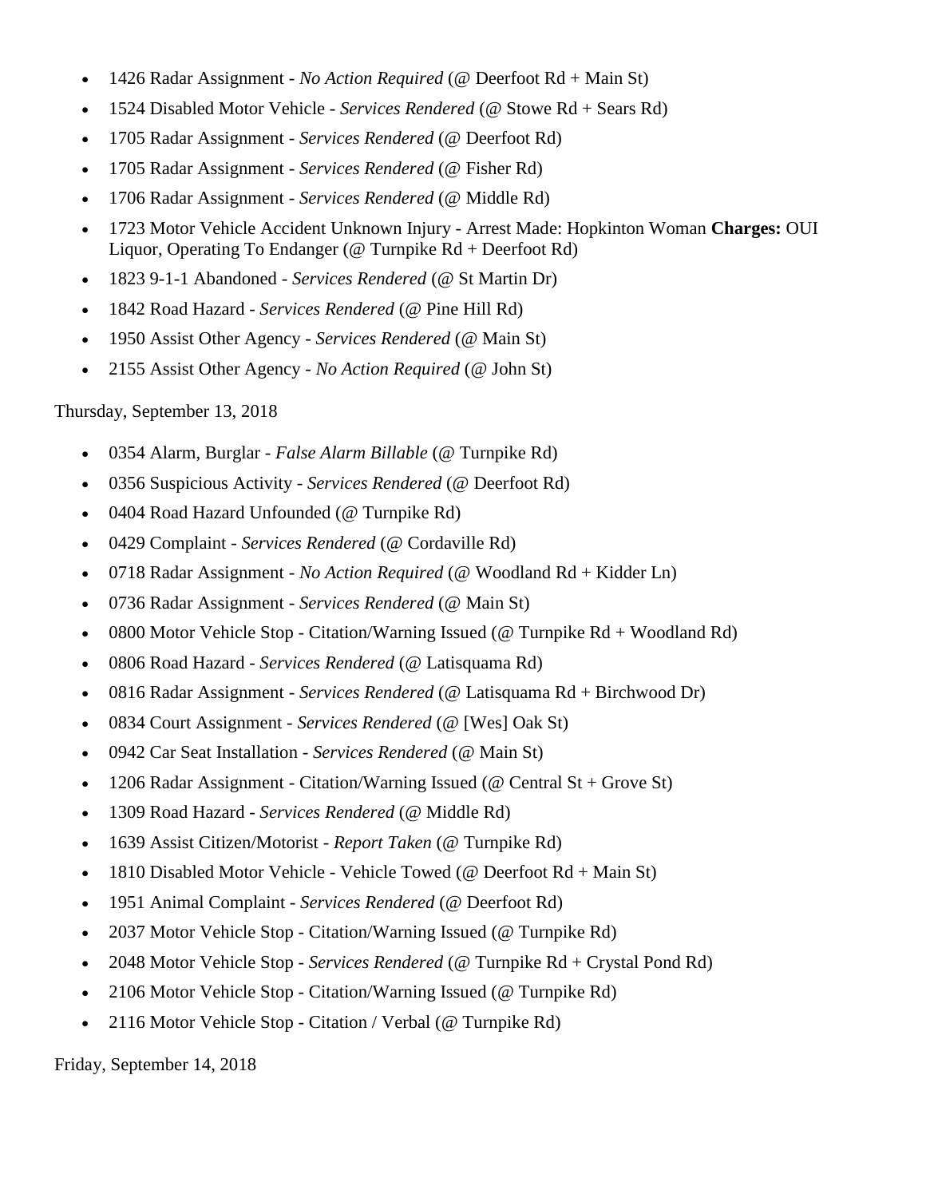- 1426 Radar Assignment - *No Action Required* (@ Deerfoot Rd + Main St)
- 1524 Disabled Motor Vehicle - *Services Rendered* (@ Stowe Rd + Sears Rd)
- 1705 Radar Assignment - *Services Rendered* (@ Deerfoot Rd)
- 1705 Radar Assignment - *Services Rendered* (@ Fisher Rd)
- 1706 Radar Assignment - *Services Rendered* (@ Middle Rd)
- 1723 Motor Vehicle Accident Unknown Injury - Arrest Made: Hopkinton Woman **Charges:** OUI Liquor, Operating To Endanger (@ Turnpike Rd + Deerfoot Rd)
- 1823 9-1-1 Abandoned - *Services Rendered* (@ St Martin Dr)
- 1842 Road Hazard - *Services Rendered* (@ Pine Hill Rd)
- 1950 Assist Other Agency - *Services Rendered* (@ Main St)
- 2155 Assist Other Agency - *No Action Required* (@ John St)

Thursday, September 13, 2018

- 0354 Alarm, Burglar - *False Alarm Billable* (@ Turnpike Rd)
- 0356 Suspicious Activity - *Services Rendered* (@ Deerfoot Rd)
- 0404 Road Hazard Unfounded (@ Turnpike Rd)
- 0429 Complaint - *Services Rendered* (@ Cordaville Rd)
- 0718 Radar Assignment - *No Action Required* (@ Woodland Rd + Kidder Ln)
- 0736 Radar Assignment - *Services Rendered* (@ Main St)
- 0800 Motor Vehicle Stop - Citation/Warning Issued (@ Turnpike Rd + Woodland Rd)
- 0806 Road Hazard - *Services Rendered* (@ Latisquama Rd)
- 0816 Radar Assignment - *Services Rendered* (@ Latisquama Rd + Birchwood Dr)
- 0834 Court Assignment - *Services Rendered* (@ [Wes] Oak St)
- 0942 Car Seat Installation - *Services Rendered* (@ Main St)
- 1206 Radar Assignment - Citation/Warning Issued (@ Central St + Grove St)
- 1309 Road Hazard - *Services Rendered* (@ Middle Rd)
- 1639 Assist Citizen/Motorist - *Report Taken* (@ Turnpike Rd)
- 1810 Disabled Motor Vehicle - Vehicle Towed (@ Deerfoot Rd + Main St)
- 1951 Animal Complaint - *Services Rendered* (@ Deerfoot Rd)
- 2037 Motor Vehicle Stop - Citation/Warning Issued (@ Turnpike Rd)
- 2048 Motor Vehicle Stop - *Services Rendered* (@ Turnpike Rd + Crystal Pond Rd)
- 2106 Motor Vehicle Stop - Citation/Warning Issued (@ Turnpike Rd)
- 2116 Motor Vehicle Stop - Citation / Verbal (@ Turnpike Rd)

Friday, September 14, 2018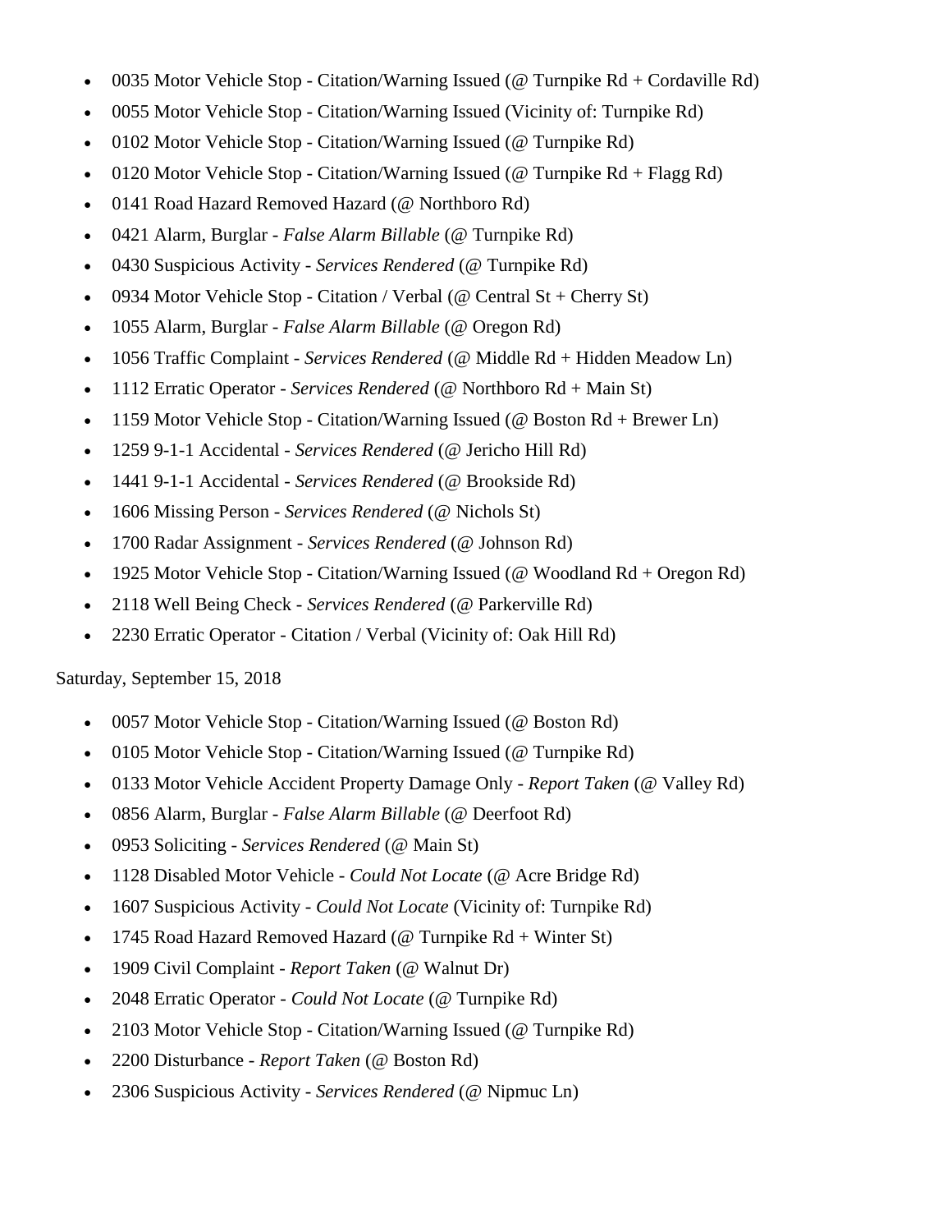- 0035 Motor Vehicle Stop - Citation/Warning Issued (@ Turnpike Rd + Cordaville Rd)
- 0055 Motor Vehicle Stop - Citation/Warning Issued (Vicinity of: Turnpike Rd)
- 0102 Motor Vehicle Stop - Citation/Warning Issued (@ Turnpike Rd)
- 0120 Motor Vehicle Stop - Citation/Warning Issued (@ Turnpike Rd + Flagg Rd)
- 0141 Road Hazard Removed Hazard (@ Northboro Rd)
- 0421 Alarm, Burglar - *False Alarm Billable* (@ Turnpike Rd)
- 0430 Suspicious Activity - *Services Rendered* (@ Turnpike Rd)
- 0934 Motor Vehicle Stop - Citation / Verbal (@ Central St + Cherry St)
- 1055 Alarm, Burglar - *False Alarm Billable* (@ Oregon Rd)
- 1056 Traffic Complaint - *Services Rendered* (@ Middle Rd + Hidden Meadow Ln)
- 1112 Erratic Operator - *Services Rendered* (@ Northboro Rd + Main St)
- 1159 Motor Vehicle Stop - Citation/Warning Issued (@ Boston Rd + Brewer Ln)
- 1259 9-1-1 Accidental - *Services Rendered* (@ Jericho Hill Rd)
- 1441 9-1-1 Accidental - *Services Rendered* (@ Brookside Rd)
- 1606 Missing Person - *Services Rendered* (@ Nichols St)
- 1700 Radar Assignment - *Services Rendered* (@ Johnson Rd)
- 1925 Motor Vehicle Stop - Citation/Warning Issued (@ Woodland Rd + Oregon Rd)
- 2118 Well Being Check - *Services Rendered* (@ Parkerville Rd)
- 2230 Erratic Operator - Citation / Verbal (Vicinity of: Oak Hill Rd)

Saturday, September 15, 2018

- 0057 Motor Vehicle Stop - Citation/Warning Issued (@ Boston Rd)
- 0105 Motor Vehicle Stop - Citation/Warning Issued (@ Turnpike Rd)
- 0133 Motor Vehicle Accident Property Damage Only - *Report Taken* (@ Valley Rd)
- 0856 Alarm, Burglar - *False Alarm Billable* (@ Deerfoot Rd)
- 0953 Soliciting - *Services Rendered* (@ Main St)
- 1128 Disabled Motor Vehicle - *Could Not Locate* (@ Acre Bridge Rd)
- 1607 Suspicious Activity - *Could Not Locate* (Vicinity of: Turnpike Rd)
- 1745 Road Hazard Removed Hazard (@ Turnpike Rd + Winter St)
- 1909 Civil Complaint - *Report Taken* (@ Walnut Dr)
- 2048 Erratic Operator - *Could Not Locate* (@ Turnpike Rd)
- 2103 Motor Vehicle Stop - Citation/Warning Issued (@ Turnpike Rd)
- 2200 Disturbance - *Report Taken* (@ Boston Rd)
- 2306 Suspicious Activity - *Services Rendered* (@ Nipmuc Ln)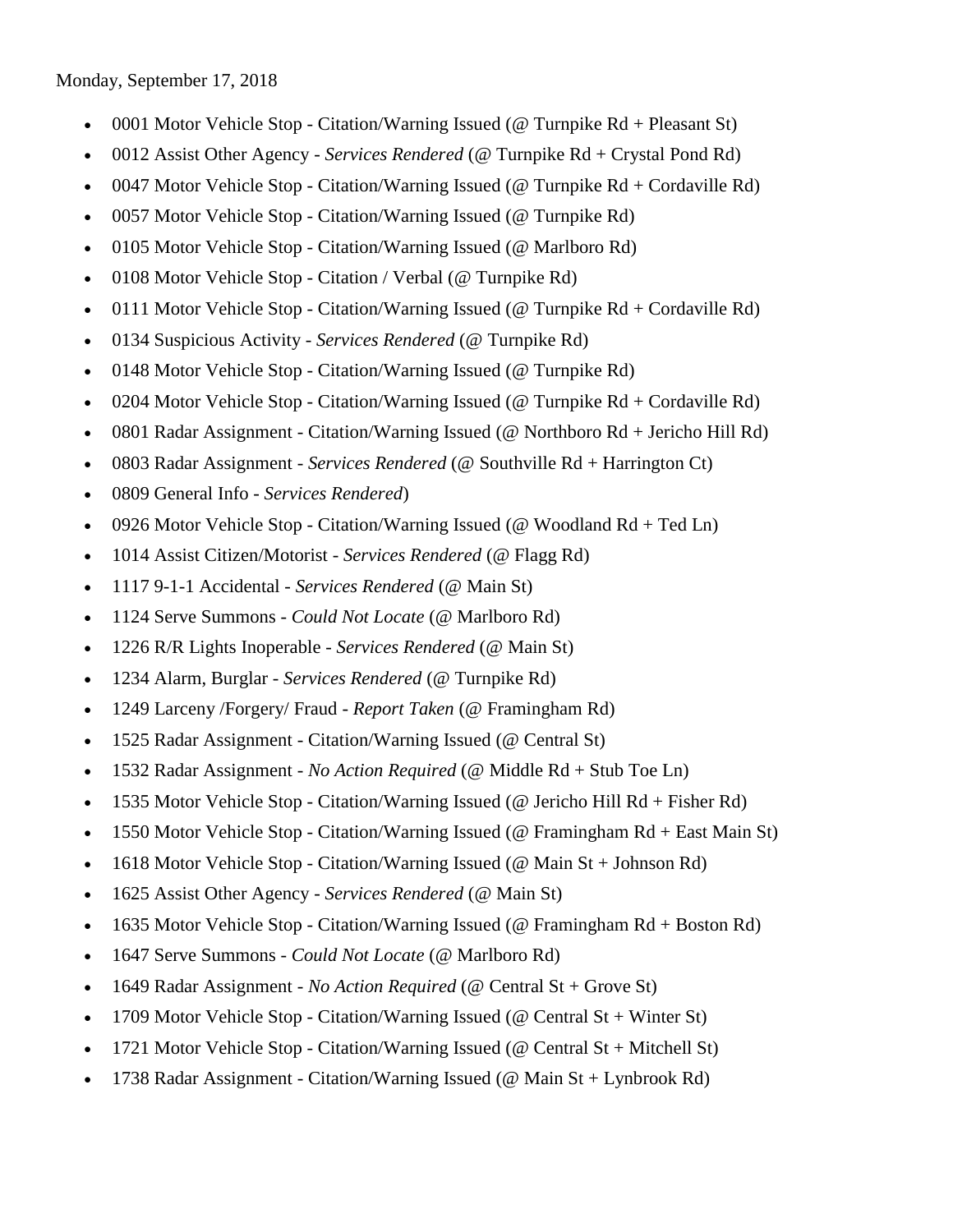Monday, September 17, 2018

- 0001 Motor Vehicle Stop - Citation/Warning Issued (@ Turnpike Rd + Pleasant St)
- 0012 Assist Other Agency - *Services Rendered* (@ Turnpike Rd + Crystal Pond Rd)
- 0047 Motor Vehicle Stop - Citation/Warning Issued (@ Turnpike Rd + Cordaville Rd)
- 0057 Motor Vehicle Stop - Citation/Warning Issued (@ Turnpike Rd)
- 0105 Motor Vehicle Stop - Citation/Warning Issued (@ Marlboro Rd)
- 0108 Motor Vehicle Stop - Citation / Verbal (@ Turnpike Rd)
- 0111 Motor Vehicle Stop - Citation/Warning Issued (@ Turnpike Rd + Cordaville Rd)
- 0134 Suspicious Activity - *Services Rendered* (@ Turnpike Rd)
- 0148 Motor Vehicle Stop - Citation/Warning Issued (@ Turnpike Rd)
- 0204 Motor Vehicle Stop - Citation/Warning Issued (@ Turnpike Rd + Cordaville Rd)
- 0801 Radar Assignment - Citation/Warning Issued (@ Northboro Rd + Jericho Hill Rd)
- 0803 Radar Assignment - *Services Rendered* (@ Southville Rd + Harrington Ct)
- 0809 General Info - *Services Rendered*)
- 0926 Motor Vehicle Stop - Citation/Warning Issued (@ Woodland Rd + Ted Ln)
- 1014 Assist Citizen/Motorist - *Services Rendered* (@ Flagg Rd)
- 1117 9-1-1 Accidental - *Services Rendered* (@ Main St)
- 1124 Serve Summons - *Could Not Locate* (@ Marlboro Rd)
- 1226 R/R Lights Inoperable - *Services Rendered* (@ Main St)
- 1234 Alarm, Burglar - *Services Rendered* (@ Turnpike Rd)
- 1249 Larceny /Forgery/ Fraud - *Report Taken* (@ Framingham Rd)
- 1525 Radar Assignment - Citation/Warning Issued (@ Central St)
- 1532 Radar Assignment - *No Action Required* (@ Middle Rd + Stub Toe Ln)
- 1535 Motor Vehicle Stop - Citation/Warning Issued (@ Jericho Hill Rd + Fisher Rd)
- 1550 Motor Vehicle Stop - Citation/Warning Issued (@ Framingham Rd + East Main St)
- 1618 Motor Vehicle Stop - Citation/Warning Issued (@ Main St + Johnson Rd)
- 1625 Assist Other Agency - *Services Rendered* (@ Main St)
- 1635 Motor Vehicle Stop - Citation/Warning Issued (@ Framingham Rd + Boston Rd)
- 1647 Serve Summons - *Could Not Locate* (@ Marlboro Rd)
- 1649 Radar Assignment - *No Action Required* (@ Central St + Grove St)
- 1709 Motor Vehicle Stop - Citation/Warning Issued (@ Central St + Winter St)
- 1721 Motor Vehicle Stop - Citation/Warning Issued (@ Central St + Mitchell St)
- 1738 Radar Assignment - Citation/Warning Issued (@ Main St + Lynbrook Rd)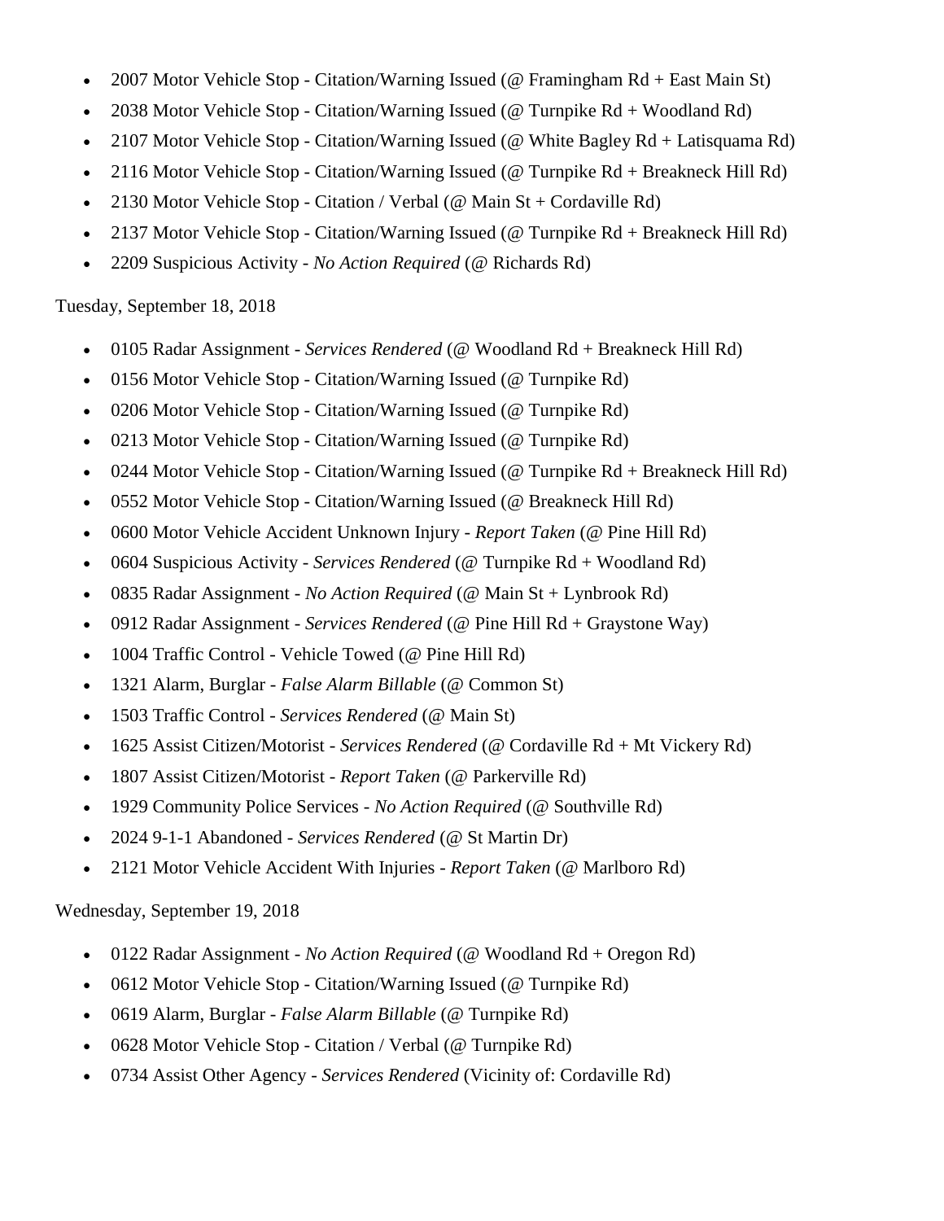- 2007 Motor Vehicle Stop - Citation/Warning Issued (@ Framingham Rd + East Main St)
- 2038 Motor Vehicle Stop - Citation/Warning Issued (@ Turnpike Rd + Woodland Rd)
- 2107 Motor Vehicle Stop - Citation/Warning Issued (@ White Bagley Rd + Latisquama Rd)
- 2116 Motor Vehicle Stop - Citation/Warning Issued (@ Turnpike Rd + Breakneck Hill Rd)
- 2130 Motor Vehicle Stop - Citation / Verbal (@ Main St + Cordaville Rd)
- 2137 Motor Vehicle Stop - Citation/Warning Issued (@ Turnpike Rd + Breakneck Hill Rd)
- 2209 Suspicious Activity - *No Action Required* (@ Richards Rd)

Tuesday, September 18, 2018

- 0105 Radar Assignment - *Services Rendered* (@ Woodland Rd + Breakneck Hill Rd)
- 0156 Motor Vehicle Stop - Citation/Warning Issued (@ Turnpike Rd)
- 0206 Motor Vehicle Stop - Citation/Warning Issued (@ Turnpike Rd)
- 0213 Motor Vehicle Stop - Citation/Warning Issued (@ Turnpike Rd)
- 0244 Motor Vehicle Stop - Citation/Warning Issued (@ Turnpike Rd + Breakneck Hill Rd)
- 0552 Motor Vehicle Stop - Citation/Warning Issued (@ Breakneck Hill Rd)
- 0600 Motor Vehicle Accident Unknown Injury - *Report Taken* (@ Pine Hill Rd)
- 0604 Suspicious Activity - *Services Rendered* (@ Turnpike Rd + Woodland Rd)
- 0835 Radar Assignment - *No Action Required* (@ Main St + Lynbrook Rd)
- 0912 Radar Assignment - *Services Rendered* (@ Pine Hill Rd + Graystone Way)
- 1004 Traffic Control - Vehicle Towed (@ Pine Hill Rd)
- 1321 Alarm, Burglar - *False Alarm Billable* (@ Common St)
- 1503 Traffic Control - *Services Rendered* (@ Main St)
- 1625 Assist Citizen/Motorist - *Services Rendered* (@ Cordaville Rd + Mt Vickery Rd)
- 1807 Assist Citizen/Motorist - *Report Taken* (@ Parkerville Rd)
- 1929 Community Police Services - *No Action Required* (@ Southville Rd)
- 2024 9-1-1 Abandoned - *Services Rendered* (@ St Martin Dr)
- 2121 Motor Vehicle Accident With Injuries - *Report Taken* (@ Marlboro Rd)

Wednesday, September 19, 2018

- 0122 Radar Assignment - *No Action Required* (@ Woodland Rd + Oregon Rd)
- 0612 Motor Vehicle Stop - Citation/Warning Issued (@ Turnpike Rd)
- 0619 Alarm, Burglar - *False Alarm Billable* (@ Turnpike Rd)
- 0628 Motor Vehicle Stop - Citation / Verbal (@ Turnpike Rd)
- 0734 Assist Other Agency - *Services Rendered* (Vicinity of: Cordaville Rd)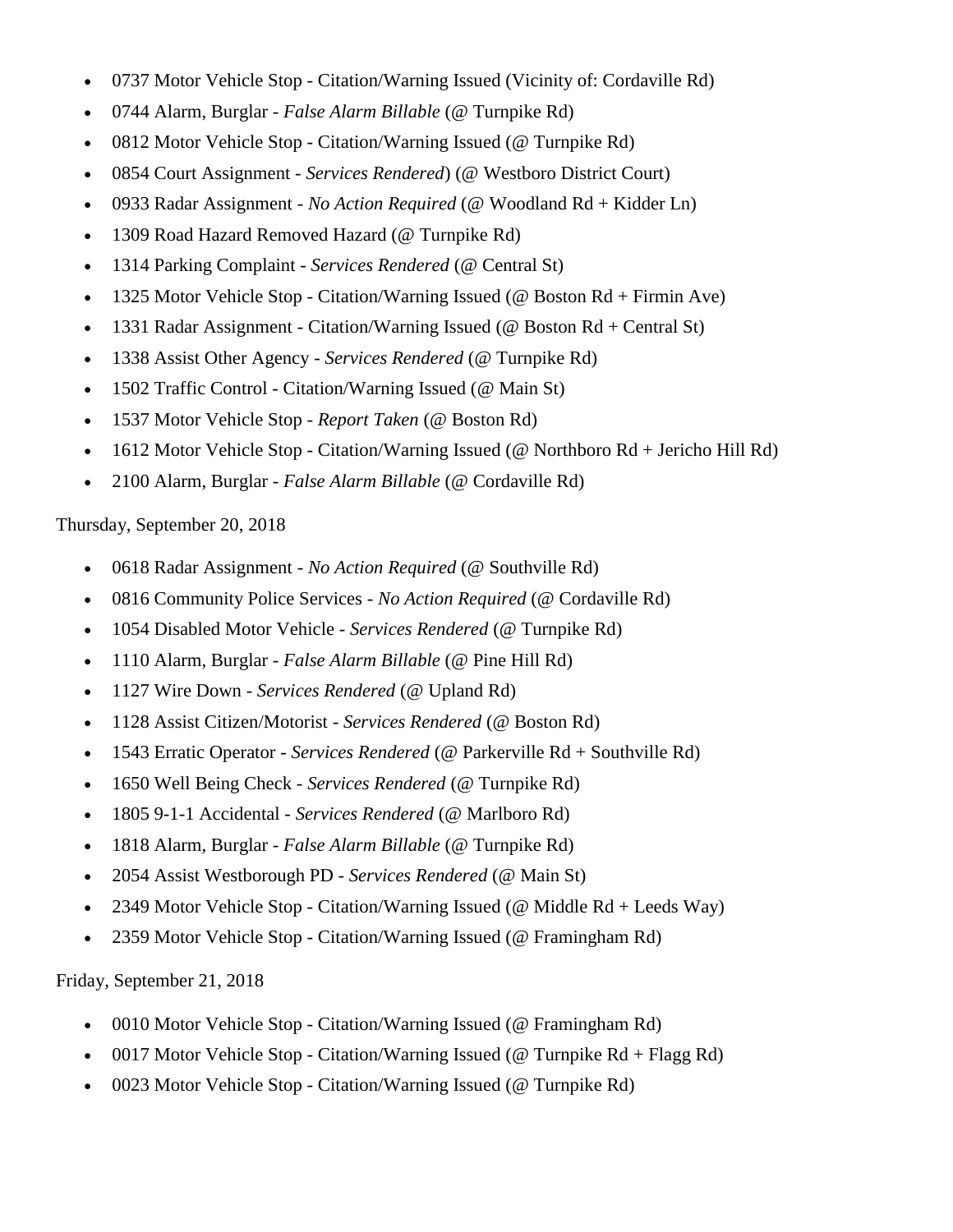- 0737 Motor Vehicle Stop - Citation/Warning Issued (Vicinity of: Cordaville Rd)
- 0744 Alarm, Burglar - *False Alarm Billable* (@ Turnpike Rd)
- 0812 Motor Vehicle Stop - Citation/Warning Issued (@ Turnpike Rd)
- 0854 Court Assignment - *Services Rendered*) (@ Westboro District Court)
- 0933 Radar Assignment - *No Action Required* (@ Woodland Rd + Kidder Ln)
- 1309 Road Hazard Removed Hazard (@ Turnpike Rd)
- 1314 Parking Complaint - *Services Rendered* (@ Central St)
- 1325 Motor Vehicle Stop - Citation/Warning Issued (@ Boston Rd + Firmin Ave)
- 1331 Radar Assignment - Citation/Warning Issued (@ Boston Rd + Central St)
- 1338 Assist Other Agency - *Services Rendered* (@ Turnpike Rd)
- 1502 Traffic Control - Citation/Warning Issued (@ Main St)
- 1537 Motor Vehicle Stop - *Report Taken* (@ Boston Rd)
- 1612 Motor Vehicle Stop - Citation/Warning Issued (@ Northboro Rd + Jericho Hill Rd)
- 2100 Alarm, Burglar - *False Alarm Billable* (@ Cordaville Rd)

Thursday, September 20, 2018

- 0618 Radar Assignment - *No Action Required* (@ Southville Rd)
- 0816 Community Police Services - *No Action Required* (@ Cordaville Rd)
- 1054 Disabled Motor Vehicle - *Services Rendered* (@ Turnpike Rd)
- 1110 Alarm, Burglar - *False Alarm Billable* (@ Pine Hill Rd)
- 1127 Wire Down - *Services Rendered* (@ Upland Rd)
- 1128 Assist Citizen/Motorist - *Services Rendered* (@ Boston Rd)
- 1543 Erratic Operator - *Services Rendered* (@ Parkerville Rd + Southville Rd)
- 1650 Well Being Check - *Services Rendered* (@ Turnpike Rd)
- 1805 9-1-1 Accidental - *Services Rendered* (@ Marlboro Rd)
- 1818 Alarm, Burglar - *False Alarm Billable* (@ Turnpike Rd)
- 2054 Assist Westborough PD - *Services Rendered* (@ Main St)
- 2349 Motor Vehicle Stop - Citation/Warning Issued (@ Middle Rd + Leeds Way)
- 2359 Motor Vehicle Stop - Citation/Warning Issued (@ Framingham Rd)

Friday, September 21, 2018

- 0010 Motor Vehicle Stop - Citation/Warning Issued (@ Framingham Rd)
- 0017 Motor Vehicle Stop - Citation/Warning Issued (@ Turnpike Rd + Flagg Rd)
- 0023 Motor Vehicle Stop - Citation/Warning Issued (@ Turnpike Rd)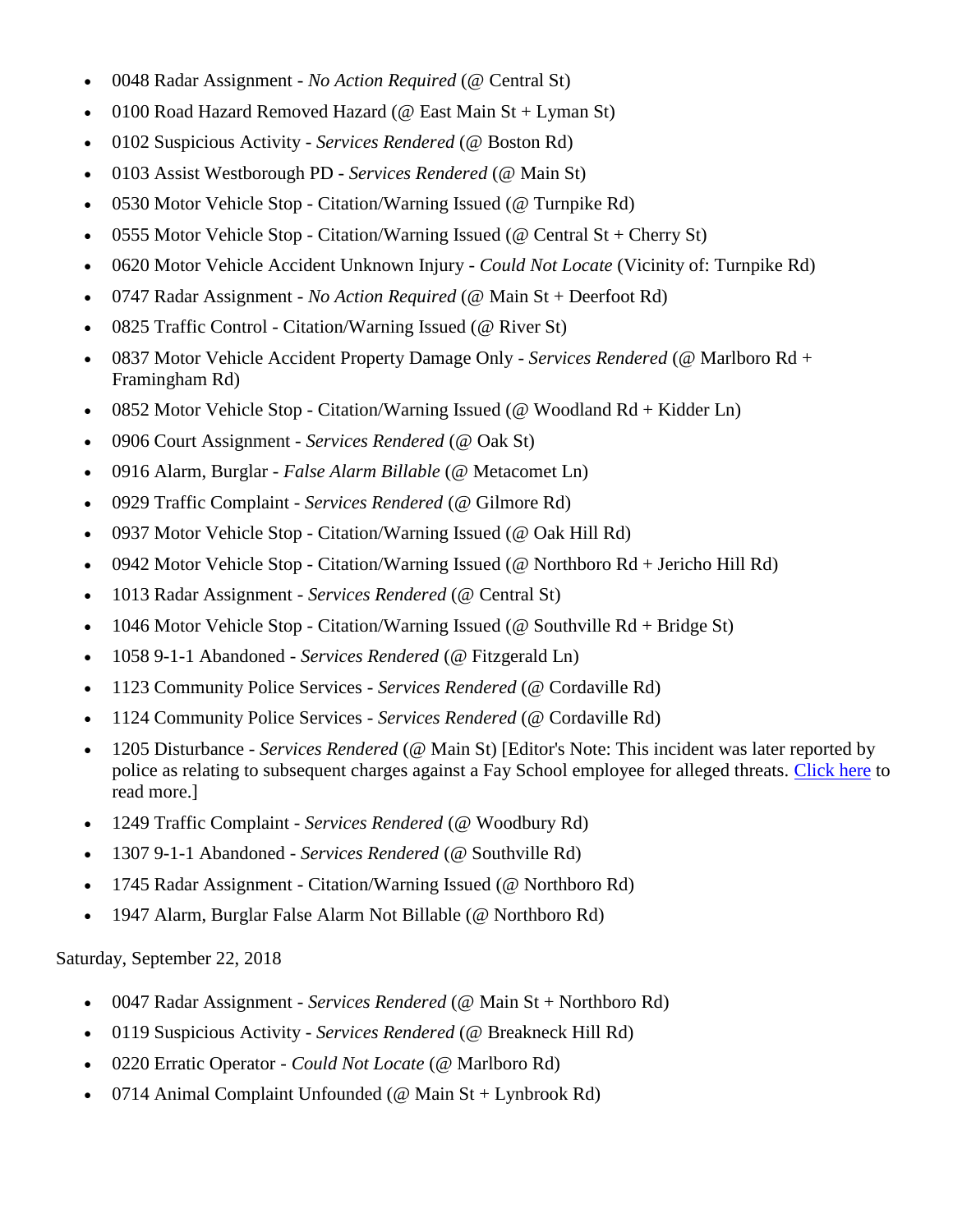- 0048 Radar Assignment - *No Action Required* (@ Central St)
- 0100 Road Hazard Removed Hazard (@ East Main St + Lyman St)
- 0102 Suspicious Activity - *Services Rendered* (@ Boston Rd)
- 0103 Assist Westborough PD - *Services Rendered* (@ Main St)
- 0530 Motor Vehicle Stop - Citation/Warning Issued (@ Turnpike Rd)
- 0555 Motor Vehicle Stop - Citation/Warning Issued (@ Central St + Cherry St)
- 0620 Motor Vehicle Accident Unknown Injury - *Could Not Locate* (Vicinity of: Turnpike Rd)
- 0747 Radar Assignment - *No Action Required* (@ Main St + Deerfoot Rd)
- 0825 Traffic Control - Citation/Warning Issued (@ River St)
- 0837 Motor Vehicle Accident Property Damage Only - *Services Rendered* (@ Marlboro Rd + Framingham Rd)
- 0852 Motor Vehicle Stop - Citation/Warning Issued (@ Woodland Rd + Kidder Ln)
- 0906 Court Assignment - *Services Rendered* (@ Oak St)
- 0916 Alarm, Burglar - *False Alarm Billable* (@ Metacomet Ln)
- 0929 Traffic Complaint - *Services Rendered* (@ Gilmore Rd)
- 0937 Motor Vehicle Stop - Citation/Warning Issued (@ Oak Hill Rd)
- 0942 Motor Vehicle Stop - Citation/Warning Issued (@ Northboro Rd + Jericho Hill Rd)
- 1013 Radar Assignment - *Services Rendered* (@ Central St)
- 1046 Motor Vehicle Stop - Citation/Warning Issued (@ Southville Rd + Bridge St)
- 1058 9-1-1 Abandoned - *Services Rendered* (@ Fitzgerald Ln)
- 1123 Community Police Services - *Services Rendered* (@ Cordaville Rd)
- 1124 Community Police Services - *Services Rendered* (@ Cordaville Rd)
- 1205 Disturbance - *Services Rendered* (@ Main St) [Editor's Note: This incident was later reported by police as relating to subsequent charges against a Fay School employee for alleged threats. Click here to read more.]
- 1249 Traffic Complaint - *Services Rendered* (@ Woodbury Rd)
- 1307 9-1-1 Abandoned - *Services Rendered* (@ Southville Rd)
- 1745 Radar Assignment - Citation/Warning Issued (@ Northboro Rd)
- 1947 Alarm, Burglar False Alarm Not Billable (@ Northboro Rd)

Saturday, September 22, 2018

- 0047 Radar Assignment - *Services Rendered* (@ Main St + Northboro Rd)
- 0119 Suspicious Activity - *Services Rendered* (@ Breakneck Hill Rd)
- 0220 Erratic Operator - *Could Not Locate* (@ Marlboro Rd)
- 0714 Animal Complaint Unfounded (@ Main St + Lynbrook Rd)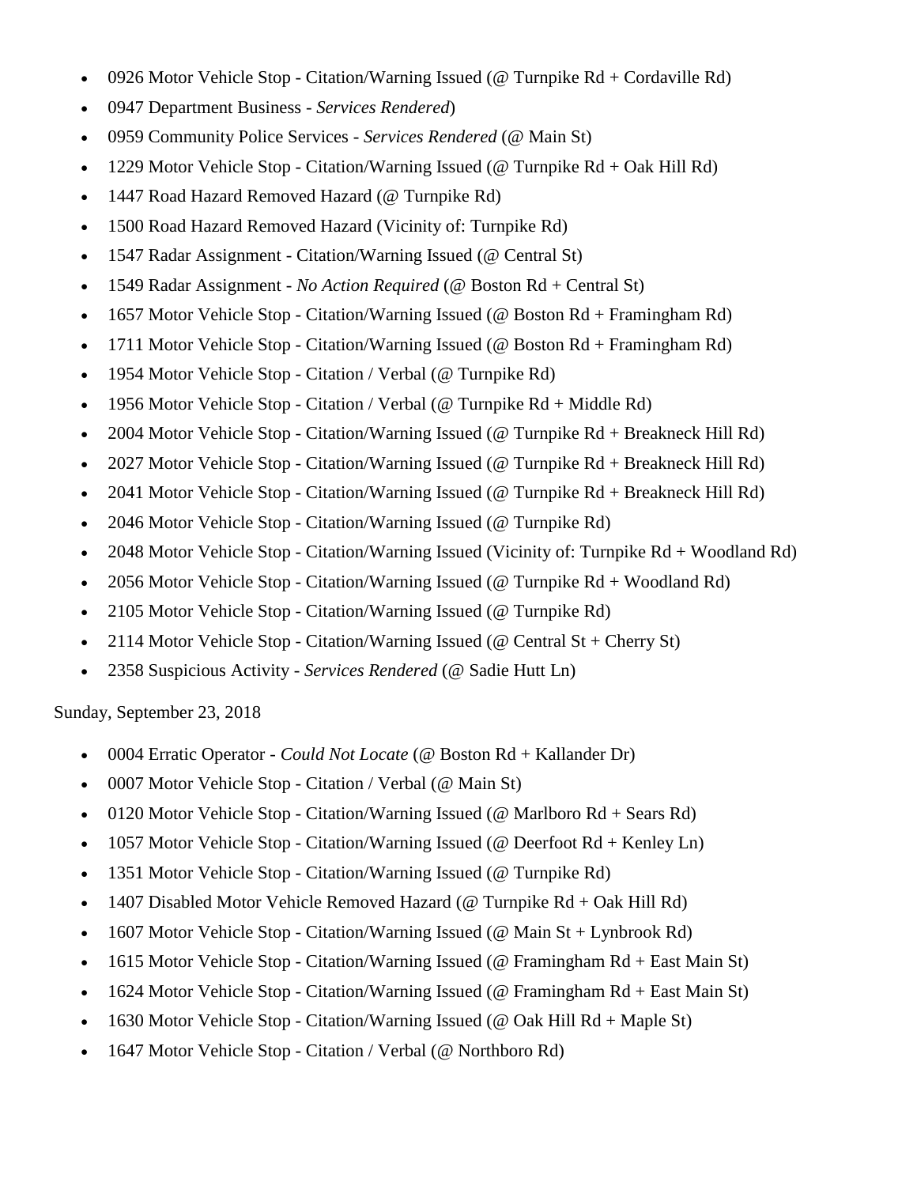- 0926 Motor Vehicle Stop - Citation/Warning Issued (@ Turnpike Rd + Cordaville Rd)
- 0947 Department Business - *Services Rendered*)
- 0959 Community Police Services - *Services Rendered* (@ Main St)
- 1229 Motor Vehicle Stop - Citation/Warning Issued (@ Turnpike Rd + Oak Hill Rd)
- 1447 Road Hazard Removed Hazard (@ Turnpike Rd)
- 1500 Road Hazard Removed Hazard (Vicinity of: Turnpike Rd)
- 1547 Radar Assignment - Citation/Warning Issued (@ Central St)
- 1549 Radar Assignment - *No Action Required* (@ Boston Rd + Central St)
- 1657 Motor Vehicle Stop - Citation/Warning Issued (@ Boston Rd + Framingham Rd)
- 1711 Motor Vehicle Stop - Citation/Warning Issued (@ Boston Rd + Framingham Rd)
- 1954 Motor Vehicle Stop - Citation / Verbal (@ Turnpike Rd)
- 1956 Motor Vehicle Stop - Citation / Verbal (@ Turnpike Rd + Middle Rd)
- 2004 Motor Vehicle Stop - Citation/Warning Issued (@ Turnpike Rd + Breakneck Hill Rd)
- 2027 Motor Vehicle Stop - Citation/Warning Issued (@ Turnpike Rd + Breakneck Hill Rd)
- 2041 Motor Vehicle Stop - Citation/Warning Issued (@ Turnpike Rd + Breakneck Hill Rd)
- 2046 Motor Vehicle Stop - Citation/Warning Issued (@ Turnpike Rd)
- 2048 Motor Vehicle Stop - Citation/Warning Issued (Vicinity of: Turnpike Rd + Woodland Rd)
- 2056 Motor Vehicle Stop - Citation/Warning Issued (@ Turnpike Rd + Woodland Rd)
- 2105 Motor Vehicle Stop - Citation/Warning Issued (@ Turnpike Rd)
- 2114 Motor Vehicle Stop - Citation/Warning Issued (@ Central St + Cherry St)
- 2358 Suspicious Activity - *Services Rendered* (@ Sadie Hutt Ln)

Sunday, September 23, 2018

- 0004 Erratic Operator - *Could Not Locate* (@ Boston Rd + Kallander Dr)
- 0007 Motor Vehicle Stop - Citation / Verbal (@ Main St)
- 0120 Motor Vehicle Stop - Citation/Warning Issued (@ Marlboro Rd + Sears Rd)
- 1057 Motor Vehicle Stop - Citation/Warning Issued (@ Deerfoot Rd + Kenley Ln)
- 1351 Motor Vehicle Stop - Citation/Warning Issued (@ Turnpike Rd)
- 1407 Disabled Motor Vehicle Removed Hazard (@ Turnpike Rd + Oak Hill Rd)
- 1607 Motor Vehicle Stop - Citation/Warning Issued (@ Main St + Lynbrook Rd)
- 1615 Motor Vehicle Stop - Citation/Warning Issued (@ Framingham Rd + East Main St)
- 1624 Motor Vehicle Stop - Citation/Warning Issued (@ Framingham Rd + East Main St)
- 1630 Motor Vehicle Stop - Citation/Warning Issued (@ Oak Hill Rd + Maple St)
- 1647 Motor Vehicle Stop - Citation / Verbal (@ Northboro Rd)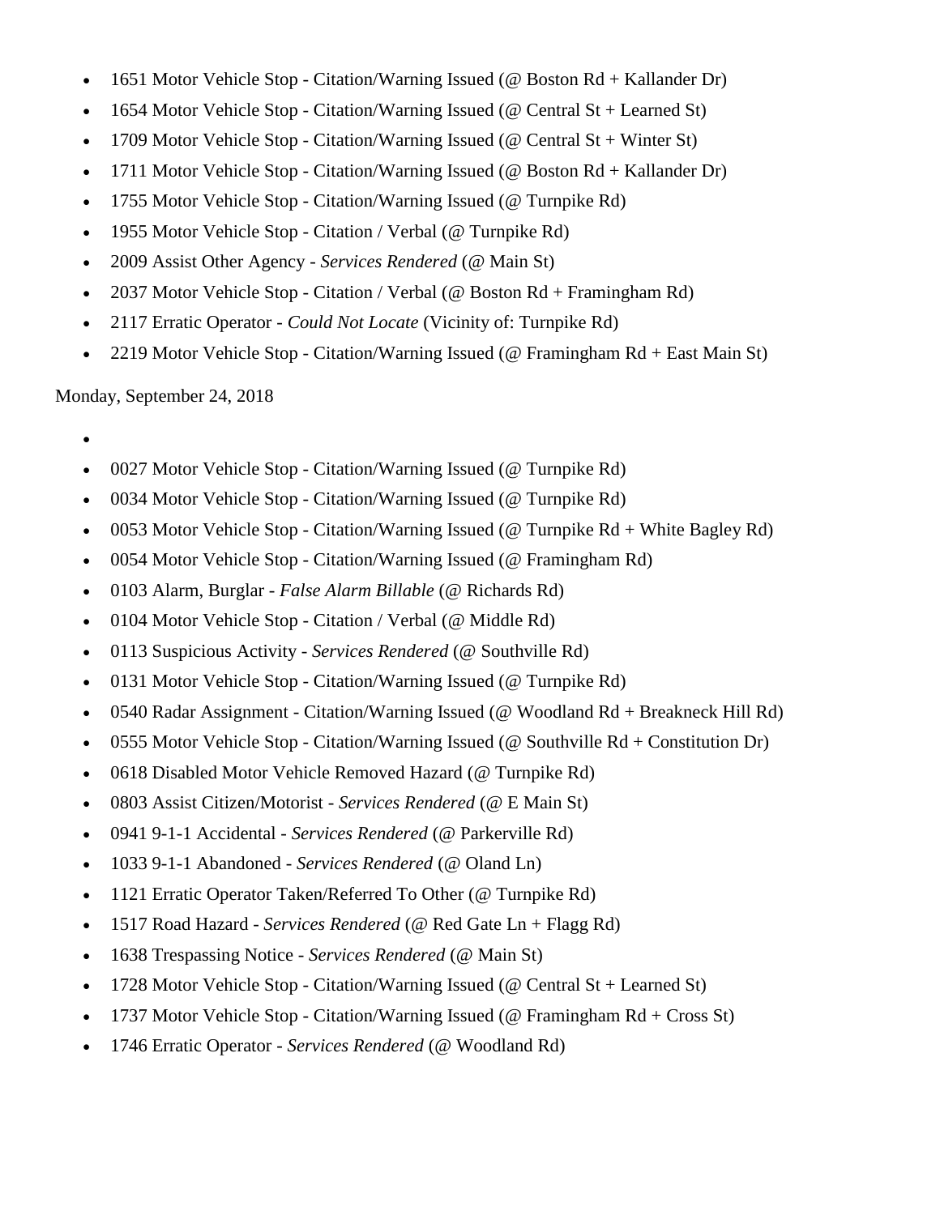- 1651 Motor Vehicle Stop - Citation/Warning Issued (@ Boston Rd + Kallander Dr)
- 1654 Motor Vehicle Stop - Citation/Warning Issued (@ Central St + Learned St)
- 1709 Motor Vehicle Stop - Citation/Warning Issued (@ Central St + Winter St)
- 1711 Motor Vehicle Stop - Citation/Warning Issued (@ Boston Rd + Kallander Dr)
- 1755 Motor Vehicle Stop - Citation/Warning Issued (@ Turnpike Rd)
- 1955 Motor Vehicle Stop - Citation / Verbal (@ Turnpike Rd)
- 2009 Assist Other Agency - *Services Rendered* (@ Main St)
- 2037 Motor Vehicle Stop - Citation / Verbal (@ Boston Rd + Framingham Rd)
- 2117 Erratic Operator - *Could Not Locate* (Vicinity of: Turnpike Rd)
- 2219 Motor Vehicle Stop - Citation/Warning Issued (@ Framingham Rd + East Main St)

Monday, September 24, 2018

- 
- 0027 Motor Vehicle Stop - Citation/Warning Issued (@ Turnpike Rd)
- 0034 Motor Vehicle Stop - Citation/Warning Issued (@ Turnpike Rd)
- 0053 Motor Vehicle Stop - Citation/Warning Issued (@ Turnpike Rd + White Bagley Rd)
- 0054 Motor Vehicle Stop - Citation/Warning Issued (@ Framingham Rd)
- 0103 Alarm, Burglar - *False Alarm Billable* (@ Richards Rd)
- 0104 Motor Vehicle Stop - Citation / Verbal (@ Middle Rd)
- 0113 Suspicious Activity - *Services Rendered* (@ Southville Rd)
- 0131 Motor Vehicle Stop - Citation/Warning Issued (@ Turnpike Rd)
- 0540 Radar Assignment - Citation/Warning Issued (@ Woodland Rd + Breakneck Hill Rd)
- 0555 Motor Vehicle Stop - Citation/Warning Issued (@ Southville Rd + Constitution Dr)
- 0618 Disabled Motor Vehicle Removed Hazard (@ Turnpike Rd)
- 0803 Assist Citizen/Motorist - *Services Rendered* (@ E Main St)
- 0941 9-1-1 Accidental - *Services Rendered* (@ Parkerville Rd)
- 1033 9-1-1 Abandoned - *Services Rendered* (@ Oland Ln)
- 1121 Erratic Operator Taken/Referred To Other (@ Turnpike Rd)
- 1517 Road Hazard - *Services Rendered* (@ Red Gate Ln + Flagg Rd)
- 1638 Trespassing Notice - *Services Rendered* (@ Main St)
- 1728 Motor Vehicle Stop - Citation/Warning Issued (@ Central St + Learned St)
- 1737 Motor Vehicle Stop - Citation/Warning Issued (@ Framingham Rd + Cross St)
- 1746 Erratic Operator - *Services Rendered* (@ Woodland Rd)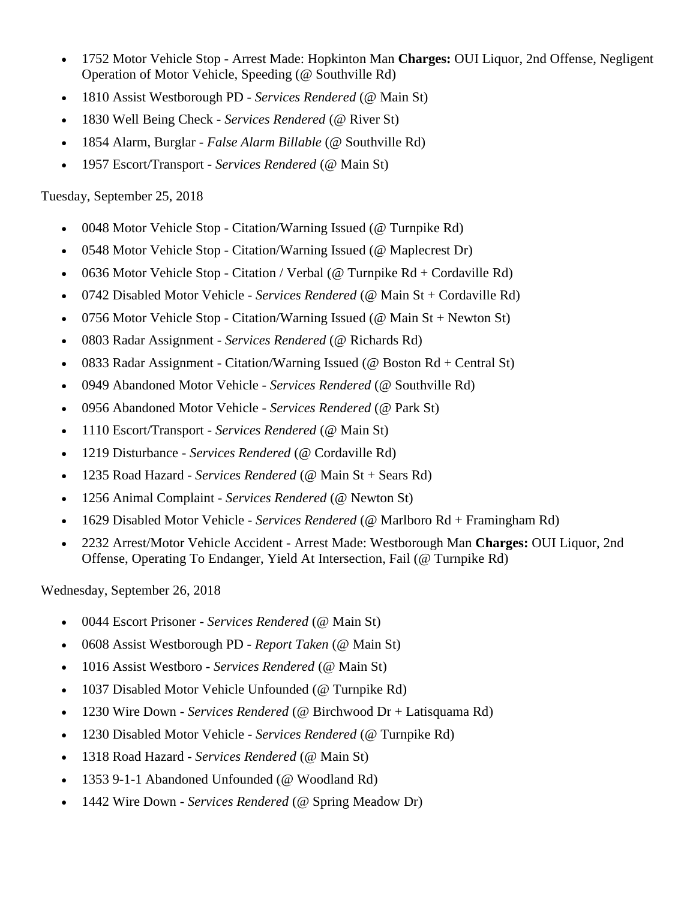- 1752 Motor Vehicle Stop - Arrest Made: Hopkinton Man **Charges:** OUI Liquor, 2nd Offense, Negligent Operation of Motor Vehicle, Speeding (@ Southville Rd)
- 1810 Assist Westborough PD - *Services Rendered* (@ Main St)
- 1830 Well Being Check - *Services Rendered* (@ River St)
- 1854 Alarm, Burglar - *False Alarm Billable* (@ Southville Rd)
- 1957 Escort/Transport - *Services Rendered* (@ Main St)

Tuesday, September 25, 2018

- 0048 Motor Vehicle Stop - Citation/Warning Issued (@ Turnpike Rd)
- 0548 Motor Vehicle Stop - Citation/Warning Issued (@ Maplecrest Dr)
- 0636 Motor Vehicle Stop - Citation / Verbal (@ Turnpike Rd + Cordaville Rd)
- 0742 Disabled Motor Vehicle - *Services Rendered* (@ Main St + Cordaville Rd)
- 0756 Motor Vehicle Stop - Citation/Warning Issued (@ Main St + Newton St)
- 0803 Radar Assignment - *Services Rendered* (@ Richards Rd)
- 0833 Radar Assignment - Citation/Warning Issued (@ Boston Rd + Central St)
- 0949 Abandoned Motor Vehicle - *Services Rendered* (@ Southville Rd)
- 0956 Abandoned Motor Vehicle - *Services Rendered* (@ Park St)
- 1110 Escort/Transport - *Services Rendered* (@ Main St)
- 1219 Disturbance - *Services Rendered* (@ Cordaville Rd)
- 1235 Road Hazard - *Services Rendered* (@ Main St + Sears Rd)
- 1256 Animal Complaint - *Services Rendered* (@ Newton St)
- 1629 Disabled Motor Vehicle - *Services Rendered* (@ Marlboro Rd + Framingham Rd)
- 2232 Arrest/Motor Vehicle Accident - Arrest Made: Westborough Man **Charges:** OUI Liquor, 2nd Offense, Operating To Endanger, Yield At Intersection, Fail (@ Turnpike Rd)

Wednesday, September 26, 2018

- 0044 Escort Prisoner - *Services Rendered* (@ Main St)
- 0608 Assist Westborough PD - *Report Taken* (@ Main St)
- 1016 Assist Westboro - *Services Rendered* (@ Main St)
- 1037 Disabled Motor Vehicle Unfounded (@ Turnpike Rd)
- 1230 Wire Down - *Services Rendered* (@ Birchwood Dr + Latisquama Rd)
- 1230 Disabled Motor Vehicle - *Services Rendered* (@ Turnpike Rd)
- 1318 Road Hazard - *Services Rendered* (@ Main St)
- 1353 9-1-1 Abandoned Unfounded (@ Woodland Rd)
- 1442 Wire Down - *Services Rendered* (@ Spring Meadow Dr)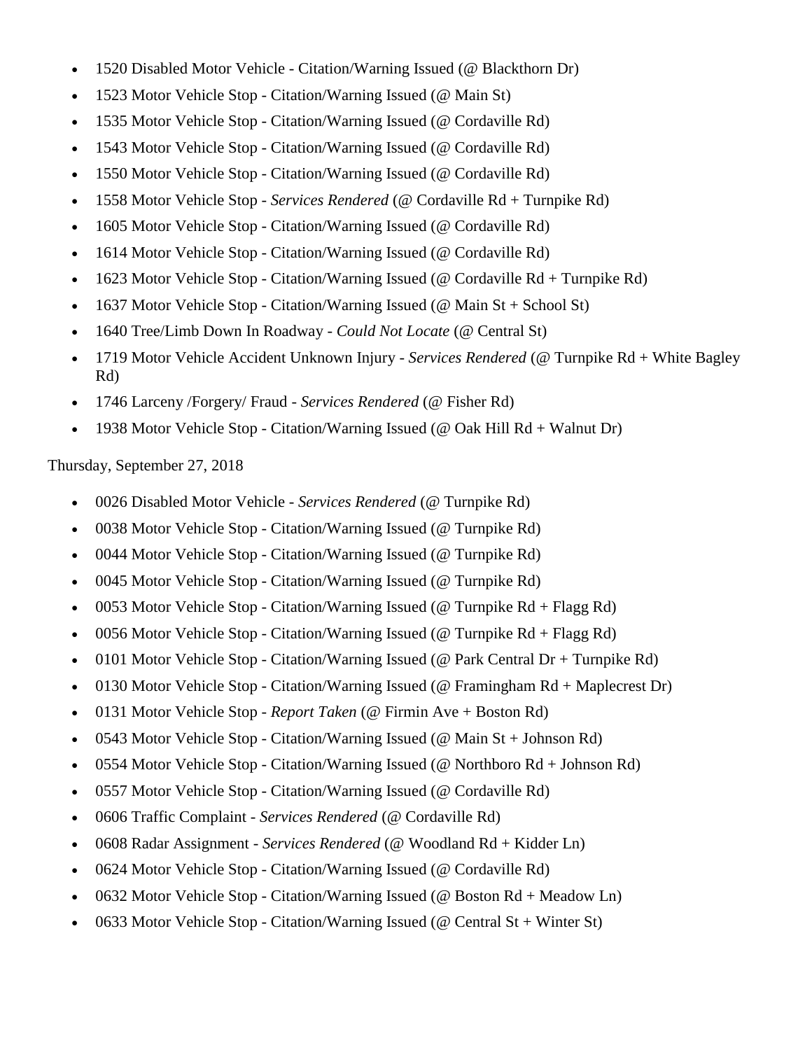- 1520 Disabled Motor Vehicle - Citation/Warning Issued (@ Blackthorn Dr)
- 1523 Motor Vehicle Stop - Citation/Warning Issued (@ Main St)
- 1535 Motor Vehicle Stop - Citation/Warning Issued (@ Cordaville Rd)
- 1543 Motor Vehicle Stop - Citation/Warning Issued (@ Cordaville Rd)
- 1550 Motor Vehicle Stop - Citation/Warning Issued (@ Cordaville Rd)
- 1558 Motor Vehicle Stop - *Services Rendered* (@ Cordaville Rd + Turnpike Rd)
- 1605 Motor Vehicle Stop - Citation/Warning Issued (@ Cordaville Rd)
- 1614 Motor Vehicle Stop - Citation/Warning Issued (@ Cordaville Rd)
- 1623 Motor Vehicle Stop - Citation/Warning Issued (@ Cordaville Rd + Turnpike Rd)
- 1637 Motor Vehicle Stop - Citation/Warning Issued (@ Main St + School St)
- 1640 Tree/Limb Down In Roadway - *Could Not Locate* (@ Central St)
- 1719 Motor Vehicle Accident Unknown Injury - *Services Rendered* (@ Turnpike Rd + White Bagley Rd)
- 1746 Larceny /Forgery/ Fraud - *Services Rendered* (@ Fisher Rd)
- 1938 Motor Vehicle Stop - Citation/Warning Issued (@ Oak Hill Rd + Walnut Dr)

Thursday, September 27, 2018

- 0026 Disabled Motor Vehicle - *Services Rendered* (@ Turnpike Rd)
- 0038 Motor Vehicle Stop - Citation/Warning Issued (@ Turnpike Rd)
- 0044 Motor Vehicle Stop - Citation/Warning Issued (@ Turnpike Rd)
- 0045 Motor Vehicle Stop - Citation/Warning Issued (@ Turnpike Rd)
- 0053 Motor Vehicle Stop - Citation/Warning Issued (@ Turnpike Rd + Flagg Rd)
- 0056 Motor Vehicle Stop - Citation/Warning Issued (@ Turnpike Rd + Flagg Rd)
- 0101 Motor Vehicle Stop - Citation/Warning Issued (@ Park Central Dr + Turnpike Rd)
- 0130 Motor Vehicle Stop - Citation/Warning Issued (@ Framingham Rd + Maplecrest Dr)
- 0131 Motor Vehicle Stop - *Report Taken* (@ Firmin Ave + Boston Rd)
- 0543 Motor Vehicle Stop - Citation/Warning Issued (@ Main St + Johnson Rd)
- 0554 Motor Vehicle Stop - Citation/Warning Issued (@ Northboro Rd + Johnson Rd)
- 0557 Motor Vehicle Stop - Citation/Warning Issued (@ Cordaville Rd)
- 0606 Traffic Complaint - *Services Rendered* (@ Cordaville Rd)
- 0608 Radar Assignment - *Services Rendered* (@ Woodland Rd + Kidder Ln)
- 0624 Motor Vehicle Stop - Citation/Warning Issued (@ Cordaville Rd)
- 0632 Motor Vehicle Stop - Citation/Warning Issued (@ Boston Rd + Meadow Ln)
- 0633 Motor Vehicle Stop - Citation/Warning Issued (@ Central St + Winter St)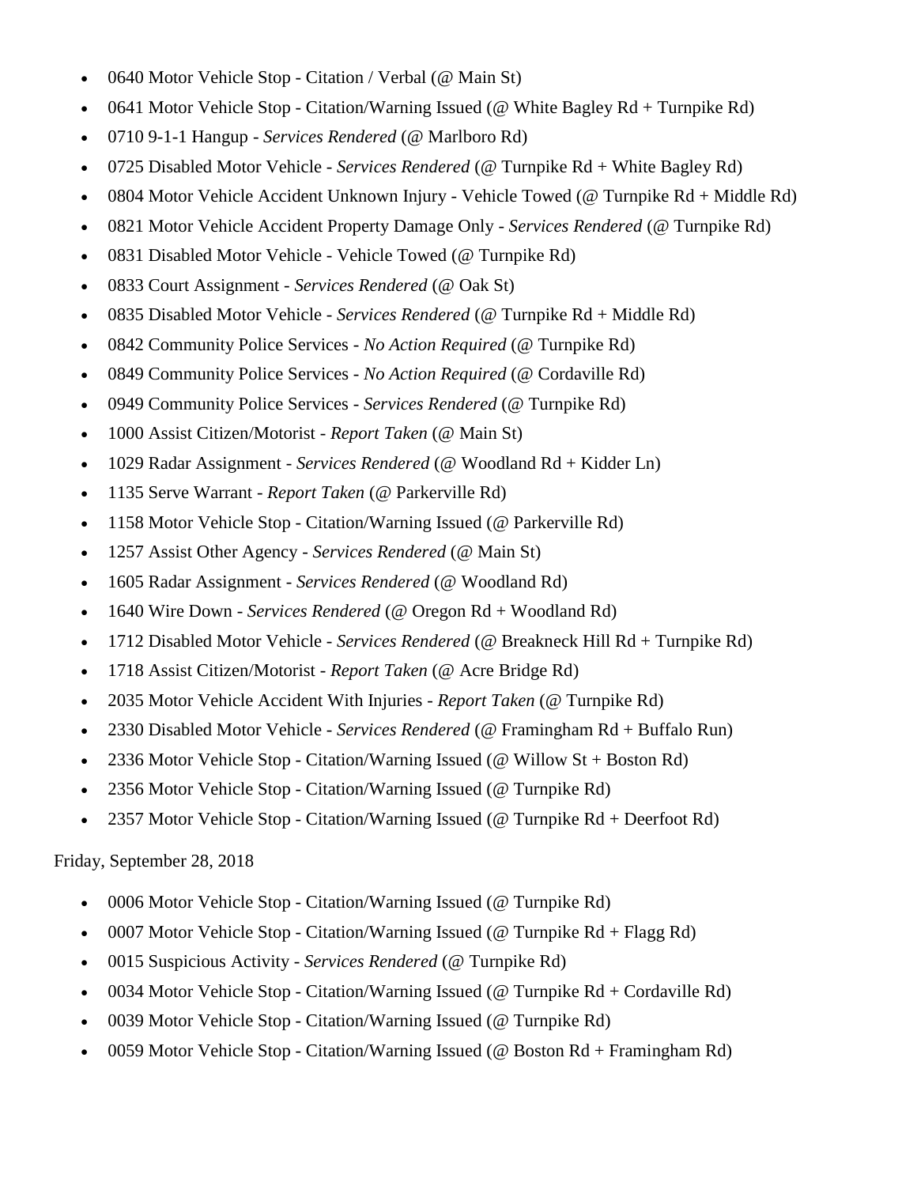- 0640 Motor Vehicle Stop - Citation / Verbal (@ Main St)
- 0641 Motor Vehicle Stop - Citation/Warning Issued (@ White Bagley Rd + Turnpike Rd)
- 0710 9-1-1 Hangup - *Services Rendered* (@ Marlboro Rd)
- 0725 Disabled Motor Vehicle - *Services Rendered* (@ Turnpike Rd + White Bagley Rd)
- 0804 Motor Vehicle Accident Unknown Injury - Vehicle Towed (@ Turnpike Rd + Middle Rd)
- 0821 Motor Vehicle Accident Property Damage Only - *Services Rendered* (@ Turnpike Rd)
- 0831 Disabled Motor Vehicle - Vehicle Towed (@ Turnpike Rd)
- 0833 Court Assignment - *Services Rendered* (@ Oak St)
- 0835 Disabled Motor Vehicle - *Services Rendered* (@ Turnpike Rd + Middle Rd)
- 0842 Community Police Services - *No Action Required* (@ Turnpike Rd)
- 0849 Community Police Services - *No Action Required* (@ Cordaville Rd)
- 0949 Community Police Services - *Services Rendered* (@ Turnpike Rd)
- 1000 Assist Citizen/Motorist - *Report Taken* (@ Main St)
- 1029 Radar Assignment - *Services Rendered* (@ Woodland Rd + Kidder Ln)
- 1135 Serve Warrant - *Report Taken* (@ Parkerville Rd)
- 1158 Motor Vehicle Stop - Citation/Warning Issued (@ Parkerville Rd)
- 1257 Assist Other Agency - *Services Rendered* (@ Main St)
- 1605 Radar Assignment - *Services Rendered* (@ Woodland Rd)
- 1640 Wire Down - *Services Rendered* (@ Oregon Rd + Woodland Rd)
- 1712 Disabled Motor Vehicle - *Services Rendered* (@ Breakneck Hill Rd + Turnpike Rd)
- 1718 Assist Citizen/Motorist - *Report Taken* (@ Acre Bridge Rd)
- 2035 Motor Vehicle Accident With Injuries - *Report Taken* (@ Turnpike Rd)
- 2330 Disabled Motor Vehicle - *Services Rendered* (@ Framingham Rd + Buffalo Run)
- 2336 Motor Vehicle Stop - Citation/Warning Issued (@ Willow St + Boston Rd)
- 2356 Motor Vehicle Stop - Citation/Warning Issued (@ Turnpike Rd)
- 2357 Motor Vehicle Stop - Citation/Warning Issued (@ Turnpike Rd + Deerfoot Rd)

Friday, September 28, 2018

- 0006 Motor Vehicle Stop - Citation/Warning Issued (@ Turnpike Rd)
- 0007 Motor Vehicle Stop - Citation/Warning Issued (@ Turnpike Rd + Flagg Rd)
- 0015 Suspicious Activity - *Services Rendered* (@ Turnpike Rd)
- 0034 Motor Vehicle Stop - Citation/Warning Issued (@ Turnpike Rd + Cordaville Rd)
- 0039 Motor Vehicle Stop - Citation/Warning Issued (@ Turnpike Rd)
- 0059 Motor Vehicle Stop - Citation/Warning Issued (@ Boston Rd + Framingham Rd)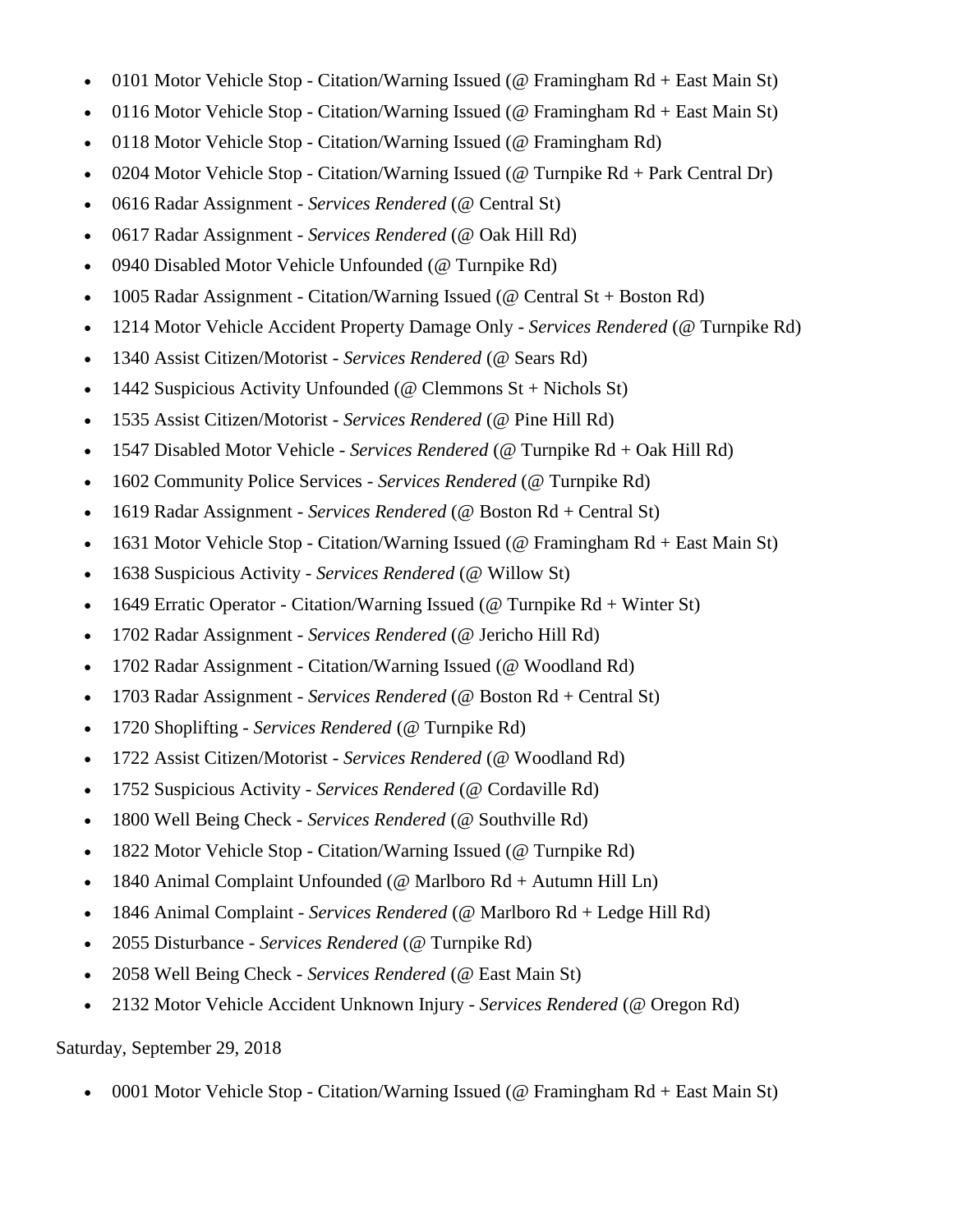- 0101 Motor Vehicle Stop - Citation/Warning Issued (@ Framingham Rd + East Main St)
- 0116 Motor Vehicle Stop - Citation/Warning Issued (@ Framingham Rd + East Main St)
- 0118 Motor Vehicle Stop - Citation/Warning Issued (@ Framingham Rd)
- 0204 Motor Vehicle Stop - Citation/Warning Issued (@ Turnpike Rd + Park Central Dr)
- 0616 Radar Assignment - *Services Rendered* (@ Central St)
- 0617 Radar Assignment - *Services Rendered* (@ Oak Hill Rd)
- 0940 Disabled Motor Vehicle Unfounded (@ Turnpike Rd)
- 1005 Radar Assignment - Citation/Warning Issued (@ Central St + Boston Rd)
- 1214 Motor Vehicle Accident Property Damage Only - *Services Rendered* (@ Turnpike Rd)
- 1340 Assist Citizen/Motorist - *Services Rendered* (@ Sears Rd)
- 1442 Suspicious Activity Unfounded (@ Clemmons St + Nichols St)
- 1535 Assist Citizen/Motorist - *Services Rendered* (@ Pine Hill Rd)
- 1547 Disabled Motor Vehicle - *Services Rendered* (@ Turnpike Rd + Oak Hill Rd)
- 1602 Community Police Services - *Services Rendered* (@ Turnpike Rd)
- 1619 Radar Assignment - *Services Rendered* (@ Boston Rd + Central St)
- 1631 Motor Vehicle Stop - Citation/Warning Issued (@ Framingham Rd + East Main St)
- 1638 Suspicious Activity - *Services Rendered* (@ Willow St)
- 1649 Erratic Operator - Citation/Warning Issued (@ Turnpike Rd + Winter St)
- 1702 Radar Assignment - *Services Rendered* (@ Jericho Hill Rd)
- 1702 Radar Assignment - Citation/Warning Issued (@ Woodland Rd)
- 1703 Radar Assignment - *Services Rendered* (@ Boston Rd + Central St)
- 1720 Shoplifting - *Services Rendered* (@ Turnpike Rd)
- 1722 Assist Citizen/Motorist - *Services Rendered* (@ Woodland Rd)
- 1752 Suspicious Activity - *Services Rendered* (@ Cordaville Rd)
- 1800 Well Being Check - *Services Rendered* (@ Southville Rd)
- 1822 Motor Vehicle Stop - Citation/Warning Issued (@ Turnpike Rd)
- 1840 Animal Complaint Unfounded (@ Marlboro Rd + Autumn Hill Ln)
- 1846 Animal Complaint - *Services Rendered* (@ Marlboro Rd + Ledge Hill Rd)
- 2055 Disturbance - *Services Rendered* (@ Turnpike Rd)
- 2058 Well Being Check - *Services Rendered* (@ East Main St)
- 2132 Motor Vehicle Accident Unknown Injury - *Services Rendered* (@ Oregon Rd)

Saturday, September 29, 2018

- 0001 Motor Vehicle Stop - Citation/Warning Issued (@ Framingham Rd + East Main St)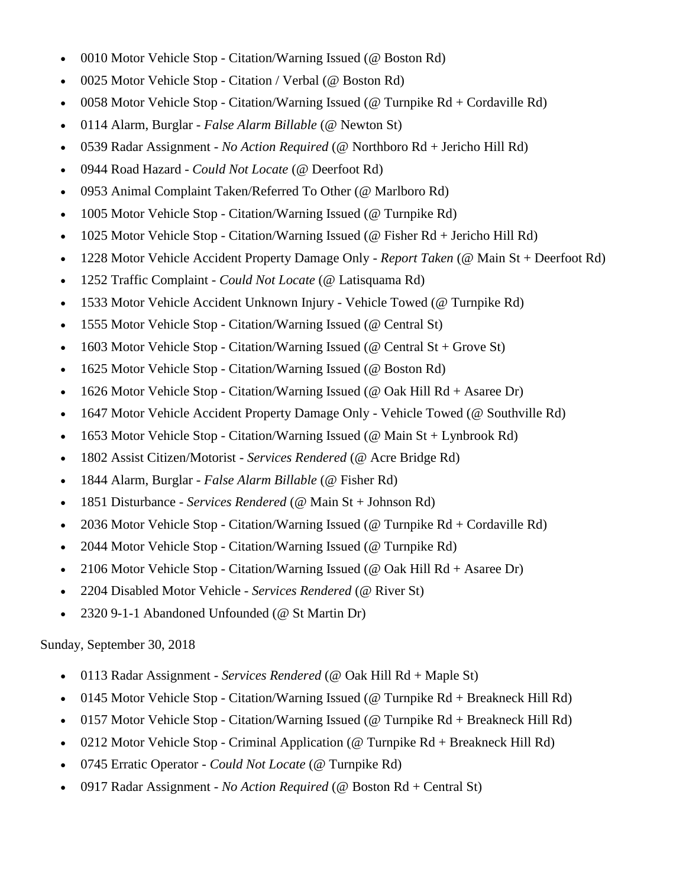- 0010 Motor Vehicle Stop - Citation/Warning Issued (@ Boston Rd)
- 0025 Motor Vehicle Stop - Citation / Verbal (@ Boston Rd)
- 0058 Motor Vehicle Stop - Citation/Warning Issued (@ Turnpike Rd + Cordaville Rd)
- 0114 Alarm, Burglar - *False Alarm Billable* (@ Newton St)
- 0539 Radar Assignment - *No Action Required* (@ Northboro Rd + Jericho Hill Rd)
- 0944 Road Hazard - *Could Not Locate* (@ Deerfoot Rd)
- 0953 Animal Complaint Taken/Referred To Other (@ Marlboro Rd)
- 1005 Motor Vehicle Stop - Citation/Warning Issued (@ Turnpike Rd)
- 1025 Motor Vehicle Stop - Citation/Warning Issued (@ Fisher Rd + Jericho Hill Rd)
- 1228 Motor Vehicle Accident Property Damage Only - *Report Taken* (@ Main St + Deerfoot Rd)
- 1252 Traffic Complaint - *Could Not Locate* (@ Latisquama Rd)
- 1533 Motor Vehicle Accident Unknown Injury - Vehicle Towed (@ Turnpike Rd)
- 1555 Motor Vehicle Stop - Citation/Warning Issued (@ Central St)
- 1603 Motor Vehicle Stop - Citation/Warning Issued (@ Central St + Grove St)
- 1625 Motor Vehicle Stop - Citation/Warning Issued (@ Boston Rd)
- 1626 Motor Vehicle Stop - Citation/Warning Issued (@ Oak Hill Rd + Asaree Dr)
- 1647 Motor Vehicle Accident Property Damage Only - Vehicle Towed (@ Southville Rd)
- 1653 Motor Vehicle Stop - Citation/Warning Issued (@ Main St + Lynbrook Rd)
- 1802 Assist Citizen/Motorist - *Services Rendered* (@ Acre Bridge Rd)
- 1844 Alarm, Burglar - *False Alarm Billable* (@ Fisher Rd)
- 1851 Disturbance - *Services Rendered* (@ Main St + Johnson Rd)
- 2036 Motor Vehicle Stop - Citation/Warning Issued (@ Turnpike Rd + Cordaville Rd)
- 2044 Motor Vehicle Stop - Citation/Warning Issued (@ Turnpike Rd)
- 2106 Motor Vehicle Stop - Citation/Warning Issued (@ Oak Hill Rd + Asaree Dr)
- 2204 Disabled Motor Vehicle - *Services Rendered* (@ River St)
- 2320 9-1-1 Abandoned Unfounded (@ St Martin Dr)

Sunday, September 30, 2018

- 0113 Radar Assignment - *Services Rendered* (@ Oak Hill Rd + Maple St)
- 0145 Motor Vehicle Stop - Citation/Warning Issued (@ Turnpike Rd + Breakneck Hill Rd)
- 0157 Motor Vehicle Stop - Citation/Warning Issued (@ Turnpike Rd + Breakneck Hill Rd)
- 0212 Motor Vehicle Stop - Criminal Application (@ Turnpike Rd + Breakneck Hill Rd)
- 0745 Erratic Operator - *Could Not Locate* (@ Turnpike Rd)
- 0917 Radar Assignment - *No Action Required* (@ Boston Rd + Central St)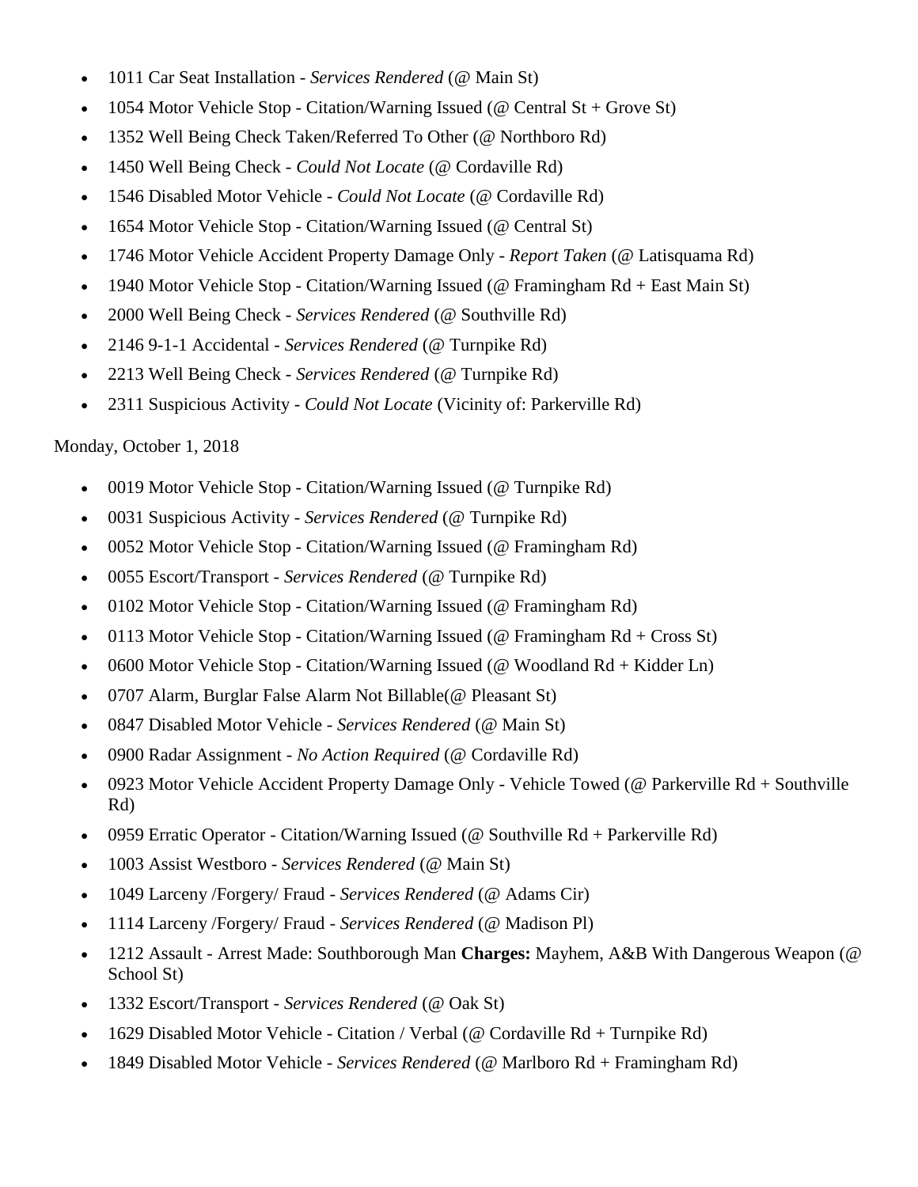- 1011 Car Seat Installation - *Services Rendered* (@ Main St)
- 1054 Motor Vehicle Stop - Citation/Warning Issued (@ Central St + Grove St)
- 1352 Well Being Check Taken/Referred To Other (@ Northboro Rd)
- 1450 Well Being Check - *Could Not Locate* (@ Cordaville Rd)
- 1546 Disabled Motor Vehicle - *Could Not Locate* (@ Cordaville Rd)
- 1654 Motor Vehicle Stop - Citation/Warning Issued (@ Central St)
- 1746 Motor Vehicle Accident Property Damage Only - *Report Taken* (@ Latisquama Rd)
- 1940 Motor Vehicle Stop - Citation/Warning Issued (@ Framingham Rd + East Main St)
- 2000 Well Being Check - *Services Rendered* (@ Southville Rd)
- 2146 9-1-1 Accidental - *Services Rendered* (@ Turnpike Rd)
- 2213 Well Being Check - *Services Rendered* (@ Turnpike Rd)
- 2311 Suspicious Activity - *Could Not Locate* (Vicinity of: Parkerville Rd)

Monday, October 1, 2018

- 0019 Motor Vehicle Stop - Citation/Warning Issued (@ Turnpike Rd)
- 0031 Suspicious Activity - *Services Rendered* (@ Turnpike Rd)
- 0052 Motor Vehicle Stop - Citation/Warning Issued (@ Framingham Rd)
- 0055 Escort/Transport - *Services Rendered* (@ Turnpike Rd)
- 0102 Motor Vehicle Stop - Citation/Warning Issued (@ Framingham Rd)
- 0113 Motor Vehicle Stop - Citation/Warning Issued (@ Framingham Rd + Cross St)
- 0600 Motor Vehicle Stop - Citation/Warning Issued (@ Woodland Rd + Kidder Ln)
- 0707 Alarm, Burglar False Alarm Not Billable(@ Pleasant St)
- 0847 Disabled Motor Vehicle - *Services Rendered* (@ Main St)
- 0900 Radar Assignment - *No Action Required* (@ Cordaville Rd)
- 0923 Motor Vehicle Accident Property Damage Only - Vehicle Towed (@ Parkerville Rd + Southville Rd)
- 0959 Erratic Operator - Citation/Warning Issued (@ Southville Rd + Parkerville Rd)
- 1003 Assist Westboro - *Services Rendered* (@ Main St)
- 1049 Larceny /Forgery/ Fraud - *Services Rendered* (@ Adams Cir)
- 1114 Larceny /Forgery/ Fraud - *Services Rendered* (@ Madison Pl)
- 1212 Assault - Arrest Made: Southborough Man **Charges:** Mayhem, A&B With Dangerous Weapon (@ School St)
- 1332 Escort/Transport - *Services Rendered* (@ Oak St)
- 1629 Disabled Motor Vehicle - Citation / Verbal (@ Cordaville Rd + Turnpike Rd)
- 1849 Disabled Motor Vehicle - *Services Rendered* (@ Marlboro Rd + Framingham Rd)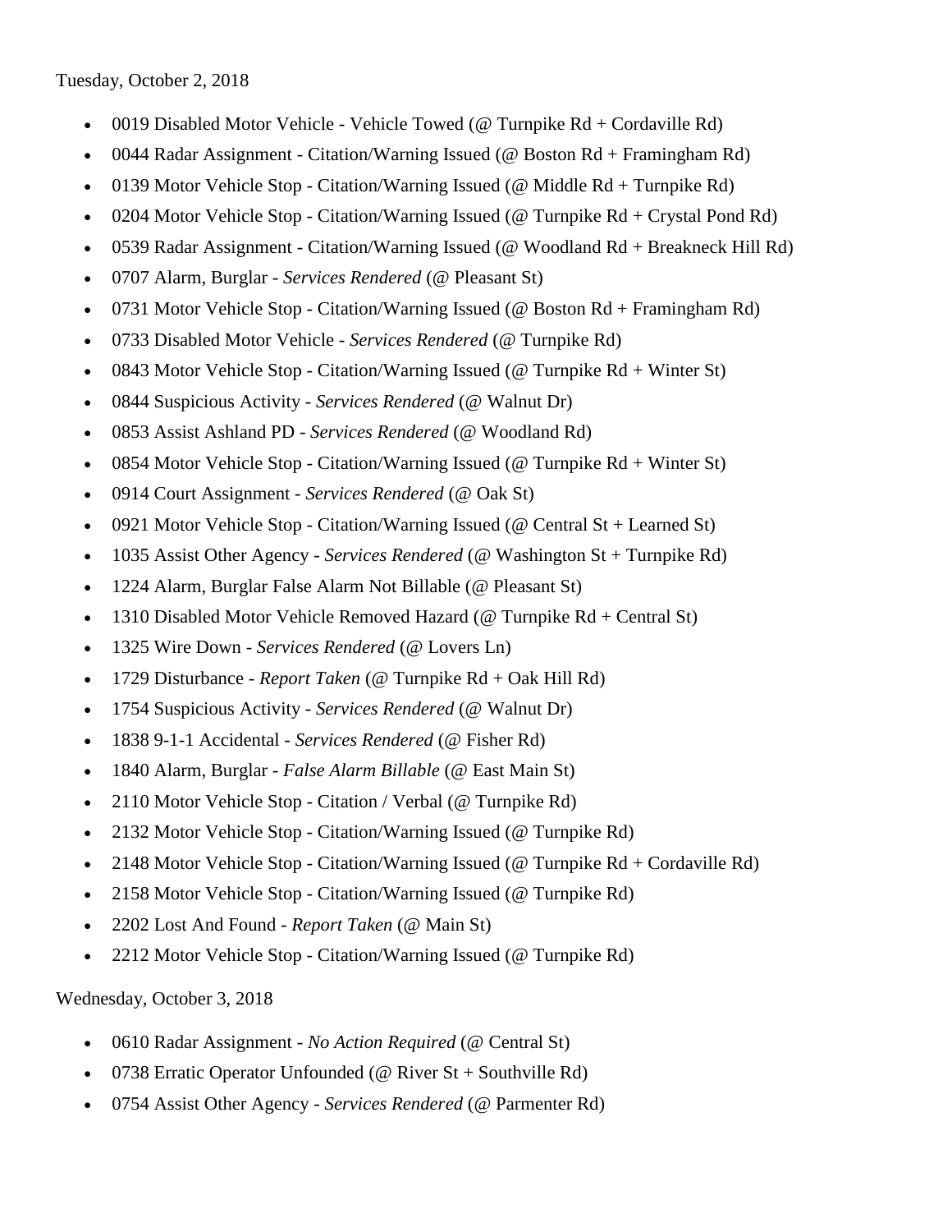Tuesday, October 2, 2018

- 0019 Disabled Motor Vehicle - Vehicle Towed (@ Turnpike Rd + Cordaville Rd)
- 0044 Radar Assignment - Citation/Warning Issued (@ Boston Rd + Framingham Rd)
- 0139 Motor Vehicle Stop - Citation/Warning Issued (@ Middle Rd + Turnpike Rd)
- 0204 Motor Vehicle Stop - Citation/Warning Issued (@ Turnpike Rd + Crystal Pond Rd)
- 0539 Radar Assignment - Citation/Warning Issued (@ Woodland Rd + Breakneck Hill Rd)
- 0707 Alarm, Burglar - *Services Rendered* (@ Pleasant St)
- 0731 Motor Vehicle Stop - Citation/Warning Issued (@ Boston Rd + Framingham Rd)
- 0733 Disabled Motor Vehicle - *Services Rendered* (@ Turnpike Rd)
- 0843 Motor Vehicle Stop - Citation/Warning Issued (@ Turnpike Rd + Winter St)
- 0844 Suspicious Activity - *Services Rendered* (@ Walnut Dr)
- 0853 Assist Ashland PD - *Services Rendered* (@ Woodland Rd)
- 0854 Motor Vehicle Stop - Citation/Warning Issued (@ Turnpike Rd + Winter St)
- 0914 Court Assignment - *Services Rendered* (@ Oak St)
- 0921 Motor Vehicle Stop - Citation/Warning Issued (@ Central St + Learned St)
- 1035 Assist Other Agency - *Services Rendered* (@ Washington St + Turnpike Rd)
- 1224 Alarm, Burglar False Alarm Not Billable (@ Pleasant St)
- 1310 Disabled Motor Vehicle Removed Hazard (@ Turnpike Rd + Central St)
- 1325 Wire Down - *Services Rendered* (@ Lovers Ln)
- 1729 Disturbance - *Report Taken* (@ Turnpike Rd + Oak Hill Rd)
- 1754 Suspicious Activity - *Services Rendered* (@ Walnut Dr)
- 1838 9-1-1 Accidental - *Services Rendered* (@ Fisher Rd)
- 1840 Alarm, Burglar - *False Alarm Billable* (@ East Main St)
- 2110 Motor Vehicle Stop - Citation / Verbal (@ Turnpike Rd)
- 2132 Motor Vehicle Stop - Citation/Warning Issued (@ Turnpike Rd)
- 2148 Motor Vehicle Stop - Citation/Warning Issued (@ Turnpike Rd + Cordaville Rd)
- 2158 Motor Vehicle Stop - Citation/Warning Issued (@ Turnpike Rd)
- 2202 Lost And Found - *Report Taken* (@ Main St)
- 2212 Motor Vehicle Stop - Citation/Warning Issued (@ Turnpike Rd)

Wednesday, October 3, 2018

- 0610 Radar Assignment - *No Action Required* (@ Central St)
- 0738 Erratic Operator Unfounded (@ River St + Southville Rd)
- 0754 Assist Other Agency - *Services Rendered* (@ Parmenter Rd)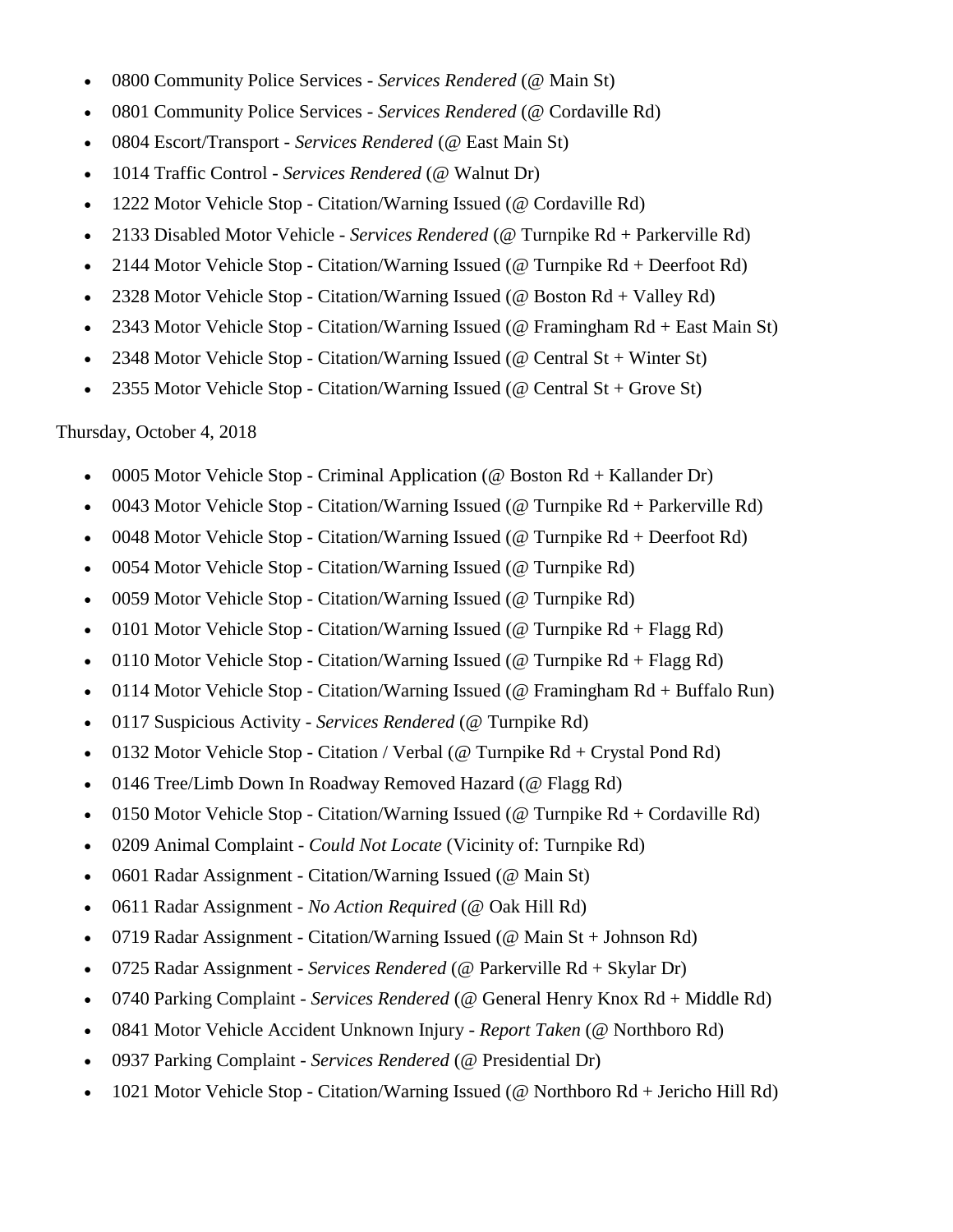- 0800 Community Police Services - *Services Rendered* (@ Main St)
- 0801 Community Police Services - *Services Rendered* (@ Cordaville Rd)
- 0804 Escort/Transport - *Services Rendered* (@ East Main St)
- 1014 Traffic Control - *Services Rendered* (@ Walnut Dr)
- 1222 Motor Vehicle Stop - Citation/Warning Issued (@ Cordaville Rd)
- 2133 Disabled Motor Vehicle - *Services Rendered* (@ Turnpike Rd + Parkerville Rd)
- 2144 Motor Vehicle Stop - Citation/Warning Issued (@ Turnpike Rd + Deerfoot Rd)
- 2328 Motor Vehicle Stop - Citation/Warning Issued (@ Boston Rd + Valley Rd)
- 2343 Motor Vehicle Stop - Citation/Warning Issued (@ Framingham Rd + East Main St)
- 2348 Motor Vehicle Stop - Citation/Warning Issued (@ Central St + Winter St)
- 2355 Motor Vehicle Stop - Citation/Warning Issued (@ Central St + Grove St)

Thursday, October 4, 2018

- 0005 Motor Vehicle Stop - Criminal Application (@ Boston Rd + Kallander Dr)
- 0043 Motor Vehicle Stop - Citation/Warning Issued (@ Turnpike Rd + Parkerville Rd)
- 0048 Motor Vehicle Stop - Citation/Warning Issued (@ Turnpike Rd + Deerfoot Rd)
- 0054 Motor Vehicle Stop - Citation/Warning Issued (@ Turnpike Rd)
- 0059 Motor Vehicle Stop - Citation/Warning Issued (@ Turnpike Rd)
- 0101 Motor Vehicle Stop - Citation/Warning Issued (@ Turnpike Rd + Flagg Rd)
- 0110 Motor Vehicle Stop - Citation/Warning Issued (@ Turnpike Rd + Flagg Rd)
- 0114 Motor Vehicle Stop - Citation/Warning Issued (@ Framingham Rd + Buffalo Run)
- 0117 Suspicious Activity - *Services Rendered* (@ Turnpike Rd)
- 0132 Motor Vehicle Stop - Citation / Verbal (@ Turnpike Rd + Crystal Pond Rd)
- 0146 Tree/Limb Down In Roadway Removed Hazard (@ Flagg Rd)
- 0150 Motor Vehicle Stop - Citation/Warning Issued (@ Turnpike Rd + Cordaville Rd)
- 0209 Animal Complaint - *Could Not Locate* (Vicinity of: Turnpike Rd)
- 0601 Radar Assignment - Citation/Warning Issued (@ Main St)
- 0611 Radar Assignment - *No Action Required* (@ Oak Hill Rd)
- 0719 Radar Assignment - Citation/Warning Issued (@ Main St + Johnson Rd)
- 0725 Radar Assignment - *Services Rendered* (@ Parkerville Rd + Skylar Dr)
- 0740 Parking Complaint - *Services Rendered* (@ General Henry Knox Rd + Middle Rd)
- 0841 Motor Vehicle Accident Unknown Injury - *Report Taken* (@ Northboro Rd)
- 0937 Parking Complaint - *Services Rendered* (@ Presidential Dr)
- 1021 Motor Vehicle Stop - Citation/Warning Issued (@ Northboro Rd + Jericho Hill Rd)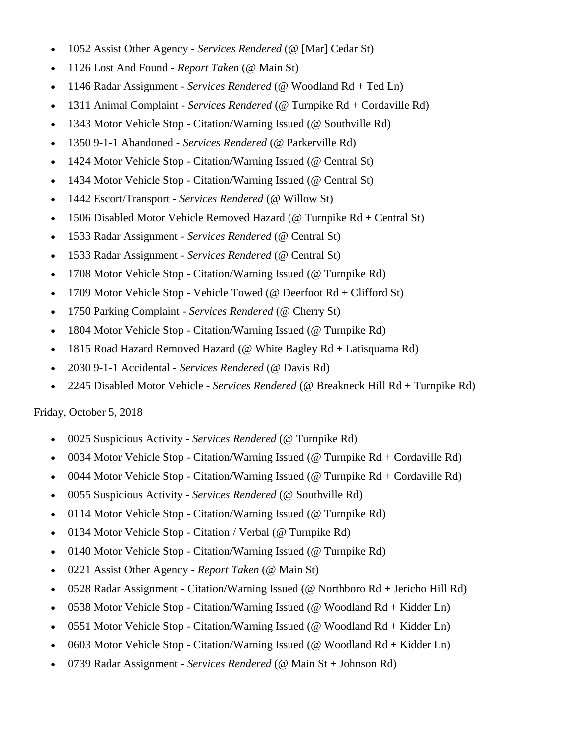- 1052 Assist Other Agency - *Services Rendered* (@ [Mar] Cedar St)
- 1126 Lost And Found - *Report Taken* (@ Main St)
- 1146 Radar Assignment - *Services Rendered* (@ Woodland Rd + Ted Ln)
- 1311 Animal Complaint - *Services Rendered* (@ Turnpike Rd + Cordaville Rd)
- 1343 Motor Vehicle Stop - Citation/Warning Issued (@ Southville Rd)
- 1350 9-1-1 Abandoned - *Services Rendered* (@ Parkerville Rd)
- 1424 Motor Vehicle Stop - Citation/Warning Issued (@ Central St)
- 1434 Motor Vehicle Stop - Citation/Warning Issued (@ Central St)
- 1442 Escort/Transport - *Services Rendered* (@ Willow St)
- 1506 Disabled Motor Vehicle Removed Hazard (@ Turnpike Rd + Central St)
- 1533 Radar Assignment - *Services Rendered* (@ Central St)
- 1533 Radar Assignment - *Services Rendered* (@ Central St)
- 1708 Motor Vehicle Stop - Citation/Warning Issued (@ Turnpike Rd)
- 1709 Motor Vehicle Stop - Vehicle Towed (@ Deerfoot Rd + Clifford St)
- 1750 Parking Complaint - *Services Rendered* (@ Cherry St)
- 1804 Motor Vehicle Stop - Citation/Warning Issued (@ Turnpike Rd)
- 1815 Road Hazard Removed Hazard (@ White Bagley Rd + Latisquama Rd)
- 2030 9-1-1 Accidental - *Services Rendered* (@ Davis Rd)
- 2245 Disabled Motor Vehicle - *Services Rendered* (@ Breakneck Hill Rd + Turnpike Rd)

Friday, October 5, 2018

- 0025 Suspicious Activity - *Services Rendered* (@ Turnpike Rd)
- 0034 Motor Vehicle Stop - Citation/Warning Issued (@ Turnpike Rd + Cordaville Rd)
- 0044 Motor Vehicle Stop - Citation/Warning Issued (@ Turnpike Rd + Cordaville Rd)
- 0055 Suspicious Activity - *Services Rendered* (@ Southville Rd)
- 0114 Motor Vehicle Stop - Citation/Warning Issued (@ Turnpike Rd)
- 0134 Motor Vehicle Stop - Citation / Verbal (@ Turnpike Rd)
- 0140 Motor Vehicle Stop - Citation/Warning Issued (@ Turnpike Rd)
- 0221 Assist Other Agency - *Report Taken* (@ Main St)
- 0528 Radar Assignment - Citation/Warning Issued (@ Northboro Rd + Jericho Hill Rd)
- 0538 Motor Vehicle Stop - Citation/Warning Issued (@ Woodland Rd + Kidder Ln)
- 0551 Motor Vehicle Stop - Citation/Warning Issued (@ Woodland Rd + Kidder Ln)
- 0603 Motor Vehicle Stop - Citation/Warning Issued (@ Woodland Rd + Kidder Ln)
- 0739 Radar Assignment - *Services Rendered* (@ Main St + Johnson Rd)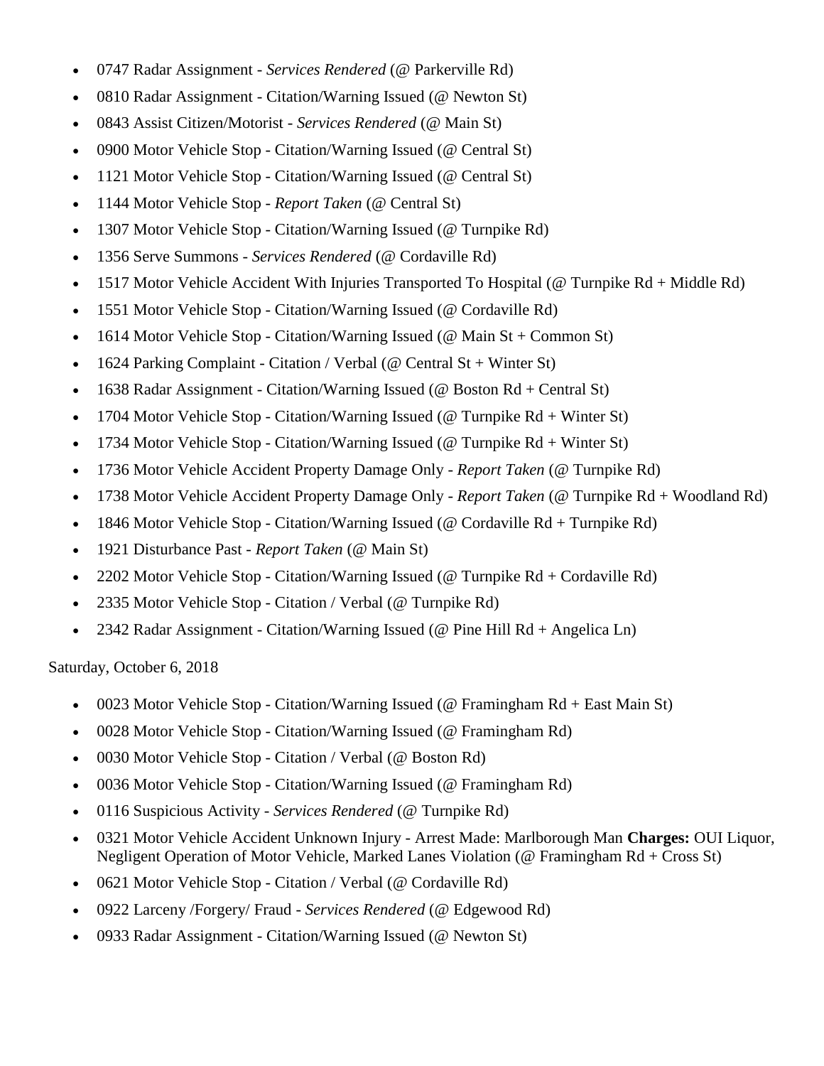- 0747 Radar Assignment - *Services Rendered* (@ Parkerville Rd)
- 0810 Radar Assignment - Citation/Warning Issued (@ Newton St)
- 0843 Assist Citizen/Motorist - *Services Rendered* (@ Main St)
- 0900 Motor Vehicle Stop - Citation/Warning Issued (@ Central St)
- 1121 Motor Vehicle Stop - Citation/Warning Issued (@ Central St)
- 1144 Motor Vehicle Stop - *Report Taken* (@ Central St)
- 1307 Motor Vehicle Stop - Citation/Warning Issued (@ Turnpike Rd)
- 1356 Serve Summons - *Services Rendered* (@ Cordaville Rd)
- 1517 Motor Vehicle Accident With Injuries Transported To Hospital (@ Turnpike Rd + Middle Rd)
- 1551 Motor Vehicle Stop - Citation/Warning Issued (@ Cordaville Rd)
- 1614 Motor Vehicle Stop - Citation/Warning Issued (@ Main St + Common St)
- 1624 Parking Complaint - Citation / Verbal (@ Central St + Winter St)
- 1638 Radar Assignment - Citation/Warning Issued (@ Boston Rd + Central St)
- 1704 Motor Vehicle Stop - Citation/Warning Issued (@ Turnpike Rd + Winter St)
- 1734 Motor Vehicle Stop - Citation/Warning Issued (@ Turnpike Rd + Winter St)
- 1736 Motor Vehicle Accident Property Damage Only - *Report Taken* (@ Turnpike Rd)
- 1738 Motor Vehicle Accident Property Damage Only - *Report Taken* (@ Turnpike Rd + Woodland Rd)
- 1846 Motor Vehicle Stop - Citation/Warning Issued (@ Cordaville Rd + Turnpike Rd)
- 1921 Disturbance Past - *Report Taken* (@ Main St)
- 2202 Motor Vehicle Stop - Citation/Warning Issued (@ Turnpike Rd + Cordaville Rd)
- 2335 Motor Vehicle Stop - Citation / Verbal (@ Turnpike Rd)
- 2342 Radar Assignment - Citation/Warning Issued (@ Pine Hill Rd + Angelica Ln)

Saturday, October 6, 2018

- 0023 Motor Vehicle Stop - Citation/Warning Issued (@ Framingham Rd + East Main St)
- 0028 Motor Vehicle Stop - Citation/Warning Issued (@ Framingham Rd)
- 0030 Motor Vehicle Stop - Citation / Verbal (@ Boston Rd)
- 0036 Motor Vehicle Stop - Citation/Warning Issued (@ Framingham Rd)
- 0116 Suspicious Activity - *Services Rendered* (@ Turnpike Rd)
- 0321 Motor Vehicle Accident Unknown Injury - Arrest Made: Marlborough Man **Charges:** OUI Liquor, Negligent Operation of Motor Vehicle, Marked Lanes Violation (@ Framingham Rd + Cross St)
- 0621 Motor Vehicle Stop - Citation / Verbal (@ Cordaville Rd)
- 0922 Larceny /Forgery/ Fraud - *Services Rendered* (@ Edgewood Rd)
- 0933 Radar Assignment - Citation/Warning Issued (@ Newton St)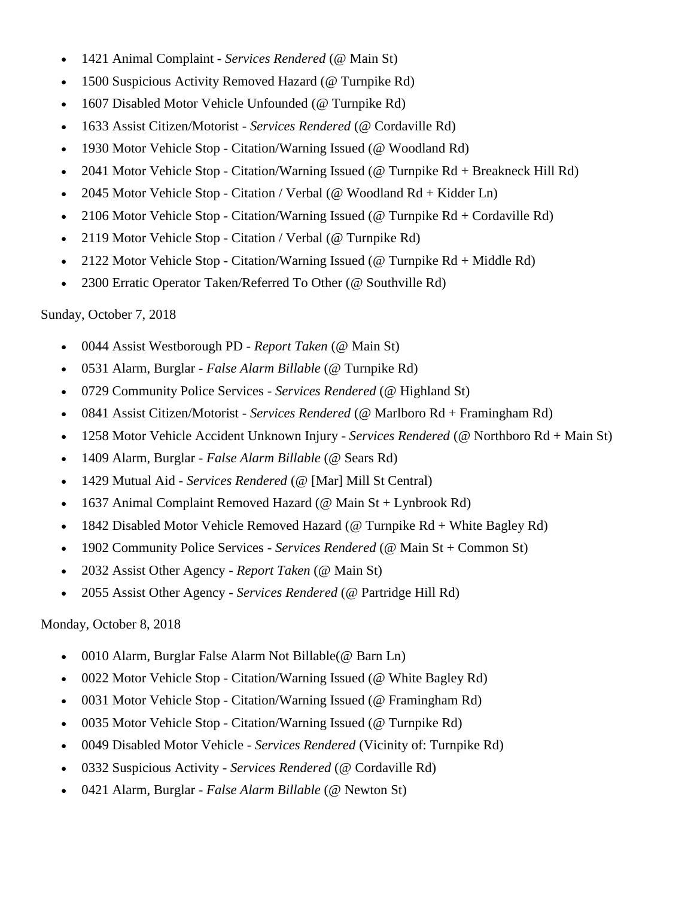- 1421 Animal Complaint - *Services Rendered* (@ Main St)
- 1500 Suspicious Activity Removed Hazard (@ Turnpike Rd)
- 1607 Disabled Motor Vehicle Unfounded (@ Turnpike Rd)
- 1633 Assist Citizen/Motorist - *Services Rendered* (@ Cordaville Rd)
- 1930 Motor Vehicle Stop - Citation/Warning Issued (@ Woodland Rd)
- 2041 Motor Vehicle Stop - Citation/Warning Issued (@ Turnpike Rd + Breakneck Hill Rd)
- 2045 Motor Vehicle Stop - Citation / Verbal (@ Woodland Rd + Kidder Ln)
- 2106 Motor Vehicle Stop - Citation/Warning Issued (@ Turnpike Rd + Cordaville Rd)
- 2119 Motor Vehicle Stop - Citation / Verbal (@ Turnpike Rd)
- 2122 Motor Vehicle Stop - Citation/Warning Issued (@ Turnpike Rd + Middle Rd)
- 2300 Erratic Operator Taken/Referred To Other (@ Southville Rd)

Sunday, October 7, 2018

- 0044 Assist Westborough PD - *Report Taken* (@ Main St)
- 0531 Alarm, Burglar - *False Alarm Billable* (@ Turnpike Rd)
- 0729 Community Police Services - *Services Rendered* (@ Highland St)
- 0841 Assist Citizen/Motorist - *Services Rendered* (@ Marlboro Rd + Framingham Rd)
- 1258 Motor Vehicle Accident Unknown Injury - *Services Rendered* (@ Northboro Rd + Main St)
- 1409 Alarm, Burglar - *False Alarm Billable* (@ Sears Rd)
- 1429 Mutual Aid - *Services Rendered* (@ [Mar] Mill St Central)
- 1637 Animal Complaint Removed Hazard (@ Main St + Lynbrook Rd)
- 1842 Disabled Motor Vehicle Removed Hazard (@ Turnpike Rd + White Bagley Rd)
- 1902 Community Police Services - *Services Rendered* (@ Main St + Common St)
- 2032 Assist Other Agency - *Report Taken* (@ Main St)
- 2055 Assist Other Agency - *Services Rendered* (@ Partridge Hill Rd)

Monday, October 8, 2018

- 0010 Alarm, Burglar False Alarm Not Billable(@ Barn Ln)
- 0022 Motor Vehicle Stop - Citation/Warning Issued (@ White Bagley Rd)
- 0031 Motor Vehicle Stop - Citation/Warning Issued (@ Framingham Rd)
- 0035 Motor Vehicle Stop - Citation/Warning Issued (@ Turnpike Rd)
- 0049 Disabled Motor Vehicle - *Services Rendered* (Vicinity of: Turnpike Rd)
- 0332 Suspicious Activity - *Services Rendered* (@ Cordaville Rd)
- 0421 Alarm, Burglar - *False Alarm Billable* (@ Newton St)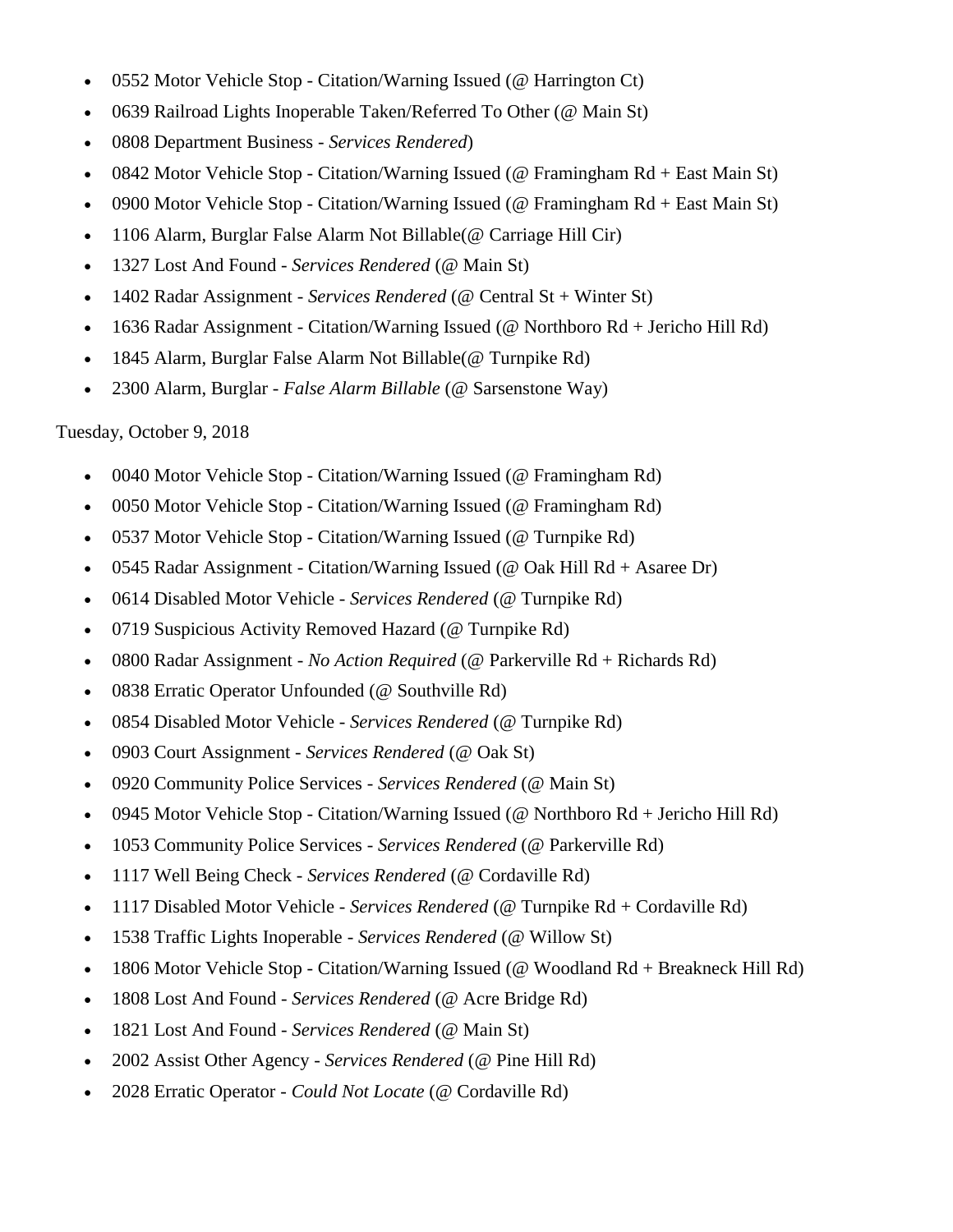- 0552 Motor Vehicle Stop - Citation/Warning Issued (@ Harrington Ct)
- 0639 Railroad Lights Inoperable Taken/Referred To Other (@ Main St)
- 0808 Department Business - *Services Rendered*)
- 0842 Motor Vehicle Stop - Citation/Warning Issued (@ Framingham Rd + East Main St)
- 0900 Motor Vehicle Stop - Citation/Warning Issued (@ Framingham Rd + East Main St)
- 1106 Alarm, Burglar False Alarm Not Billable(@ Carriage Hill Cir)
- 1327 Lost And Found - *Services Rendered* (@ Main St)
- 1402 Radar Assignment - *Services Rendered* (@ Central St + Winter St)
- 1636 Radar Assignment - Citation/Warning Issued (@ Northboro Rd + Jericho Hill Rd)
- 1845 Alarm, Burglar False Alarm Not Billable(@ Turnpike Rd)
- 2300 Alarm, Burglar - *False Alarm Billable* (@ Sarsenstone Way)

Tuesday, October 9, 2018

- 0040 Motor Vehicle Stop - Citation/Warning Issued (@ Framingham Rd)
- 0050 Motor Vehicle Stop - Citation/Warning Issued (@ Framingham Rd)
- 0537 Motor Vehicle Stop - Citation/Warning Issued (@ Turnpike Rd)
- 0545 Radar Assignment - Citation/Warning Issued (@ Oak Hill Rd + Asaree Dr)
- 0614 Disabled Motor Vehicle - *Services Rendered* (@ Turnpike Rd)
- 0719 Suspicious Activity Removed Hazard (@ Turnpike Rd)
- 0800 Radar Assignment - *No Action Required* (@ Parkerville Rd + Richards Rd)
- 0838 Erratic Operator Unfounded (@ Southville Rd)
- 0854 Disabled Motor Vehicle - *Services Rendered* (@ Turnpike Rd)
- 0903 Court Assignment - *Services Rendered* (@ Oak St)
- 0920 Community Police Services - *Services Rendered* (@ Main St)
- 0945 Motor Vehicle Stop - Citation/Warning Issued (@ Northboro Rd + Jericho Hill Rd)
- 1053 Community Police Services - *Services Rendered* (@ Parkerville Rd)
- 1117 Well Being Check - *Services Rendered* (@ Cordaville Rd)
- 1117 Disabled Motor Vehicle - *Services Rendered* (@ Turnpike Rd + Cordaville Rd)
- 1538 Traffic Lights Inoperable - *Services Rendered* (@ Willow St)
- 1806 Motor Vehicle Stop - Citation/Warning Issued (@ Woodland Rd + Breakneck Hill Rd)
- 1808 Lost And Found - *Services Rendered* (@ Acre Bridge Rd)
- 1821 Lost And Found - *Services Rendered* (@ Main St)
- 2002 Assist Other Agency - *Services Rendered* (@ Pine Hill Rd)
- 2028 Erratic Operator - *Could Not Locate* (@ Cordaville Rd)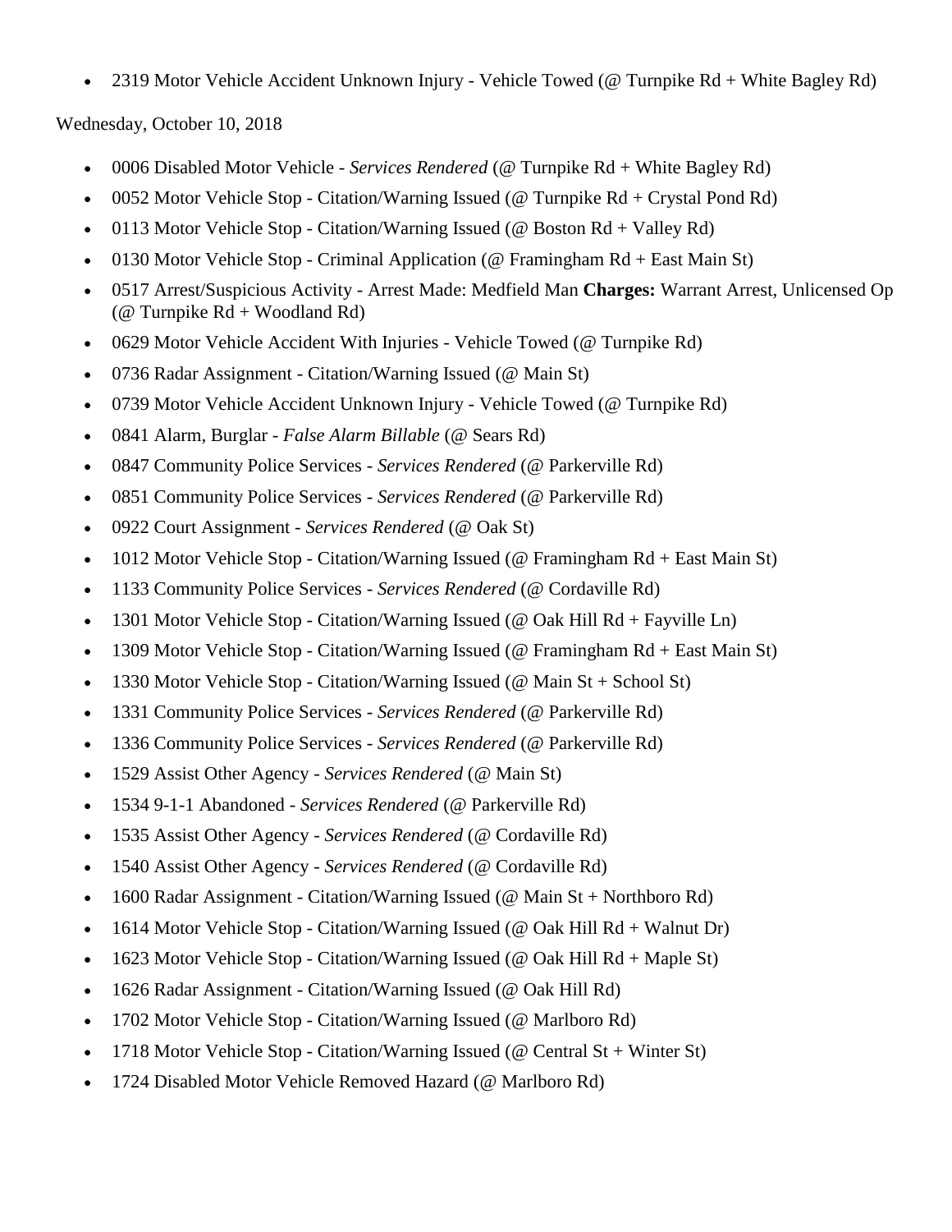- 2319 Motor Vehicle Accident Unknown Injury - Vehicle Towed (@ Turnpike Rd + White Bagley Rd)

Wednesday, October 10, 2018

- 0006 Disabled Motor Vehicle - *Services Rendered* (@ Turnpike Rd + White Bagley Rd)
- 0052 Motor Vehicle Stop - Citation/Warning Issued (@ Turnpike Rd + Crystal Pond Rd)
- 0113 Motor Vehicle Stop - Citation/Warning Issued (@ Boston Rd + Valley Rd)
- 0130 Motor Vehicle Stop - Criminal Application (@ Framingham Rd + East Main St)
- 0517 Arrest/Suspicious Activity - Arrest Made: Medfield Man **Charges:** Warrant Arrest, Unlicensed Op (@ Turnpike Rd + Woodland Rd)
- 0629 Motor Vehicle Accident With Injuries - Vehicle Towed (@ Turnpike Rd)
- 0736 Radar Assignment - Citation/Warning Issued (@ Main St)
- 0739 Motor Vehicle Accident Unknown Injury - Vehicle Towed (@ Turnpike Rd)
- 0841 Alarm, Burglar - *False Alarm Billable* (@ Sears Rd)
- 0847 Community Police Services - *Services Rendered* (@ Parkerville Rd)
- 0851 Community Police Services - *Services Rendered* (@ Parkerville Rd)
- 0922 Court Assignment - *Services Rendered* (@ Oak St)
- 1012 Motor Vehicle Stop - Citation/Warning Issued (@ Framingham Rd + East Main St)
- 1133 Community Police Services - *Services Rendered* (@ Cordaville Rd)
- 1301 Motor Vehicle Stop - Citation/Warning Issued (@ Oak Hill Rd + Fayville Ln)
- 1309 Motor Vehicle Stop - Citation/Warning Issued (@ Framingham Rd + East Main St)
- 1330 Motor Vehicle Stop - Citation/Warning Issued (@ Main St + School St)
- 1331 Community Police Services - *Services Rendered* (@ Parkerville Rd)
- 1336 Community Police Services - *Services Rendered* (@ Parkerville Rd)
- 1529 Assist Other Agency - *Services Rendered* (@ Main St)
- 1534 9-1-1 Abandoned - *Services Rendered* (@ Parkerville Rd)
- 1535 Assist Other Agency - *Services Rendered* (@ Cordaville Rd)
- 1540 Assist Other Agency - *Services Rendered* (@ Cordaville Rd)
- 1600 Radar Assignment - Citation/Warning Issued (@ Main St + Northboro Rd)
- 1614 Motor Vehicle Stop - Citation/Warning Issued (@ Oak Hill Rd + Walnut Dr)
- 1623 Motor Vehicle Stop - Citation/Warning Issued (@ Oak Hill Rd + Maple St)
- 1626 Radar Assignment - Citation/Warning Issued (@ Oak Hill Rd)
- 1702 Motor Vehicle Stop - Citation/Warning Issued (@ Marlboro Rd)
- 1718 Motor Vehicle Stop - Citation/Warning Issued (@ Central St + Winter St)
- 1724 Disabled Motor Vehicle Removed Hazard (@ Marlboro Rd)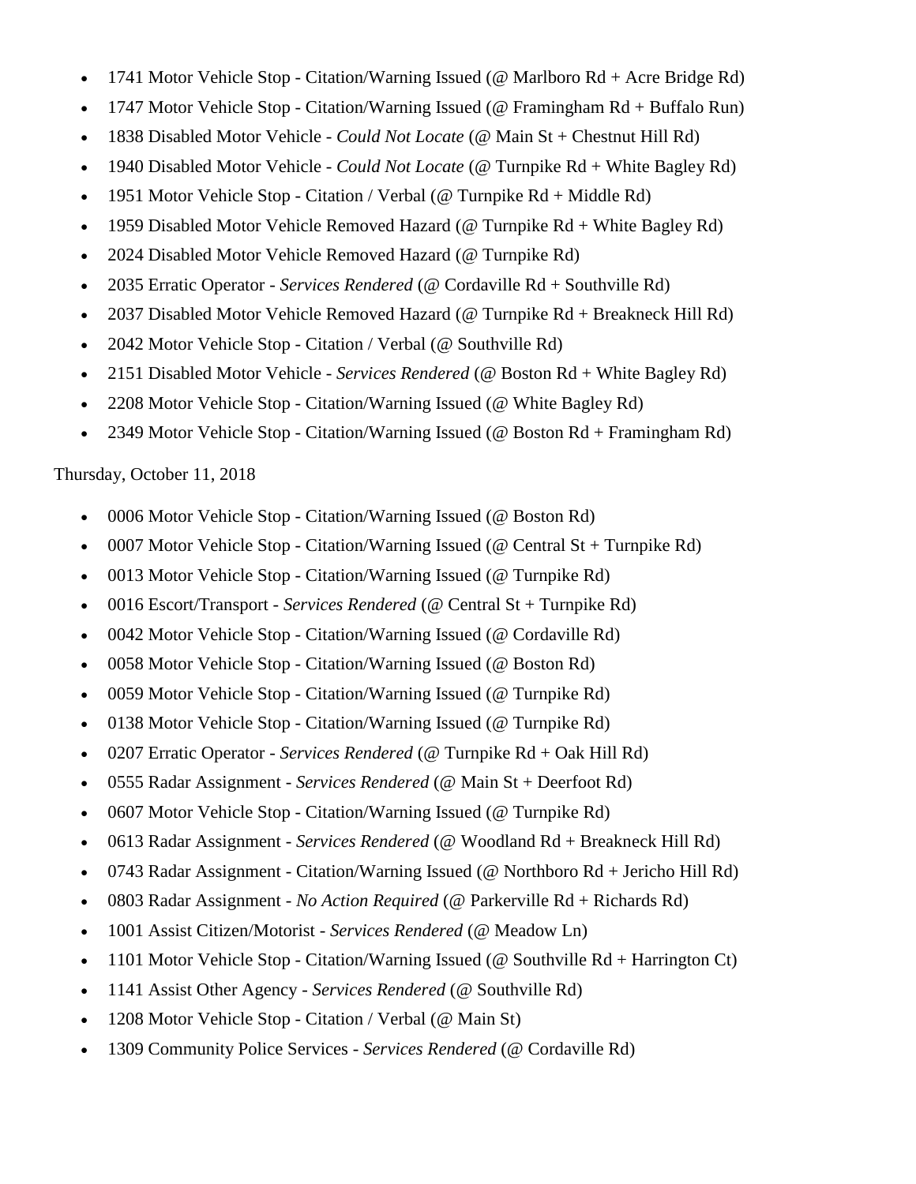- 1741 Motor Vehicle Stop - Citation/Warning Issued (@ Marlboro Rd + Acre Bridge Rd)
- 1747 Motor Vehicle Stop - Citation/Warning Issued (@ Framingham Rd + Buffalo Run)
- 1838 Disabled Motor Vehicle - *Could Not Locate* (@ Main St + Chestnut Hill Rd)
- 1940 Disabled Motor Vehicle - *Could Not Locate* (@ Turnpike Rd + White Bagley Rd)
- 1951 Motor Vehicle Stop - Citation / Verbal (@ Turnpike Rd + Middle Rd)
- 1959 Disabled Motor Vehicle Removed Hazard (@ Turnpike Rd + White Bagley Rd)
- 2024 Disabled Motor Vehicle Removed Hazard (@ Turnpike Rd)
- 2035 Erratic Operator - *Services Rendered* (@ Cordaville Rd + Southville Rd)
- 2037 Disabled Motor Vehicle Removed Hazard (@ Turnpike Rd + Breakneck Hill Rd)
- 2042 Motor Vehicle Stop - Citation / Verbal (@ Southville Rd)
- 2151 Disabled Motor Vehicle - *Services Rendered* (@ Boston Rd + White Bagley Rd)
- 2208 Motor Vehicle Stop - Citation/Warning Issued (@ White Bagley Rd)
- 2349 Motor Vehicle Stop - Citation/Warning Issued (@ Boston Rd + Framingham Rd)

Thursday, October 11, 2018

- 0006 Motor Vehicle Stop - Citation/Warning Issued (@ Boston Rd)
- 0007 Motor Vehicle Stop - Citation/Warning Issued (@ Central St + Turnpike Rd)
- 0013 Motor Vehicle Stop - Citation/Warning Issued (@ Turnpike Rd)
- 0016 Escort/Transport - *Services Rendered* (@ Central St + Turnpike Rd)
- 0042 Motor Vehicle Stop - Citation/Warning Issued (@ Cordaville Rd)
- 0058 Motor Vehicle Stop - Citation/Warning Issued (@ Boston Rd)
- 0059 Motor Vehicle Stop - Citation/Warning Issued (@ Turnpike Rd)
- 0138 Motor Vehicle Stop - Citation/Warning Issued (@ Turnpike Rd)
- 0207 Erratic Operator - *Services Rendered* (@ Turnpike Rd + Oak Hill Rd)
- 0555 Radar Assignment - *Services Rendered* (@ Main St + Deerfoot Rd)
- 0607 Motor Vehicle Stop - Citation/Warning Issued (@ Turnpike Rd)
- 0613 Radar Assignment - *Services Rendered* (@ Woodland Rd + Breakneck Hill Rd)
- 0743 Radar Assignment - Citation/Warning Issued (@ Northboro Rd + Jericho Hill Rd)
- 0803 Radar Assignment - *No Action Required* (@ Parkerville Rd + Richards Rd)
- 1001 Assist Citizen/Motorist - *Services Rendered* (@ Meadow Ln)
- 1101 Motor Vehicle Stop - Citation/Warning Issued (@ Southville Rd + Harrington Ct)
- 1141 Assist Other Agency - *Services Rendered* (@ Southville Rd)
- 1208 Motor Vehicle Stop - Citation / Verbal (@ Main St)
- 1309 Community Police Services - *Services Rendered* (@ Cordaville Rd)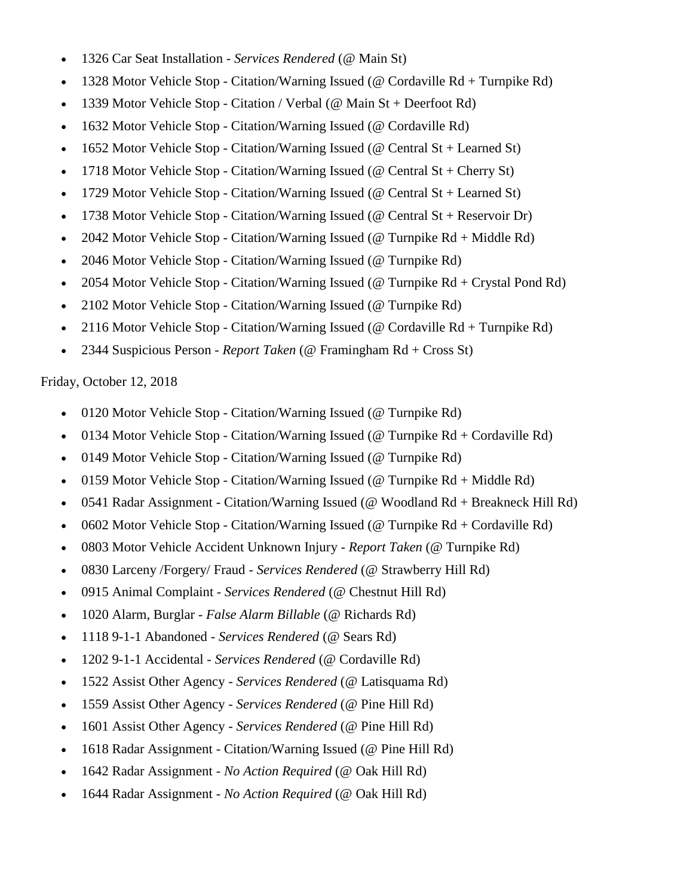- 1326 Car Seat Installation - *Services Rendered* (@ Main St)
- 1328 Motor Vehicle Stop - Citation/Warning Issued (@ Cordaville Rd + Turnpike Rd)
- 1339 Motor Vehicle Stop - Citation / Verbal (@ Main St + Deerfoot Rd)
- 1632 Motor Vehicle Stop - Citation/Warning Issued (@ Cordaville Rd)
- 1652 Motor Vehicle Stop - Citation/Warning Issued (@ Central St + Learned St)
- 1718 Motor Vehicle Stop - Citation/Warning Issued (@ Central St + Cherry St)
- 1729 Motor Vehicle Stop - Citation/Warning Issued (@ Central St + Learned St)
- 1738 Motor Vehicle Stop - Citation/Warning Issued (@ Central St + Reservoir Dr)
- 2042 Motor Vehicle Stop - Citation/Warning Issued (@ Turnpike Rd + Middle Rd)
- 2046 Motor Vehicle Stop - Citation/Warning Issued (@ Turnpike Rd)
- 2054 Motor Vehicle Stop - Citation/Warning Issued (@ Turnpike Rd + Crystal Pond Rd)
- 2102 Motor Vehicle Stop - Citation/Warning Issued (@ Turnpike Rd)
- 2116 Motor Vehicle Stop - Citation/Warning Issued (@ Cordaville Rd + Turnpike Rd)
- 2344 Suspicious Person - *Report Taken* (@ Framingham Rd + Cross St)

Friday, October 12, 2018

- 0120 Motor Vehicle Stop - Citation/Warning Issued (@ Turnpike Rd)
- 0134 Motor Vehicle Stop - Citation/Warning Issued (@ Turnpike Rd + Cordaville Rd)
- 0149 Motor Vehicle Stop - Citation/Warning Issued (@ Turnpike Rd)
- 0159 Motor Vehicle Stop - Citation/Warning Issued (@ Turnpike Rd + Middle Rd)
- 0541 Radar Assignment - Citation/Warning Issued (@ Woodland Rd + Breakneck Hill Rd)
- 0602 Motor Vehicle Stop - Citation/Warning Issued (@ Turnpike Rd + Cordaville Rd)
- 0803 Motor Vehicle Accident Unknown Injury - *Report Taken* (@ Turnpike Rd)
- 0830 Larceny /Forgery/ Fraud - *Services Rendered* (@ Strawberry Hill Rd)
- 0915 Animal Complaint - *Services Rendered* (@ Chestnut Hill Rd)
- 1020 Alarm, Burglar - *False Alarm Billable* (@ Richards Rd)
- 1118 9-1-1 Abandoned - *Services Rendered* (@ Sears Rd)
- 1202 9-1-1 Accidental - *Services Rendered* (@ Cordaville Rd)
- 1522 Assist Other Agency - *Services Rendered* (@ Latisquama Rd)
- 1559 Assist Other Agency - *Services Rendered* (@ Pine Hill Rd)
- 1601 Assist Other Agency - *Services Rendered* (@ Pine Hill Rd)
- 1618 Radar Assignment - Citation/Warning Issued (@ Pine Hill Rd)
- 1642 Radar Assignment - *No Action Required* (@ Oak Hill Rd)
- 1644 Radar Assignment - *No Action Required* (@ Oak Hill Rd)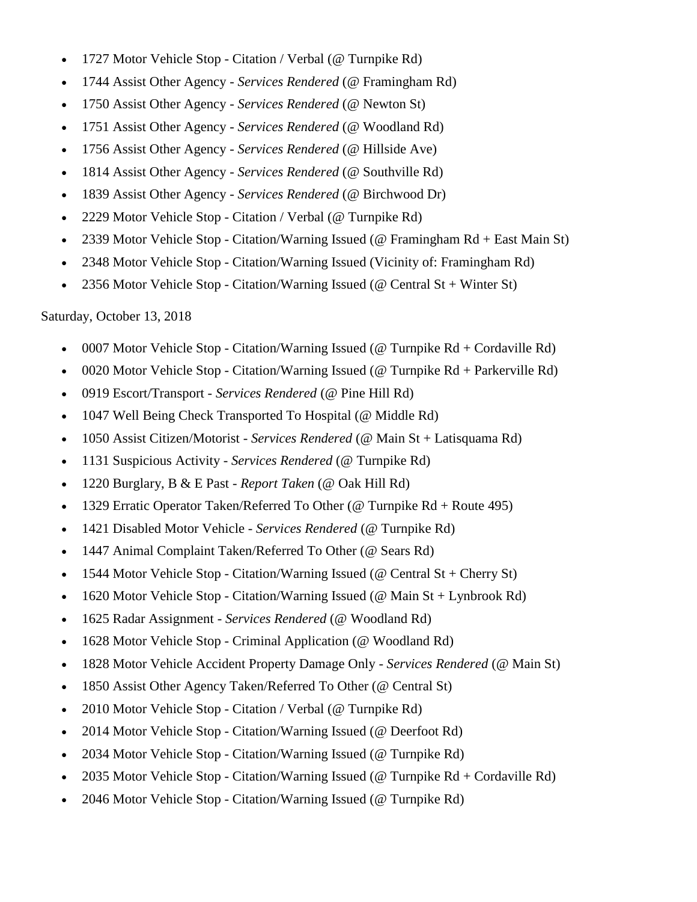- 1727 Motor Vehicle Stop - Citation / Verbal (@ Turnpike Rd)
- 1744 Assist Other Agency - *Services Rendered* (@ Framingham Rd)
- 1750 Assist Other Agency - *Services Rendered* (@ Newton St)
- 1751 Assist Other Agency - *Services Rendered* (@ Woodland Rd)
- 1756 Assist Other Agency - *Services Rendered* (@ Hillside Ave)
- 1814 Assist Other Agency - *Services Rendered* (@ Southville Rd)
- 1839 Assist Other Agency - *Services Rendered* (@ Birchwood Dr)
- 2229 Motor Vehicle Stop - Citation / Verbal (@ Turnpike Rd)
- 2339 Motor Vehicle Stop - Citation/Warning Issued (@ Framingham Rd + East Main St)
- 2348 Motor Vehicle Stop - Citation/Warning Issued (Vicinity of: Framingham Rd)
- 2356 Motor Vehicle Stop - Citation/Warning Issued (@ Central St + Winter St)

Saturday, October 13, 2018

- 0007 Motor Vehicle Stop - Citation/Warning Issued (@ Turnpike Rd + Cordaville Rd)
- 0020 Motor Vehicle Stop - Citation/Warning Issued (@ Turnpike Rd + Parkerville Rd)
- 0919 Escort/Transport - *Services Rendered* (@ Pine Hill Rd)
- 1047 Well Being Check Transported To Hospital (@ Middle Rd)
- 1050 Assist Citizen/Motorist - *Services Rendered* (@ Main St + Latisquama Rd)
- 1131 Suspicious Activity - *Services Rendered* (@ Turnpike Rd)
- 1220 Burglary, B & E Past - *Report Taken* (@ Oak Hill Rd)
- 1329 Erratic Operator Taken/Referred To Other (@ Turnpike Rd + Route 495)
- 1421 Disabled Motor Vehicle - *Services Rendered* (@ Turnpike Rd)
- 1447 Animal Complaint Taken/Referred To Other (@ Sears Rd)
- 1544 Motor Vehicle Stop - Citation/Warning Issued (@ Central St + Cherry St)
- 1620 Motor Vehicle Stop - Citation/Warning Issued (@ Main St + Lynbrook Rd)
- 1625 Radar Assignment - *Services Rendered* (@ Woodland Rd)
- 1628 Motor Vehicle Stop - Criminal Application (@ Woodland Rd)
- 1828 Motor Vehicle Accident Property Damage Only - *Services Rendered* (@ Main St)
- 1850 Assist Other Agency Taken/Referred To Other (@ Central St)
- 2010 Motor Vehicle Stop - Citation / Verbal (@ Turnpike Rd)
- 2014 Motor Vehicle Stop - Citation/Warning Issued (@ Deerfoot Rd)
- 2034 Motor Vehicle Stop - Citation/Warning Issued (@ Turnpike Rd)
- 2035 Motor Vehicle Stop - Citation/Warning Issued (@ Turnpike Rd + Cordaville Rd)
- 2046 Motor Vehicle Stop - Citation/Warning Issued (@ Turnpike Rd)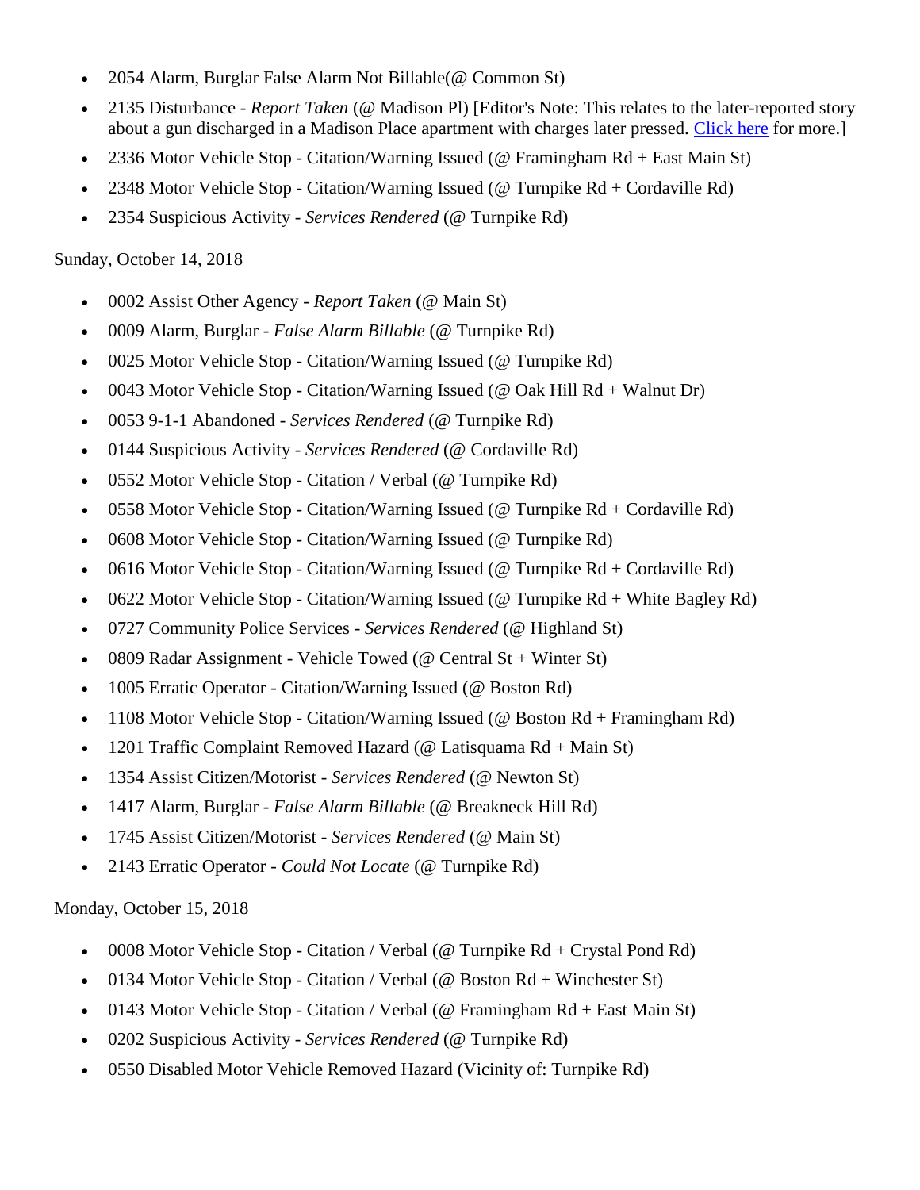- 2054 Alarm, Burglar False Alarm Not Billable(@ Common St)
- 2135 Disturbance - *Report Taken* (@ Madison Pl) [Editor's Note: This relates to the later-reported story about a gun discharged in a Madison Place apartment with charges later pressed. Click here for more.]
- 2336 Motor Vehicle Stop - Citation/Warning Issued (@ Framingham Rd + East Main St)
- 2348 Motor Vehicle Stop - Citation/Warning Issued (@ Turnpike Rd + Cordaville Rd)
- 2354 Suspicious Activity - *Services Rendered* (@ Turnpike Rd)

Sunday, October 14, 2018

- 0002 Assist Other Agency - *Report Taken* (@ Main St)
- 0009 Alarm, Burglar - *False Alarm Billable* (@ Turnpike Rd)
- 0025 Motor Vehicle Stop - Citation/Warning Issued (@ Turnpike Rd)
- 0043 Motor Vehicle Stop - Citation/Warning Issued (@ Oak Hill Rd + Walnut Dr)
- 0053 9-1-1 Abandoned - *Services Rendered* (@ Turnpike Rd)
- 0144 Suspicious Activity - *Services Rendered* (@ Cordaville Rd)
- 0552 Motor Vehicle Stop - Citation / Verbal (@ Turnpike Rd)
- 0558 Motor Vehicle Stop - Citation/Warning Issued (@ Turnpike Rd + Cordaville Rd)
- 0608 Motor Vehicle Stop - Citation/Warning Issued (@ Turnpike Rd)
- 0616 Motor Vehicle Stop - Citation/Warning Issued (@ Turnpike Rd + Cordaville Rd)
- 0622 Motor Vehicle Stop - Citation/Warning Issued (@ Turnpike Rd + White Bagley Rd)
- 0727 Community Police Services - *Services Rendered* (@ Highland St)
- 0809 Radar Assignment - Vehicle Towed (@ Central St + Winter St)
- 1005 Erratic Operator - Citation/Warning Issued (@ Boston Rd)
- 1108 Motor Vehicle Stop - Citation/Warning Issued (@ Boston Rd + Framingham Rd)
- 1201 Traffic Complaint Removed Hazard (@ Latisquama Rd + Main St)
- 1354 Assist Citizen/Motorist - *Services Rendered* (@ Newton St)
- 1417 Alarm, Burglar - *False Alarm Billable* (@ Breakneck Hill Rd)
- 1745 Assist Citizen/Motorist - *Services Rendered* (@ Main St)
- 2143 Erratic Operator - *Could Not Locate* (@ Turnpike Rd)

Monday, October 15, 2018

- 0008 Motor Vehicle Stop - Citation / Verbal (@ Turnpike Rd + Crystal Pond Rd)
- 0134 Motor Vehicle Stop - Citation / Verbal (@ Boston Rd + Winchester St)
- 0143 Motor Vehicle Stop - Citation / Verbal (@ Framingham Rd + East Main St)
- 0202 Suspicious Activity - *Services Rendered* (@ Turnpike Rd)
- 0550 Disabled Motor Vehicle Removed Hazard (Vicinity of: Turnpike Rd)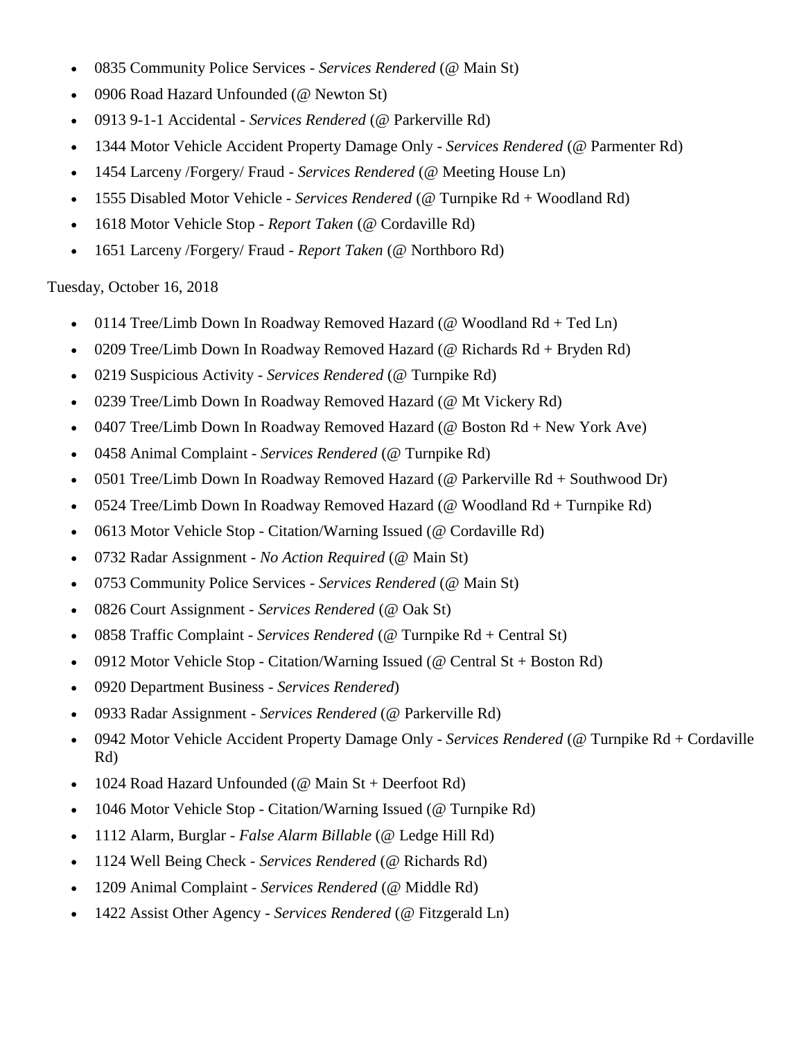- 0835 Community Police Services - *Services Rendered* (@ Main St)
- 0906 Road Hazard Unfounded (@ Newton St)
- 0913 9-1-1 Accidental - *Services Rendered* (@ Parkerville Rd)
- 1344 Motor Vehicle Accident Property Damage Only - *Services Rendered* (@ Parmenter Rd)
- 1454 Larceny /Forgery/ Fraud - *Services Rendered* (@ Meeting House Ln)
- 1555 Disabled Motor Vehicle - *Services Rendered* (@ Turnpike Rd + Woodland Rd)
- 1618 Motor Vehicle Stop - *Report Taken* (@ Cordaville Rd)
- 1651 Larceny /Forgery/ Fraud - *Report Taken* (@ Northboro Rd)

Tuesday, October 16, 2018

- 0114 Tree/Limb Down In Roadway Removed Hazard (@ Woodland Rd + Ted Ln)
- 0209 Tree/Limb Down In Roadway Removed Hazard (@ Richards Rd + Bryden Rd)
- 0219 Suspicious Activity - *Services Rendered* (@ Turnpike Rd)
- 0239 Tree/Limb Down In Roadway Removed Hazard (@ Mt Vickery Rd)
- 0407 Tree/Limb Down In Roadway Removed Hazard (@ Boston Rd + New York Ave)
- 0458 Animal Complaint - *Services Rendered* (@ Turnpike Rd)
- 0501 Tree/Limb Down In Roadway Removed Hazard (@ Parkerville Rd + Southwood Dr)
- 0524 Tree/Limb Down In Roadway Removed Hazard (@ Woodland Rd + Turnpike Rd)
- 0613 Motor Vehicle Stop - Citation/Warning Issued (@ Cordaville Rd)
- 0732 Radar Assignment - *No Action Required* (@ Main St)
- 0753 Community Police Services - *Services Rendered* (@ Main St)
- 0826 Court Assignment - *Services Rendered* (@ Oak St)
- 0858 Traffic Complaint - *Services Rendered* (@ Turnpike Rd + Central St)
- 0912 Motor Vehicle Stop - Citation/Warning Issued (@ Central St + Boston Rd)
- 0920 Department Business - *Services Rendered*)
- 0933 Radar Assignment - *Services Rendered* (@ Parkerville Rd)
- 0942 Motor Vehicle Accident Property Damage Only - *Services Rendered* (@ Turnpike Rd + Cordaville Rd)
- 1024 Road Hazard Unfounded (@ Main St + Deerfoot Rd)
- 1046 Motor Vehicle Stop - Citation/Warning Issued (@ Turnpike Rd)
- 1112 Alarm, Burglar - *False Alarm Billable* (@ Ledge Hill Rd)
- 1124 Well Being Check - *Services Rendered* (@ Richards Rd)
- 1209 Animal Complaint - *Services Rendered* (@ Middle Rd)
- 1422 Assist Other Agency - *Services Rendered* (@ Fitzgerald Ln)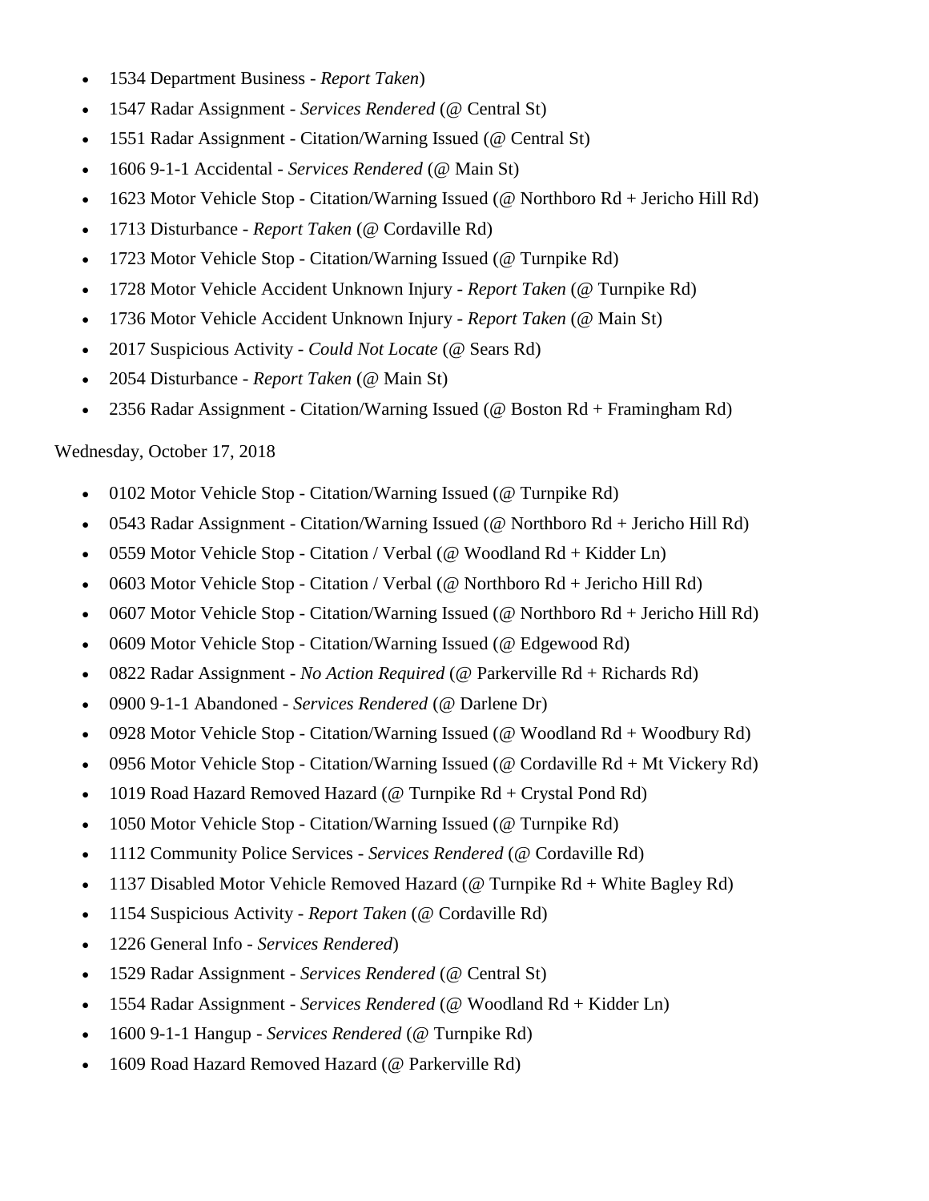- 1534 Department Business - *Report Taken*)
- 1547 Radar Assignment - *Services Rendered* (@ Central St)
- 1551 Radar Assignment - Citation/Warning Issued (@ Central St)
- 1606 9-1-1 Accidental - *Services Rendered* (@ Main St)
- 1623 Motor Vehicle Stop - Citation/Warning Issued (@ Northboro Rd + Jericho Hill Rd)
- 1713 Disturbance - *Report Taken* (@ Cordaville Rd)
- 1723 Motor Vehicle Stop - Citation/Warning Issued (@ Turnpike Rd)
- 1728 Motor Vehicle Accident Unknown Injury - *Report Taken* (@ Turnpike Rd)
- 1736 Motor Vehicle Accident Unknown Injury - *Report Taken* (@ Main St)
- 2017 Suspicious Activity - *Could Not Locate* (@ Sears Rd)
- 2054 Disturbance - *Report Taken* (@ Main St)
- 2356 Radar Assignment - Citation/Warning Issued (@ Boston Rd + Framingham Rd)

Wednesday, October 17, 2018

- 0102 Motor Vehicle Stop - Citation/Warning Issued (@ Turnpike Rd)
- 0543 Radar Assignment - Citation/Warning Issued (@ Northboro Rd + Jericho Hill Rd)
- 0559 Motor Vehicle Stop - Citation / Verbal (@ Woodland Rd + Kidder Ln)
- 0603 Motor Vehicle Stop - Citation / Verbal (@ Northboro Rd + Jericho Hill Rd)
- 0607 Motor Vehicle Stop - Citation/Warning Issued (@ Northboro Rd + Jericho Hill Rd)
- 0609 Motor Vehicle Stop - Citation/Warning Issued (@ Edgewood Rd)
- 0822 Radar Assignment - *No Action Required* (@ Parkerville Rd + Richards Rd)
- 0900 9-1-1 Abandoned - *Services Rendered* (@ Darlene Dr)
- 0928 Motor Vehicle Stop - Citation/Warning Issued (@ Woodland Rd + Woodbury Rd)
- 0956 Motor Vehicle Stop - Citation/Warning Issued (@ Cordaville Rd + Mt Vickery Rd)
- 1019 Road Hazard Removed Hazard (@ Turnpike Rd + Crystal Pond Rd)
- 1050 Motor Vehicle Stop - Citation/Warning Issued (@ Turnpike Rd)
- 1112 Community Police Services - *Services Rendered* (@ Cordaville Rd)
- 1137 Disabled Motor Vehicle Removed Hazard (@ Turnpike Rd + White Bagley Rd)
- 1154 Suspicious Activity - *Report Taken* (@ Cordaville Rd)
- 1226 General Info - *Services Rendered*)
- 1529 Radar Assignment - *Services Rendered* (@ Central St)
- 1554 Radar Assignment - *Services Rendered* (@ Woodland Rd + Kidder Ln)
- 1600 9-1-1 Hangup - *Services Rendered* (@ Turnpike Rd)
- 1609 Road Hazard Removed Hazard (@ Parkerville Rd)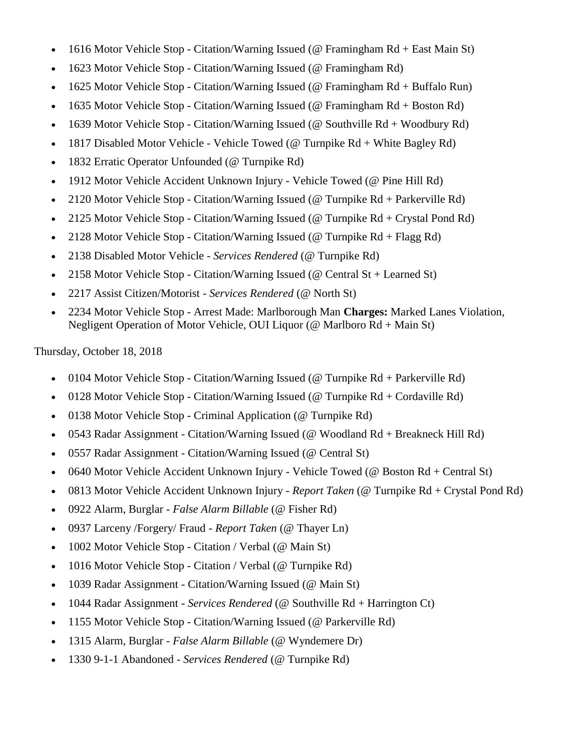- 1616 Motor Vehicle Stop - Citation/Warning Issued (@ Framingham Rd + East Main St)
- 1623 Motor Vehicle Stop - Citation/Warning Issued (@ Framingham Rd)
- 1625 Motor Vehicle Stop - Citation/Warning Issued (@ Framingham Rd + Buffalo Run)
- 1635 Motor Vehicle Stop - Citation/Warning Issued (@ Framingham Rd + Boston Rd)
- 1639 Motor Vehicle Stop - Citation/Warning Issued (@ Southville Rd + Woodbury Rd)
- 1817 Disabled Motor Vehicle - Vehicle Towed (@ Turnpike Rd + White Bagley Rd)
- 1832 Erratic Operator Unfounded (@ Turnpike Rd)
- 1912 Motor Vehicle Accident Unknown Injury - Vehicle Towed (@ Pine Hill Rd)
- 2120 Motor Vehicle Stop - Citation/Warning Issued (@ Turnpike Rd + Parkerville Rd)
- 2125 Motor Vehicle Stop - Citation/Warning Issued (@ Turnpike Rd + Crystal Pond Rd)
- 2128 Motor Vehicle Stop - Citation/Warning Issued (@ Turnpike Rd + Flagg Rd)
- 2138 Disabled Motor Vehicle - *Services Rendered* (@ Turnpike Rd)
- 2158 Motor Vehicle Stop - Citation/Warning Issued (@ Central St + Learned St)
- 2217 Assist Citizen/Motorist - *Services Rendered* (@ North St)
- 2234 Motor Vehicle Stop - Arrest Made: Marlborough Man **Charges:** Marked Lanes Violation, Negligent Operation of Motor Vehicle, OUI Liquor (@ Marlboro Rd + Main St)

Thursday, October 18, 2018

- 0104 Motor Vehicle Stop - Citation/Warning Issued (@ Turnpike Rd + Parkerville Rd)
- 0128 Motor Vehicle Stop - Citation/Warning Issued (@ Turnpike Rd + Cordaville Rd)
- 0138 Motor Vehicle Stop - Criminal Application (@ Turnpike Rd)
- 0543 Radar Assignment - Citation/Warning Issued (@ Woodland Rd + Breakneck Hill Rd)
- 0557 Radar Assignment - Citation/Warning Issued (@ Central St)
- 0640 Motor Vehicle Accident Unknown Injury - Vehicle Towed (@ Boston Rd + Central St)
- 0813 Motor Vehicle Accident Unknown Injury - *Report Taken* (@ Turnpike Rd + Crystal Pond Rd)
- 0922 Alarm, Burglar - *False Alarm Billable* (@ Fisher Rd)
- 0937 Larceny /Forgery/ Fraud - *Report Taken* (@ Thayer Ln)
- 1002 Motor Vehicle Stop - Citation / Verbal (@ Main St)
- 1016 Motor Vehicle Stop - Citation / Verbal (@ Turnpike Rd)
- 1039 Radar Assignment - Citation/Warning Issued (@ Main St)
- 1044 Radar Assignment - *Services Rendered* (@ Southville Rd + Harrington Ct)
- 1155 Motor Vehicle Stop - Citation/Warning Issued (@ Parkerville Rd)
- 1315 Alarm, Burglar - *False Alarm Billable* (@ Wyndemere Dr)
- 1330 9-1-1 Abandoned - *Services Rendered* (@ Turnpike Rd)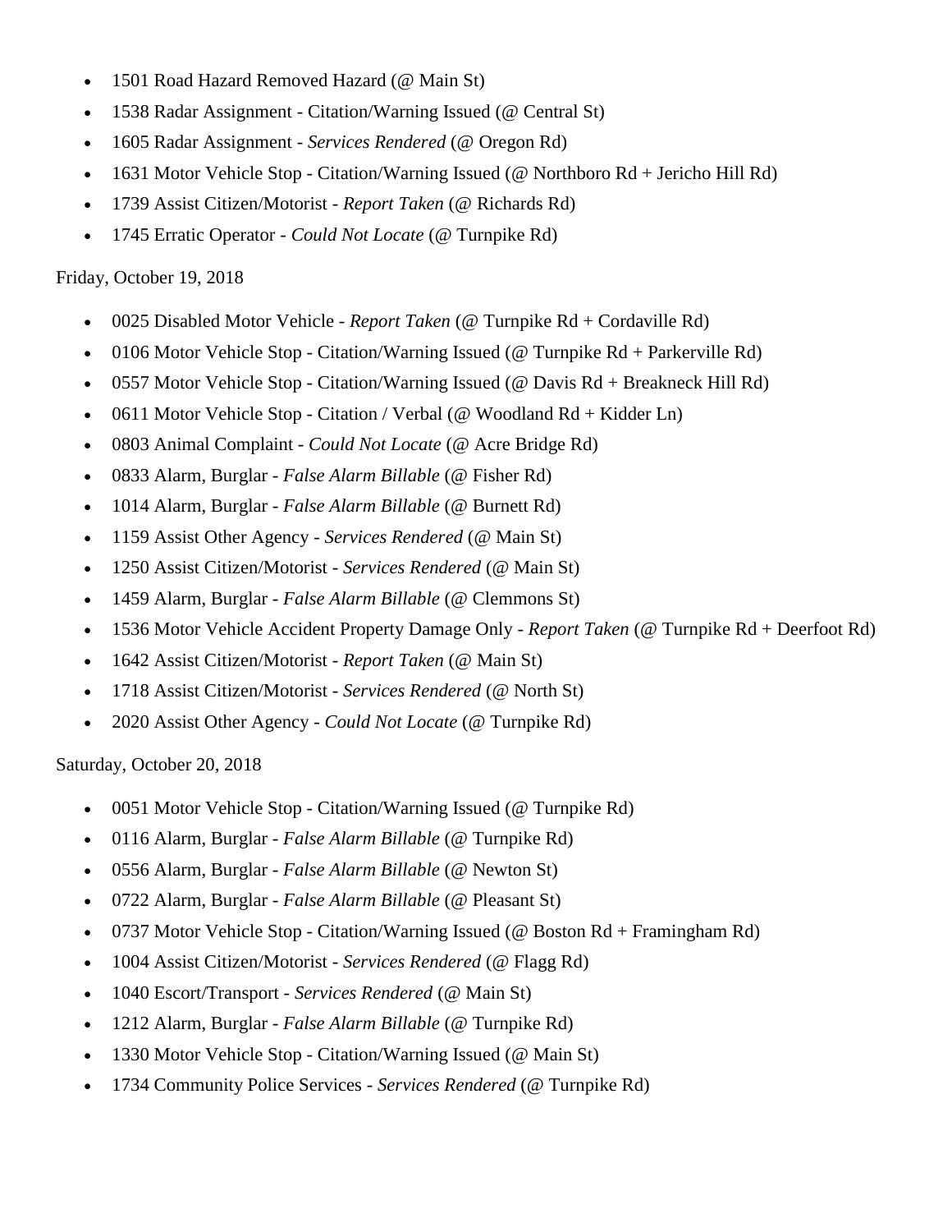- 1501 Road Hazard Removed Hazard (@ Main St)
- 1538 Radar Assignment - Citation/Warning Issued (@ Central St)
- 1605 Radar Assignment - *Services Rendered* (@ Oregon Rd)
- 1631 Motor Vehicle Stop - Citation/Warning Issued (@ Northboro Rd + Jericho Hill Rd)
- 1739 Assist Citizen/Motorist - *Report Taken* (@ Richards Rd)
- 1745 Erratic Operator - *Could Not Locate* (@ Turnpike Rd)

Friday, October 19, 2018

- 0025 Disabled Motor Vehicle - *Report Taken* (@ Turnpike Rd + Cordaville Rd)
- 0106 Motor Vehicle Stop - Citation/Warning Issued (@ Turnpike Rd + Parkerville Rd)
- 0557 Motor Vehicle Stop - Citation/Warning Issued (@ Davis Rd + Breakneck Hill Rd)
- 0611 Motor Vehicle Stop - Citation / Verbal (@ Woodland Rd + Kidder Ln)
- 0803 Animal Complaint - *Could Not Locate* (@ Acre Bridge Rd)
- 0833 Alarm, Burglar - *False Alarm Billable* (@ Fisher Rd)
- 1014 Alarm, Burglar - *False Alarm Billable* (@ Burnett Rd)
- 1159 Assist Other Agency - *Services Rendered* (@ Main St)
- 1250 Assist Citizen/Motorist - *Services Rendered* (@ Main St)
- 1459 Alarm, Burglar - *False Alarm Billable* (@ Clemmons St)
- 1536 Motor Vehicle Accident Property Damage Only - *Report Taken* (@ Turnpike Rd + Deerfoot Rd)
- 1642 Assist Citizen/Motorist - *Report Taken* (@ Main St)
- 1718 Assist Citizen/Motorist - *Services Rendered* (@ North St)
- 2020 Assist Other Agency - *Could Not Locate* (@ Turnpike Rd)

Saturday, October 20, 2018

- 0051 Motor Vehicle Stop - Citation/Warning Issued (@ Turnpike Rd)
- 0116 Alarm, Burglar - *False Alarm Billable* (@ Turnpike Rd)
- 0556 Alarm, Burglar - *False Alarm Billable* (@ Newton St)
- 0722 Alarm, Burglar - *False Alarm Billable* (@ Pleasant St)
- 0737 Motor Vehicle Stop - Citation/Warning Issued (@ Boston Rd + Framingham Rd)
- 1004 Assist Citizen/Motorist - *Services Rendered* (@ Flagg Rd)
- 1040 Escort/Transport - *Services Rendered* (@ Main St)
- 1212 Alarm, Burglar - *False Alarm Billable* (@ Turnpike Rd)
- 1330 Motor Vehicle Stop - Citation/Warning Issued (@ Main St)
- 1734 Community Police Services - *Services Rendered* (@ Turnpike Rd)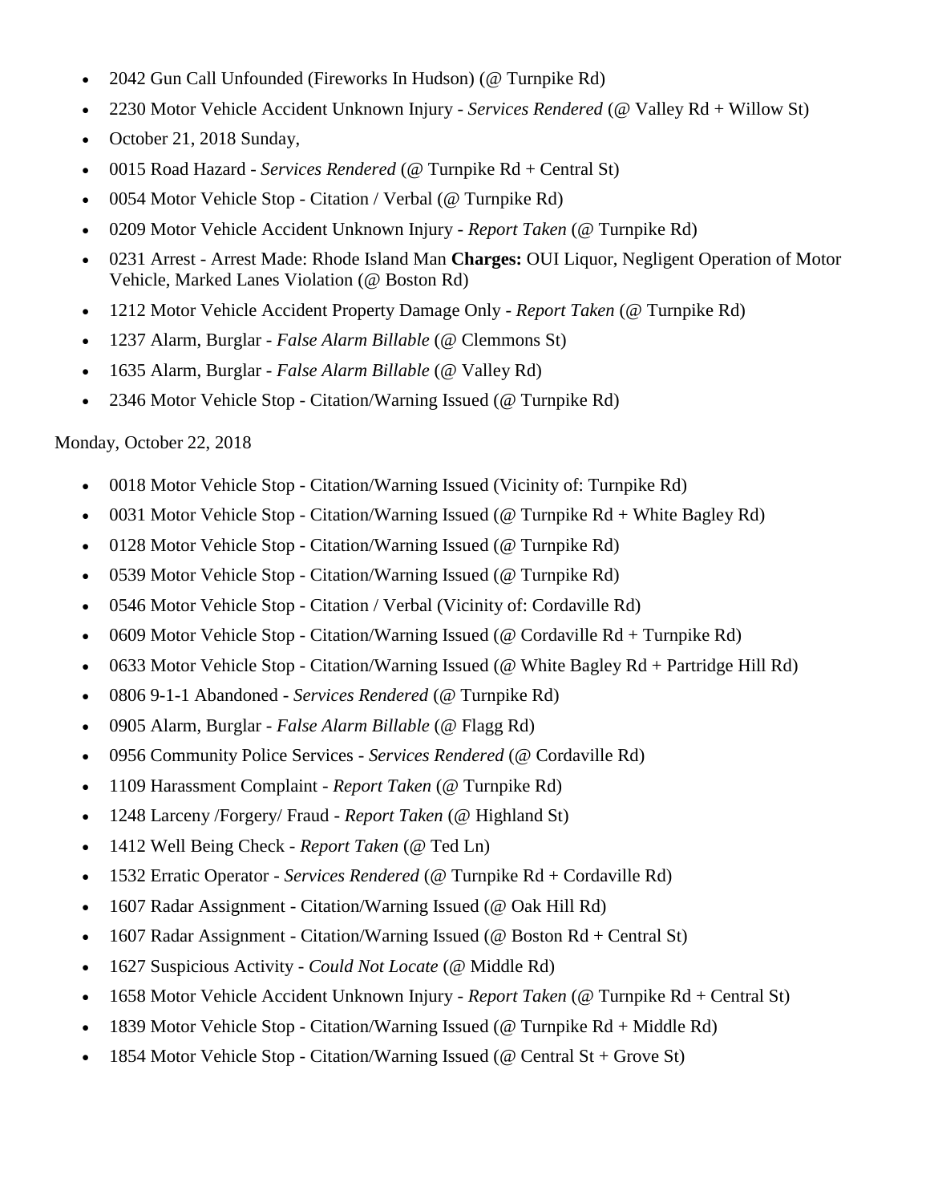- 2042 Gun Call Unfounded (Fireworks In Hudson) (@ Turnpike Rd)
- 2230 Motor Vehicle Accident Unknown Injury - *Services Rendered* (@ Valley Rd + Willow St)
- October 21, 2018 Sunday,
- 0015 Road Hazard - *Services Rendered* (@ Turnpike Rd + Central St)
- 0054 Motor Vehicle Stop - Citation / Verbal (@ Turnpike Rd)
- 0209 Motor Vehicle Accident Unknown Injury - *Report Taken* (@ Turnpike Rd)
- 0231 Arrest - Arrest Made: Rhode Island Man **Charges:** OUI Liquor, Negligent Operation of Motor Vehicle, Marked Lanes Violation (@ Boston Rd)
- 1212 Motor Vehicle Accident Property Damage Only - *Report Taken* (@ Turnpike Rd)
- 1237 Alarm, Burglar - *False Alarm Billable* (@ Clemmons St)
- 1635 Alarm, Burglar - *False Alarm Billable* (@ Valley Rd)
- 2346 Motor Vehicle Stop - Citation/Warning Issued (@ Turnpike Rd)

Monday, October 22, 2018

- 0018 Motor Vehicle Stop - Citation/Warning Issued (Vicinity of: Turnpike Rd)
- 0031 Motor Vehicle Stop - Citation/Warning Issued (@ Turnpike Rd + White Bagley Rd)
- 0128 Motor Vehicle Stop - Citation/Warning Issued (@ Turnpike Rd)
- 0539 Motor Vehicle Stop - Citation/Warning Issued (@ Turnpike Rd)
- 0546 Motor Vehicle Stop - Citation / Verbal (Vicinity of: Cordaville Rd)
- 0609 Motor Vehicle Stop - Citation/Warning Issued (@ Cordaville Rd + Turnpike Rd)
- 0633 Motor Vehicle Stop - Citation/Warning Issued (@ White Bagley Rd + Partridge Hill Rd)
- 0806 9-1-1 Abandoned - *Services Rendered* (@ Turnpike Rd)
- 0905 Alarm, Burglar - *False Alarm Billable* (@ Flagg Rd)
- 0956 Community Police Services - *Services Rendered* (@ Cordaville Rd)
- 1109 Harassment Complaint - *Report Taken* (@ Turnpike Rd)
- 1248 Larceny /Forgery/ Fraud - *Report Taken* (@ Highland St)
- 1412 Well Being Check - *Report Taken* (@ Ted Ln)
- 1532 Erratic Operator - *Services Rendered* (@ Turnpike Rd + Cordaville Rd)
- 1607 Radar Assignment - Citation/Warning Issued (@ Oak Hill Rd)
- 1607 Radar Assignment - Citation/Warning Issued (@ Boston Rd + Central St)
- 1627 Suspicious Activity - *Could Not Locate* (@ Middle Rd)
- 1658 Motor Vehicle Accident Unknown Injury - *Report Taken* (@ Turnpike Rd + Central St)
- 1839 Motor Vehicle Stop - Citation/Warning Issued (@ Turnpike Rd + Middle Rd)
- 1854 Motor Vehicle Stop - Citation/Warning Issued (@ Central St + Grove St)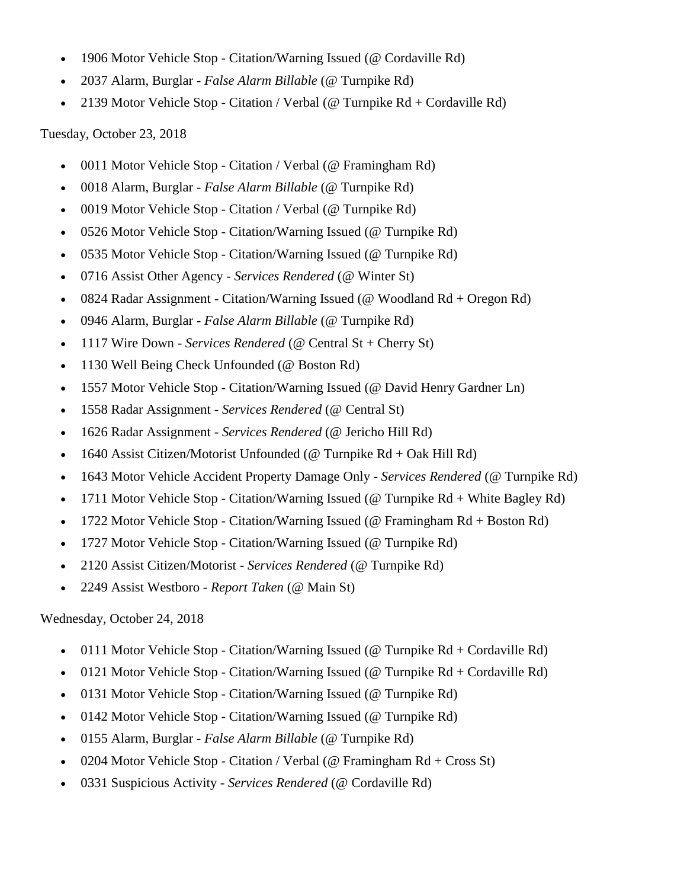- 1906 Motor Vehicle Stop - Citation/Warning Issued (@ Cordaville Rd)
- 2037 Alarm, Burglar - *False Alarm Billable* (@ Turnpike Rd)
- 2139 Motor Vehicle Stop - Citation / Verbal (@ Turnpike Rd + Cordaville Rd)

Tuesday, October 23, 2018

- 0011 Motor Vehicle Stop - Citation / Verbal (@ Framingham Rd)
- 0018 Alarm, Burglar - *False Alarm Billable* (@ Turnpike Rd)
- 0019 Motor Vehicle Stop - Citation / Verbal (@ Turnpike Rd)
- 0526 Motor Vehicle Stop - Citation/Warning Issued (@ Turnpike Rd)
- 0535 Motor Vehicle Stop - Citation/Warning Issued (@ Turnpike Rd)
- 0716 Assist Other Agency - *Services Rendered* (@ Winter St)
- 0824 Radar Assignment - Citation/Warning Issued (@ Woodland Rd + Oregon Rd)
- 0946 Alarm, Burglar - *False Alarm Billable* (@ Turnpike Rd)
- 1117 Wire Down - *Services Rendered* (@ Central St + Cherry St)
- 1130 Well Being Check Unfounded (@ Boston Rd)
- 1557 Motor Vehicle Stop - Citation/Warning Issued (@ David Henry Gardner Ln)
- 1558 Radar Assignment - *Services Rendered* (@ Central St)
- 1626 Radar Assignment - *Services Rendered* (@ Jericho Hill Rd)
- 1640 Assist Citizen/Motorist Unfounded (@ Turnpike Rd + Oak Hill Rd)
- 1643 Motor Vehicle Accident Property Damage Only - *Services Rendered* (@ Turnpike Rd)
- 1711 Motor Vehicle Stop - Citation/Warning Issued (@ Turnpike Rd + White Bagley Rd)
- 1722 Motor Vehicle Stop - Citation/Warning Issued (@ Framingham Rd + Boston Rd)
- 1727 Motor Vehicle Stop - Citation/Warning Issued (@ Turnpike Rd)
- 2120 Assist Citizen/Motorist - *Services Rendered* (@ Turnpike Rd)
- 2249 Assist Westboro - *Report Taken* (@ Main St)

Wednesday, October 24, 2018

- 0111 Motor Vehicle Stop - Citation/Warning Issued (@ Turnpike Rd + Cordaville Rd)
- 0121 Motor Vehicle Stop - Citation/Warning Issued (@ Turnpike Rd + Cordaville Rd)
- 0131 Motor Vehicle Stop - Citation/Warning Issued (@ Turnpike Rd)
- 0142 Motor Vehicle Stop - Citation/Warning Issued (@ Turnpike Rd)
- 0155 Alarm, Burglar - *False Alarm Billable* (@ Turnpike Rd)
- 0204 Motor Vehicle Stop - Citation / Verbal (@ Framingham Rd + Cross St)
- 0331 Suspicious Activity - *Services Rendered* (@ Cordaville Rd)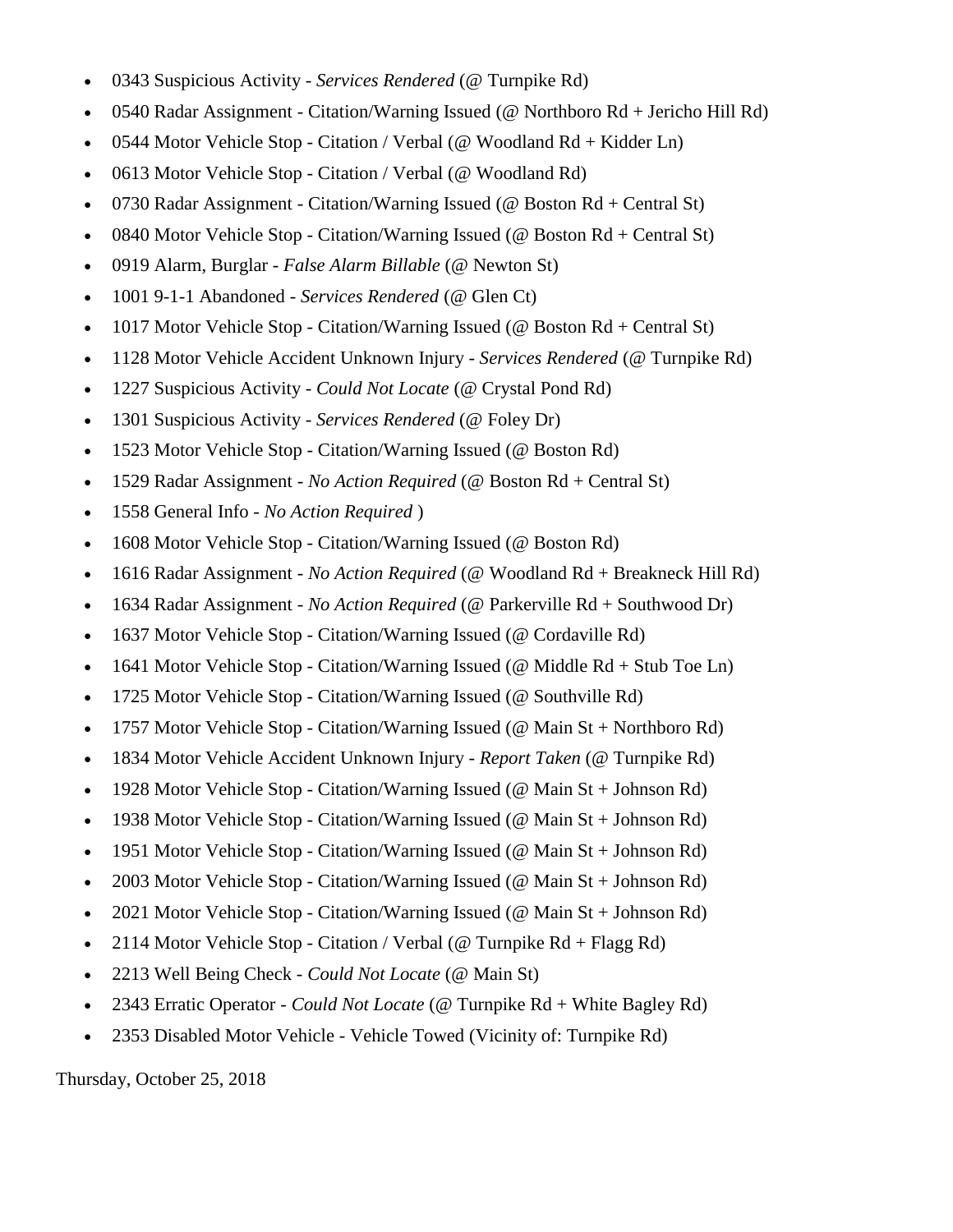- 0343 Suspicious Activity - *Services Rendered* (@ Turnpike Rd)
- 0540 Radar Assignment - Citation/Warning Issued (@ Northboro Rd + Jericho Hill Rd)
- 0544 Motor Vehicle Stop - Citation / Verbal (@ Woodland Rd + Kidder Ln)
- 0613 Motor Vehicle Stop - Citation / Verbal (@ Woodland Rd)
- 0730 Radar Assignment - Citation/Warning Issued (@ Boston Rd + Central St)
- 0840 Motor Vehicle Stop - Citation/Warning Issued (@ Boston Rd + Central St)
- 0919 Alarm, Burglar - *False Alarm Billable* (@ Newton St)
- 1001 9-1-1 Abandoned - *Services Rendered* (@ Glen Ct)
- 1017 Motor Vehicle Stop - Citation/Warning Issued (@ Boston Rd + Central St)
- 1128 Motor Vehicle Accident Unknown Injury - *Services Rendered* (@ Turnpike Rd)
- 1227 Suspicious Activity - *Could Not Locate* (@ Crystal Pond Rd)
- 1301 Suspicious Activity - *Services Rendered* (@ Foley Dr)
- 1523 Motor Vehicle Stop - Citation/Warning Issued (@ Boston Rd)
- 1529 Radar Assignment - *No Action Required* (@ Boston Rd + Central St)
- 1558 General Info - *No Action Required* )
- 1608 Motor Vehicle Stop - Citation/Warning Issued (@ Boston Rd)
- 1616 Radar Assignment - *No Action Required* (@ Woodland Rd + Breakneck Hill Rd)
- 1634 Radar Assignment - *No Action Required* (@ Parkerville Rd + Southwood Dr)
- 1637 Motor Vehicle Stop - Citation/Warning Issued (@ Cordaville Rd)
- 1641 Motor Vehicle Stop - Citation/Warning Issued (@ Middle Rd + Stub Toe Ln)
- 1725 Motor Vehicle Stop - Citation/Warning Issued (@ Southville Rd)
- 1757 Motor Vehicle Stop - Citation/Warning Issued (@ Main St + Northboro Rd)
- 1834 Motor Vehicle Accident Unknown Injury - *Report Taken* (@ Turnpike Rd)
- 1928 Motor Vehicle Stop - Citation/Warning Issued (@ Main St + Johnson Rd)
- 1938 Motor Vehicle Stop - Citation/Warning Issued (@ Main St + Johnson Rd)
- 1951 Motor Vehicle Stop - Citation/Warning Issued (@ Main St + Johnson Rd)
- 2003 Motor Vehicle Stop - Citation/Warning Issued (@ Main St + Johnson Rd)
- 2021 Motor Vehicle Stop - Citation/Warning Issued (@ Main St + Johnson Rd)
- 2114 Motor Vehicle Stop - Citation / Verbal (@ Turnpike Rd + Flagg Rd)
- 2213 Well Being Check - *Could Not Locate* (@ Main St)
- 2343 Erratic Operator - *Could Not Locate* (@ Turnpike Rd + White Bagley Rd)
- 2353 Disabled Motor Vehicle - Vehicle Towed (Vicinity of: Turnpike Rd)

Thursday, October 25, 2018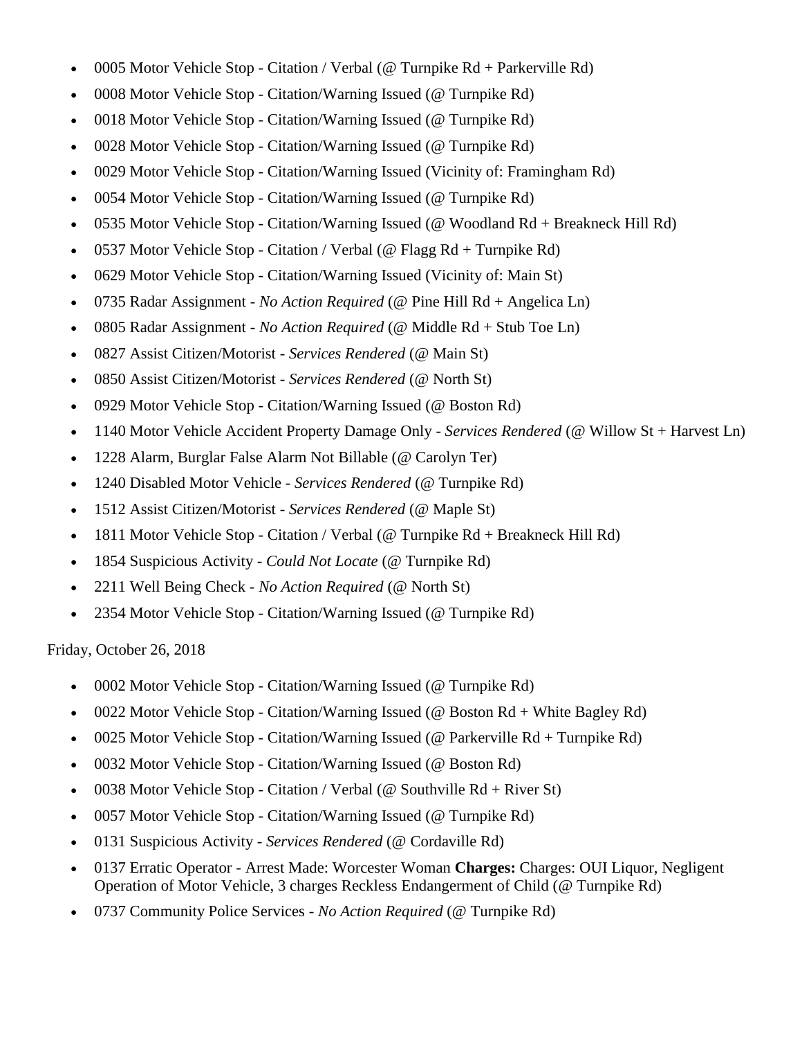- 0005 Motor Vehicle Stop - Citation / Verbal (@ Turnpike Rd + Parkerville Rd)
- 0008 Motor Vehicle Stop - Citation/Warning Issued (@ Turnpike Rd)
- 0018 Motor Vehicle Stop - Citation/Warning Issued (@ Turnpike Rd)
- 0028 Motor Vehicle Stop - Citation/Warning Issued (@ Turnpike Rd)
- 0029 Motor Vehicle Stop - Citation/Warning Issued (Vicinity of: Framingham Rd)
- 0054 Motor Vehicle Stop - Citation/Warning Issued (@ Turnpike Rd)
- 0535 Motor Vehicle Stop - Citation/Warning Issued (@ Woodland Rd + Breakneck Hill Rd)
- 0537 Motor Vehicle Stop - Citation / Verbal (@ Flagg Rd + Turnpike Rd)
- 0629 Motor Vehicle Stop - Citation/Warning Issued (Vicinity of: Main St)
- 0735 Radar Assignment - *No Action Required* (@ Pine Hill Rd + Angelica Ln)
- 0805 Radar Assignment - *No Action Required* (@ Middle Rd + Stub Toe Ln)
- 0827 Assist Citizen/Motorist - *Services Rendered* (@ Main St)
- 0850 Assist Citizen/Motorist - *Services Rendered* (@ North St)
- 0929 Motor Vehicle Stop - Citation/Warning Issued (@ Boston Rd)
- 1140 Motor Vehicle Accident Property Damage Only - *Services Rendered* (@ Willow St + Harvest Ln)
- 1228 Alarm, Burglar False Alarm Not Billable (@ Carolyn Ter)
- 1240 Disabled Motor Vehicle - *Services Rendered* (@ Turnpike Rd)
- 1512 Assist Citizen/Motorist - *Services Rendered* (@ Maple St)
- 1811 Motor Vehicle Stop - Citation / Verbal (@ Turnpike Rd + Breakneck Hill Rd)
- 1854 Suspicious Activity - *Could Not Locate* (@ Turnpike Rd)
- 2211 Well Being Check - *No Action Required* (@ North St)
- 2354 Motor Vehicle Stop - Citation/Warning Issued (@ Turnpike Rd)

Friday, October 26, 2018

- 0002 Motor Vehicle Stop - Citation/Warning Issued (@ Turnpike Rd)
- 0022 Motor Vehicle Stop - Citation/Warning Issued (@ Boston Rd + White Bagley Rd)
- 0025 Motor Vehicle Stop - Citation/Warning Issued (@ Parkerville Rd + Turnpike Rd)
- 0032 Motor Vehicle Stop - Citation/Warning Issued (@ Boston Rd)
- 0038 Motor Vehicle Stop - Citation / Verbal (@ Southville Rd + River St)
- 0057 Motor Vehicle Stop - Citation/Warning Issued (@ Turnpike Rd)
- 0131 Suspicious Activity - *Services Rendered* (@ Cordaville Rd)
- 0137 Erratic Operator - Arrest Made: Worcester Woman **Charges:** Charges: OUI Liquor, Negligent Operation of Motor Vehicle, 3 charges Reckless Endangerment of Child (@ Turnpike Rd)
- 0737 Community Police Services - *No Action Required* (@ Turnpike Rd)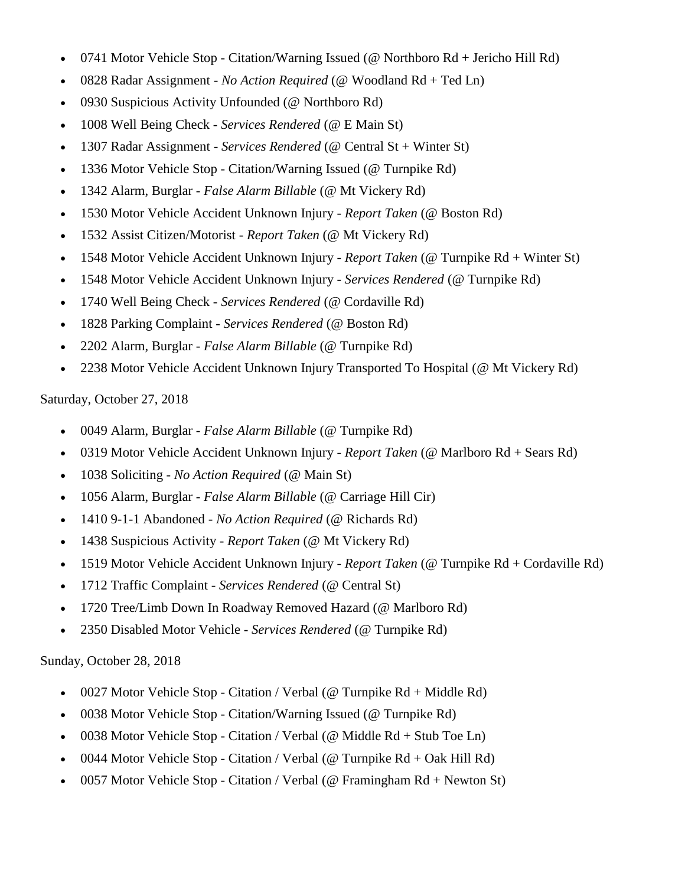- 0741 Motor Vehicle Stop - Citation/Warning Issued (@ Northboro Rd + Jericho Hill Rd)
- 0828 Radar Assignment - *No Action Required* (@ Woodland Rd + Ted Ln)
- 0930 Suspicious Activity Unfounded (@ Northboro Rd)
- 1008 Well Being Check - *Services Rendered* (@ E Main St)
- 1307 Radar Assignment - *Services Rendered* (@ Central St + Winter St)
- 1336 Motor Vehicle Stop - Citation/Warning Issued (@ Turnpike Rd)
- 1342 Alarm, Burglar - *False Alarm Billable* (@ Mt Vickery Rd)
- 1530 Motor Vehicle Accident Unknown Injury - *Report Taken* (@ Boston Rd)
- 1532 Assist Citizen/Motorist - *Report Taken* (@ Mt Vickery Rd)
- 1548 Motor Vehicle Accident Unknown Injury - *Report Taken* (@ Turnpike Rd + Winter St)
- 1548 Motor Vehicle Accident Unknown Injury - *Services Rendered* (@ Turnpike Rd)
- 1740 Well Being Check - *Services Rendered* (@ Cordaville Rd)
- 1828 Parking Complaint - *Services Rendered* (@ Boston Rd)
- 2202 Alarm, Burglar - *False Alarm Billable* (@ Turnpike Rd)
- 2238 Motor Vehicle Accident Unknown Injury Transported To Hospital (@ Mt Vickery Rd)

Saturday, October 27, 2018

- 0049 Alarm, Burglar - *False Alarm Billable* (@ Turnpike Rd)
- 0319 Motor Vehicle Accident Unknown Injury - *Report Taken* (@ Marlboro Rd + Sears Rd)
- 1038 Soliciting - *No Action Required* (@ Main St)
- 1056 Alarm, Burglar - *False Alarm Billable* (@ Carriage Hill Cir)
- 1410 9-1-1 Abandoned - *No Action Required* (@ Richards Rd)
- 1438 Suspicious Activity - *Report Taken* (@ Mt Vickery Rd)
- 1519 Motor Vehicle Accident Unknown Injury - *Report Taken* (@ Turnpike Rd + Cordaville Rd)
- 1712 Traffic Complaint - *Services Rendered* (@ Central St)
- 1720 Tree/Limb Down In Roadway Removed Hazard (@ Marlboro Rd)
- 2350 Disabled Motor Vehicle - *Services Rendered* (@ Turnpike Rd)

Sunday, October 28, 2018

- 0027 Motor Vehicle Stop - Citation / Verbal (@ Turnpike Rd + Middle Rd)
- 0038 Motor Vehicle Stop - Citation/Warning Issued (@ Turnpike Rd)
- 0038 Motor Vehicle Stop - Citation / Verbal (@ Middle Rd + Stub Toe Ln)
- 0044 Motor Vehicle Stop - Citation / Verbal (@ Turnpike Rd + Oak Hill Rd)
- 0057 Motor Vehicle Stop - Citation / Verbal (@ Framingham Rd + Newton St)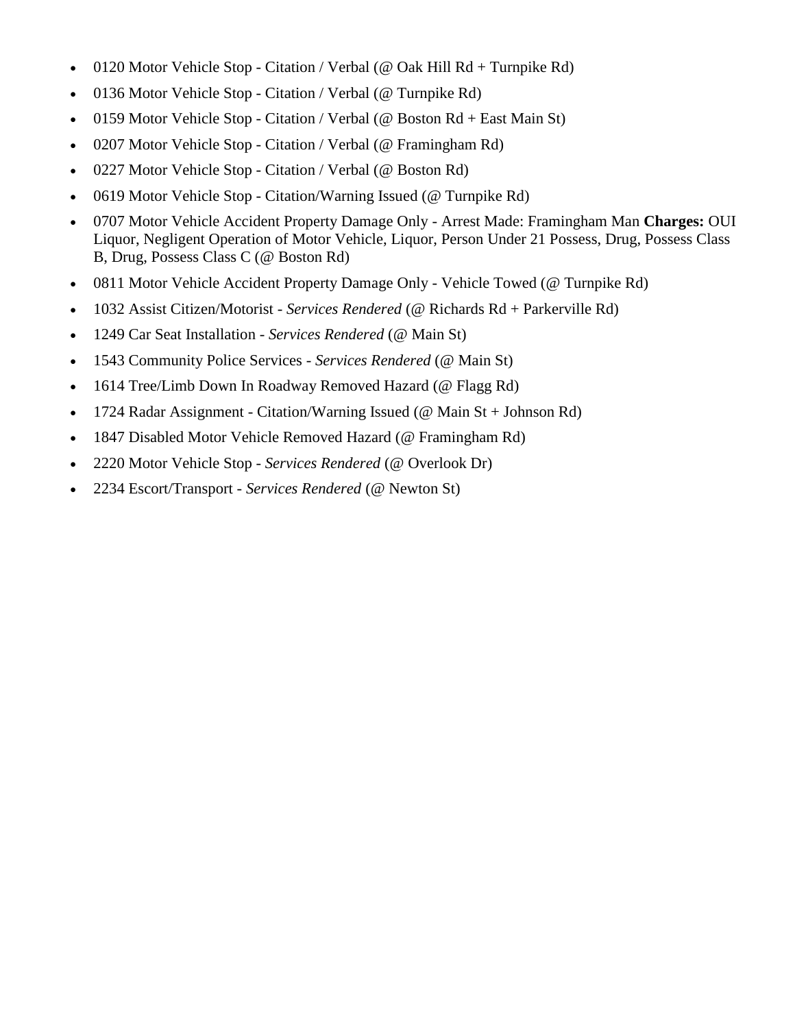- 0120 Motor Vehicle Stop - Citation / Verbal (@ Oak Hill Rd + Turnpike Rd)
- 0136 Motor Vehicle Stop - Citation / Verbal (@ Turnpike Rd)
- 0159 Motor Vehicle Stop - Citation / Verbal (@ Boston Rd + East Main St)
- 0207 Motor Vehicle Stop - Citation / Verbal (@ Framingham Rd)
- 0227 Motor Vehicle Stop - Citation / Verbal (@ Boston Rd)
- 0619 Motor Vehicle Stop - Citation/Warning Issued (@ Turnpike Rd)
- 0707 Motor Vehicle Accident Property Damage Only - Arrest Made: Framingham Man **Charges:** OUI Liquor, Negligent Operation of Motor Vehicle, Liquor, Person Under 21 Possess, Drug, Possess Class B, Drug, Possess Class C (@ Boston Rd)
- 0811 Motor Vehicle Accident Property Damage Only - Vehicle Towed (@ Turnpike Rd)
- 1032 Assist Citizen/Motorist - *Services Rendered* (@ Richards Rd + Parkerville Rd)
- 1249 Car Seat Installation - *Services Rendered* (@ Main St)
- 1543 Community Police Services - *Services Rendered* (@ Main St)
- 1614 Tree/Limb Down In Roadway Removed Hazard (@ Flagg Rd)
- 1724 Radar Assignment - Citation/Warning Issued (@ Main St + Johnson Rd)
- 1847 Disabled Motor Vehicle Removed Hazard (@ Framingham Rd)
- 2220 Motor Vehicle Stop - *Services Rendered* (@ Overlook Dr)
- 2234 Escort/Transport - *Services Rendered* (@ Newton St)